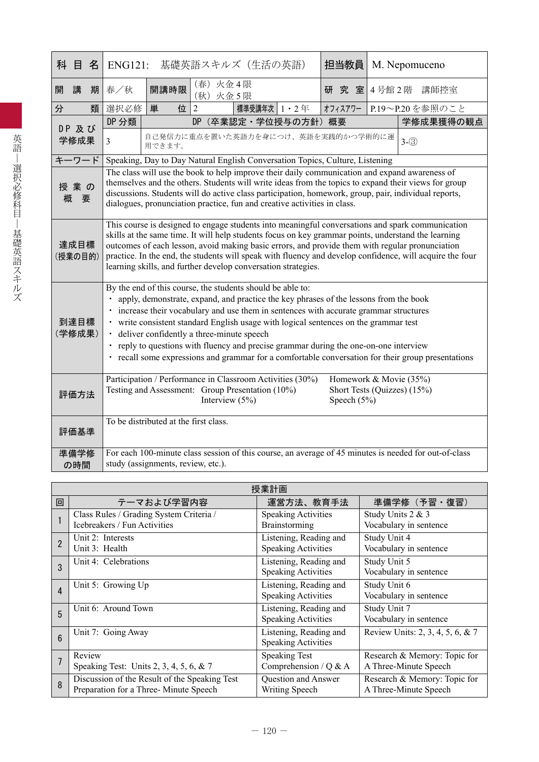| 科目名 | ENG121: 基礎英語スキルズ（生活の英語） | | | | | 担当教員 | M. Nepomuceno | |
|---|---|---|---|---|---|---|---|---|
| 開講期 | 春／秋 | 開講時限 | （春）火金４限<br>（秋）火金５限 | | | 研究室 | ４号館２階　講師控室 | |
| 分類 | 選択必修 | 単位 | 2 | 標準受講年次 | 1・2年 | オフィスアワー | P.19〜P.20を参照のこと | |
| DP及び学修成果 | DP分類 | DP（卒業認定・学位授与の方針）概要 | | | | | | 学修成果獲得の観点 |
| | 3 | 自己発信力に重点を置いた英語力を身につけ、英語を実践的かつ学術的に運用できます。 | | | | | | 3-③ |
| キーワード | Speaking, Day to Day Natural English Conversation Topics, Culture, Listening | | | | | | | |
| 授業の概要 | The class will use the book to help improve their daily communication and expand awareness of themselves and the others. Students will write ideas from the topics to expand their views for group discussions. Students will do active class participation, homework, group, pair, individual reports, dialogues, pronunciation practice, fun and creative activities in class. | | | | | | | |
| 達成目標（授業の目的） | This course is designed to engage students into meaningful conversations and spark communication skills at the same time. It will help students focus on key grammar points, understand the learning outcomes of each lesson, avoid making basic errors, and provide them with regular pronunciation practice. In the end, the students will speak with fluency and develop confidence, will acquire the four learning skills, and further develop conversation strategies. | | | | | | | |
| 到達目標（学修成果） | By the end of this course, the students should be able to:<br>・ apply, demonstrate, expand, and practice the key phrases of the lessons from the book<br>・ increase their vocabulary and use them in sentences with accurate grammar structures<br>・ write consistent standard English usage with logical sentences on the grammar test<br>・ deliver confidently a three-minute speech<br>・ reply to questions with fluency and precise grammar during the one-on-one interview<br>・ recall some expressions and grammar for a comfortable conversation for their group presentations | | | | | | | |
| 評価方法 | Participation / Performance in Classroom Activities (30%)　Homework & Movie (35%)<br>Testing and Assessment:　Group Presentation (10%)　Short Tests (Quizzes) (15%)<br>Interview (5%)　Speech (5%) | | | | | | | |
| 評価基準 | To be distributed at the first class. | | | | | | | |
| 準備学修の時間 | For each 100-minute class session of this course, an average of 45 minutes is needed for out-of-class study (assignments, review, etc.). | | | | | | | |

授業計画

| 回 | テーマおよび学習内容 | 運営方法、教育手法 | 準備学修（予習・復習） |
|---|---|---|---|
| 1 | Class Rules / Grading System Criteria / Icebreakers / Fun Activities | Speaking Activities Brainstorming | Study Units 2 & 3 Vocabulary in sentence |
| 2 | Unit 2: Interests<br>Unit 3: Health | Listening, Reading and Speaking Activities | Study Unit 4 Vocabulary in sentence |
| 3 | Unit 4: Celebrations | Listening, Reading and Speaking Activities | Study Unit 5 Vocabulary in sentence |
| 4 | Unit 5: Growing Up | Listening, Reading and Speaking Activities | Study Unit 6 Vocabulary in sentence |
| 5 | Unit 6: Around Town | Listening, Reading and Speaking Activities | Study Unit 7 Vocabulary in sentence |
| 6 | Unit 7: Going Away | Listening, Reading and Speaking Activities | Review Units: 2, 3, 4, 5, 6, & 7 |
| 7 | Review<br>Speaking Test: Units 2, 3, 4, 5, 6, & 7 | Speaking Test Comprehension / Q & A | Research & Memory: Topic for A Three-Minute Speech |
| 8 | Discussion of the Result of the Speaking Test<br>Preparation for a Three- Minute Speech | Question and Answer Writing Speech | Research & Memory: Topic for A Three-Minute Speech |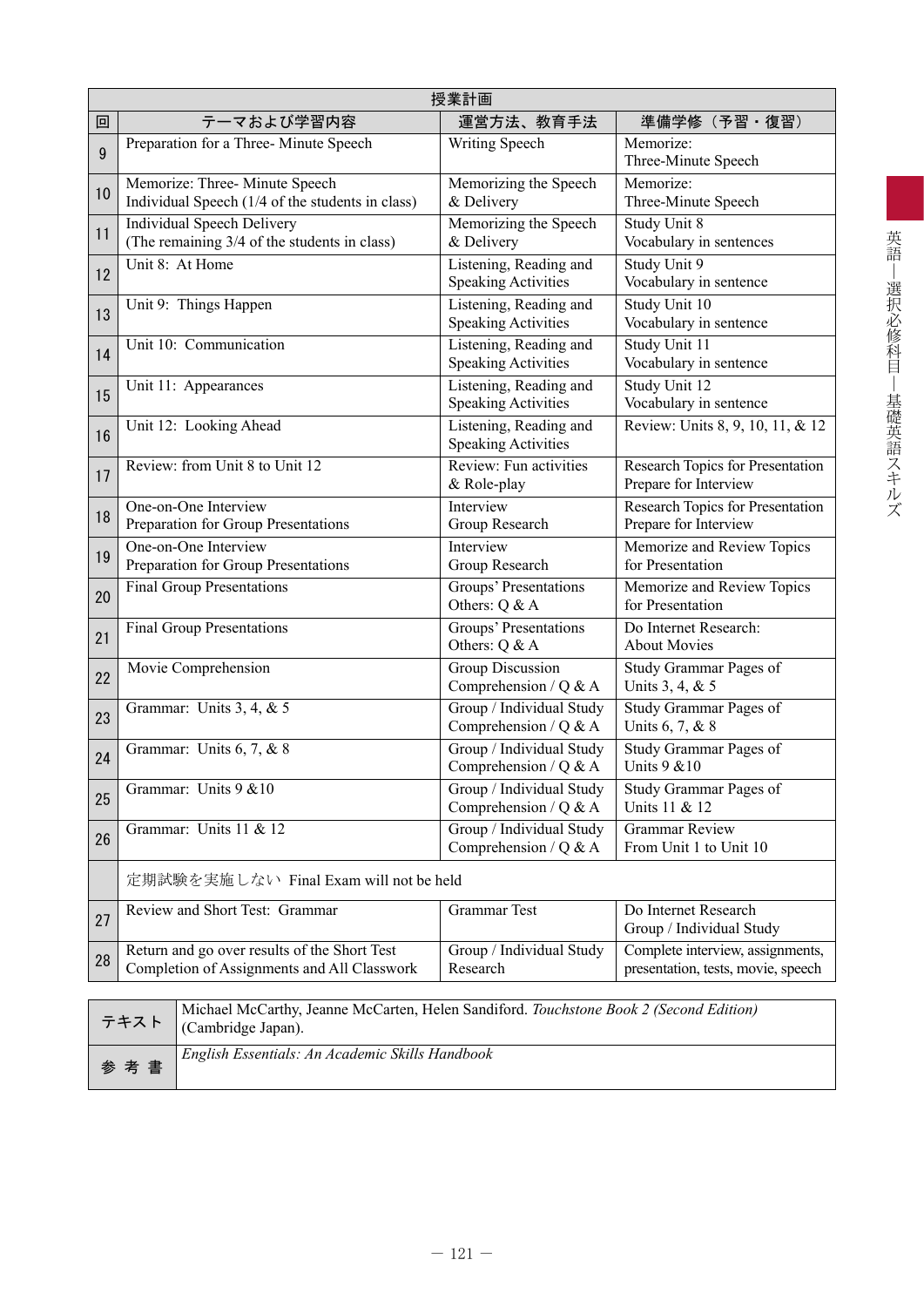| 授業計画 | | | |
|---|---|---|---|
| 回 | テーマおよび学習内容 | 運営方法、教育手法 | 準備学修（予習・復習） |
| 9 | Preparation for a Three- Minute Speech | Writing Speech | Memorize: Three-Minute Speech |
| 10 | Memorize: Three- Minute Speech Individual Speech (1/4 of the students in class) | Memorizing the Speech & Delivery | Memorize: Three-Minute Speech |
| 11 | Individual Speech Delivery (The remaining 3/4 of the students in class) | Memorizing the Speech & Delivery | Study Unit 8 Vocabulary in sentences |
| 12 | Unit 8: At Home | Listening, Reading and Speaking Activities | Study Unit 9 Vocabulary in sentence |
| 13 | Unit 9: Things Happen | Listening, Reading and Speaking Activities | Study Unit 10 Vocabulary in sentence |
| 14 | Unit 10: Communication | Listening, Reading and Speaking Activities | Study Unit 11 Vocabulary in sentence |
| 15 | Unit 11: Appearances | Listening, Reading and Speaking Activities | Study Unit 12 Vocabulary in sentence |
| 16 | Unit 12: Looking Ahead | Listening, Reading and Speaking Activities | Review: Units 8, 9, 10, 11, & 12 |
| 17 | Review: from Unit 8 to Unit 12 | Review: Fun activities & Role-play | Research Topics for Presentation Prepare for Interview |
| 18 | One-on-One Interview Preparation for Group Presentations | Interview Group Research | Research Topics for Presentation Prepare for Interview |
| 19 | One-on-One Interview Preparation for Group Presentations | Interview Group Research | Memorize and Review Topics for Presentation |
| 20 | Final Group Presentations | Groups' Presentations Others: Q & A | Memorize and Review Topics for Presentation |
| 21 | Final Group Presentations | Groups' Presentations Others: Q & A | Do Internet Research: About Movies |
| 22 | Movie Comprehension | Group Discussion Comprehension / Q & A | Study Grammar Pages of Units 3, 4, & 5 |
| 23 | Grammar: Units 3, 4, & 5 | Group / Individual Study Comprehension / Q & A | Study Grammar Pages of Units 6, 7, & 8 |
| 24 | Grammar: Units 6, 7, & 8 | Group / Individual Study Comprehension / Q & A | Study Grammar Pages of Units 9 &10 |
| 25 | Grammar: Units 9 &10 | Group / Individual Study Comprehension / Q & A | Study Grammar Pages of Units 11 & 12 |
| 26 | Grammar: Units 11 & 12 | Group / Individual Study Comprehension / Q & A | Grammar Review From Unit 1 to Unit 10 |
| | 定期試験を実施しない Final Exam will not be held | | |
| 27 | Review and Short Test: Grammar | Grammar Test | Do Internet Research Group / Individual Study |
| 28 | Return and go over results of the Short Test Completion of Assignments and All Classwork | Group / Individual Study Research | Complete interview, assignments, presentation, tests, movie, speech |

| テキスト | Michael McCarthy, Jeanne McCarten, Helen Sandiford. *Touchstone Book 2 (Second Edition)* (Cambridge Japan). |
|---|---|
| 参考書 | *English Essentials: An Academic Skills Handbook* |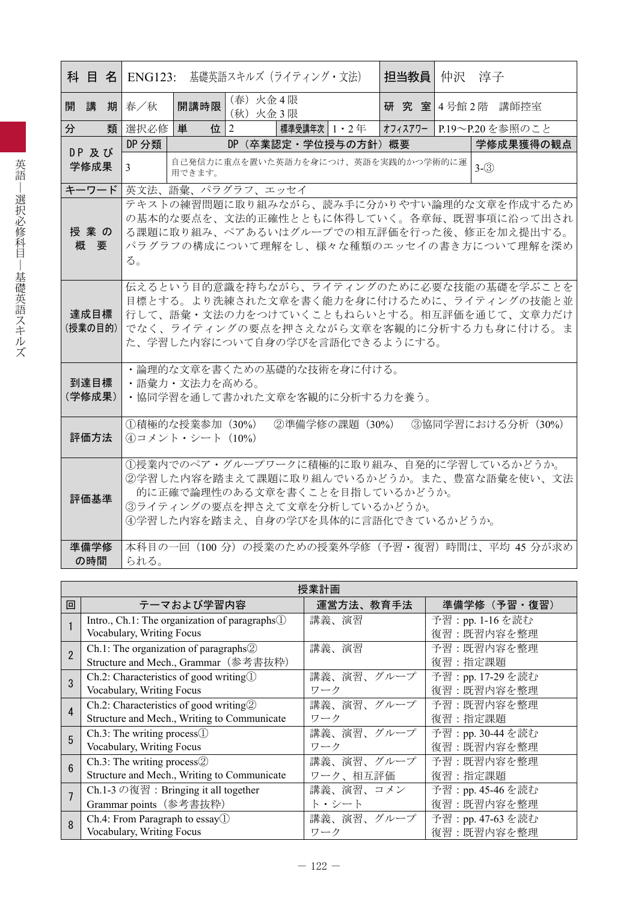| 科目名 | ENG123: 基礎英語スキルズ（ライティング・文法） | | | | | 担当教員 | 仲沢　淳子 |
|---|---|---|---|---|---|---|---|
| 開講期 | 春／秋 | 開講時限 | （春）火金4限<br>（秋）火金3限 | | | 研究室 | 4号館2階　講師控室 |
| 分類 | 選択必修 | 単位 | 2 | 標準受講年次 | 1・2年 | オフィスアワー | P.19〜P.20を参照のこと |
| DP及び学修成果 | DP分類 | DP（卒業認定・学位授与の方針）概要 | | | | | 学修成果獲得の観点 |
| | 3 | 自己発信力に重点を置いた英語力を身につけ、英語を実践的かつ学術的に運用できます。 | | | | | 3-③ |
| キーワード | 英文法、語彙、パラグラフ、エッセイ | | | | | | |
| 授業の概要 | テキストの練習問題に取り組みながら、読み手に分かりやすい論理的な文章を作成するための基本的な要点を、文法的正確性とともに体得していく。各章毎、既習事項に沿って出される課題に取り組み、ペアあるいはグループでの相互評価を行った後、修正を加え提出する。パラグラフの構成について理解をし、様々な種類のエッセイの書き方について理解を深める。 | | | | | | |
| 達成目標（授業の目的） | 伝えるという目的意識を持ちながら、ライティングのために必要な技能の基礎を学ぶことを目標とする。より洗練された文章を書く能力を身に付けるために、ライティングの技能と並行して、語彙・文法の力をつけていくこともねらいとする。相互評価を通じて、文章力だけでなく、ライティングの要点を押さえながら文章を客観的に分析する力も身に付ける。また、学習した内容について自身の学びを言語化できるようにする。 | | | | | | |
| 到達目標（学修成果） | ・論理的な文章を書くための基礎的な技術を身に付ける。<br>・語彙力・文法力を高める。<br>・協同学習を通して書かれた文章を客観的に分析する力を養う。 | | | | | | |
| 評価方法 | ①積極的な授業参加（30%）　②準備学修の課題（30%）　③協同学習における分析（30%）<br>④コメント・シート（10%） | | | | | | |
| 評価基準 | ①授業内でのペア・グループワークに積極的に取り組み、自発的に学習しているかどうか。<br>②学習した内容を踏まえて課題に取り組んでいるかどうか。また、豊富な語彙を使い、文法的に正確で論理性のある文章を書くことを目指しているかどうか。<br>③ライティングの要点を押さえて文章を分析しているかどうか。<br>④学習した内容を踏まえ、自身の学びを具体的に言語化できているかどうか。 | | | | | | |
| 準備学修の時間 | 本科目の一回（100分）の授業のための授業外学修（予習・復習）時間は、平均45分が求められる。 | | | | | | |

**授業計画**

| 回 | テーマおよび学習内容 | 運営方法、教育手法 | 準備学修（予習・復習） |
|---|---|---|---|
| 1 | Intro., Ch.1: The organization of paragraphs①<br>Vocabulary, Writing Focus | 講義、演習 | 予習：pp. 1-16を読む<br>復習：既習内容を整理 |
| 2 | Ch.1: The organization of paragraphs②<br>Structure and Mech., Grammar（参考書抜粋） | 講義、演習 | 予習：既習内容を整理<br>復習：指定課題 |
| 3 | Ch.2: Characteristics of good writing①<br>Vocabulary, Writing Focus | 講義、演習、グループワーク | 予習：pp. 17-29を読む<br>復習：既習内容を整理 |
| 4 | Ch.2: Characteristics of good writing②<br>Structure and Mech., Writing to Communicate | 講義、演習、グループワーク | 予習：既習内容を整理<br>復習：指定課題 |
| 5 | Ch.3: The writing process①<br>Vocabulary, Writing Focus | 講義、演習、グループワーク | 予習：pp. 30-44を読む<br>復習：既習内容を整理 |
| 6 | Ch.3: The writing process②<br>Structure and Mech., Writing to Communicate | 講義、演習、グループワーク、相互評価 | 予習：既習内容を整理<br>復習：指定課題 |
| 7 | Ch.1-3の復習：Bringing it all together<br>Grammar points（参考書抜粋） | 講義、演習、コメント・シート | 予習：pp. 45-46を読む<br>復習：既習内容を整理 |
| 8 | Ch.4: From Paragraph to essay①<br>Vocabulary, Writing Focus | 講義、演習、グループワーク | 予習：pp. 47-63を読む<br>復習：既習内容を整理 |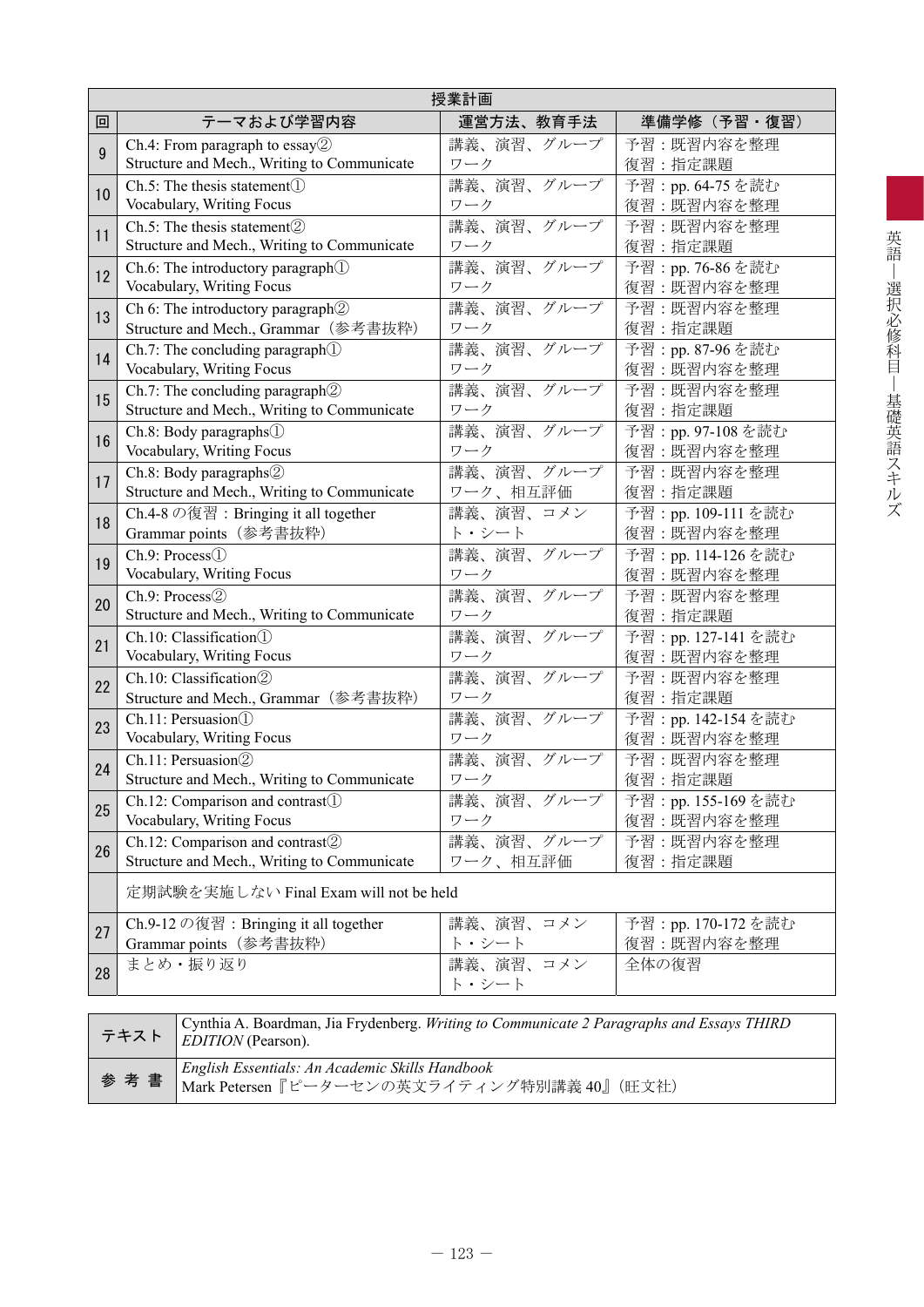| 授業計画 | | | |
|---|---|---|---|
| 回 | テーマおよび学習内容 | 運営方法、教育手法 | 準備学修（予習・復習） |
| 9 | Ch.4: From paragraph to essay② Structure and Mech., Writing to Communicate | 講義、演習、グループワーク | 予習：既習内容を整理 復習：指定課題 |
| 10 | Ch.5: The thesis statement① Vocabulary, Writing Focus | 講義、演習、グループワーク | 予習：pp. 64-75 を読む 復習：既習内容を整理 |
| 11 | Ch.5: The thesis statement② Structure and Mech., Writing to Communicate | 講義、演習、グループワーク | 予習：既習内容を整理 復習：指定課題 |
| 12 | Ch.6: The introductory paragraph① Vocabulary, Writing Focus | 講義、演習、グループワーク | 予習：pp. 76-86 を読む 復習：既習内容を整理 |
| 13 | Ch 6: The introductory paragraph② Structure and Mech., Grammar（参考書抜粋） | 講義、演習、グループワーク | 予習：既習内容を整理 復習：指定課題 |
| 14 | Ch.7: The concluding paragraph① Vocabulary, Writing Focus | 講義、演習、グループワーク | 予習：pp. 87-96 を読む 復習：既習内容を整理 |
| 15 | Ch.7: The concluding paragraph② Structure and Mech., Writing to Communicate | 講義、演習、グループワーク | 予習：既習内容を整理 復習：指定課題 |
| 16 | Ch.8: Body paragraphs① Vocabulary, Writing Focus | 講義、演習、グループワーク | 予習：pp. 97-108 を読む 復習：既習内容を整理 |
| 17 | Ch.8: Body paragraphs② Structure and Mech., Writing to Communicate | 講義、演習、グループワーク、相互評価 | 予習：既習内容を整理 復習：指定課題 |
| 18 | Ch.4-8 の復習：Bringing it all together Grammar points（参考書抜粋） | 講義、演習、コメント・シート | 予習：pp. 109-111 を読む 復習：既習内容を整理 |
| 19 | Ch.9: Process① Vocabulary, Writing Focus | 講義、演習、グループワーク | 予習：pp. 114-126 を読む 復習：既習内容を整理 |
| 20 | Ch.9: Process② Structure and Mech., Writing to Communicate | 講義、演習、グループワーク | 予習：既習内容を整理 復習：指定課題 |
| 21 | Ch.10: Classification① Vocabulary, Writing Focus | 講義、演習、グループワーク | 予習：pp. 127-141 を読む 復習：既習内容を整理 |
| 22 | Ch.10: Classification② Structure and Mech., Grammar（参考書抜粋） | 講義、演習、グループワーク | 予習：既習内容を整理 復習：指定課題 |
| 23 | Ch.11: Persuasion① Vocabulary, Writing Focus | 講義、演習、グループワーク | 予習：pp. 142-154 を読む 復習：既習内容を整理 |
| 24 | Ch.11: Persuasion② Structure and Mech., Writing to Communicate | 講義、演習、グループワーク | 予習：既習内容を整理 復習：指定課題 |
| 25 | Ch.12: Comparison and contrast① Vocabulary, Writing Focus | 講義、演習、グループワーク | 予習：pp. 155-169 を読む 復習：既習内容を整理 |
| 26 | Ch.12: Comparison and contrast② Structure and Mech., Writing to Communicate | 講義、演習、グループワーク、相互評価 | 予習：既習内容を整理 復習：指定課題 |
| | 定期試験を実施しない Final Exam will not be held | | |
| 27 | Ch.9-12 の復習：Bringing it all together Grammar points（参考書抜粋） | 講義、演習、コメント・シート | 予習：pp. 170-172 を読む 復習：既習内容を整理 |
| 28 | まとめ・振り返り | 講義、演習、コメント・シート | 全体の復習 |

| テキスト | Cynthia A. Boardman, Jia Frydenberg. *Writing to Communicate 2 Paragraphs and Essays THIRD EDITION* (Pearson). |
|---|---|
| 参考書 | *English Essentials: An Academic Skills Handbook* Mark Petersen『ピーターセンの英文ライティング特別講義 40』（旺文社） |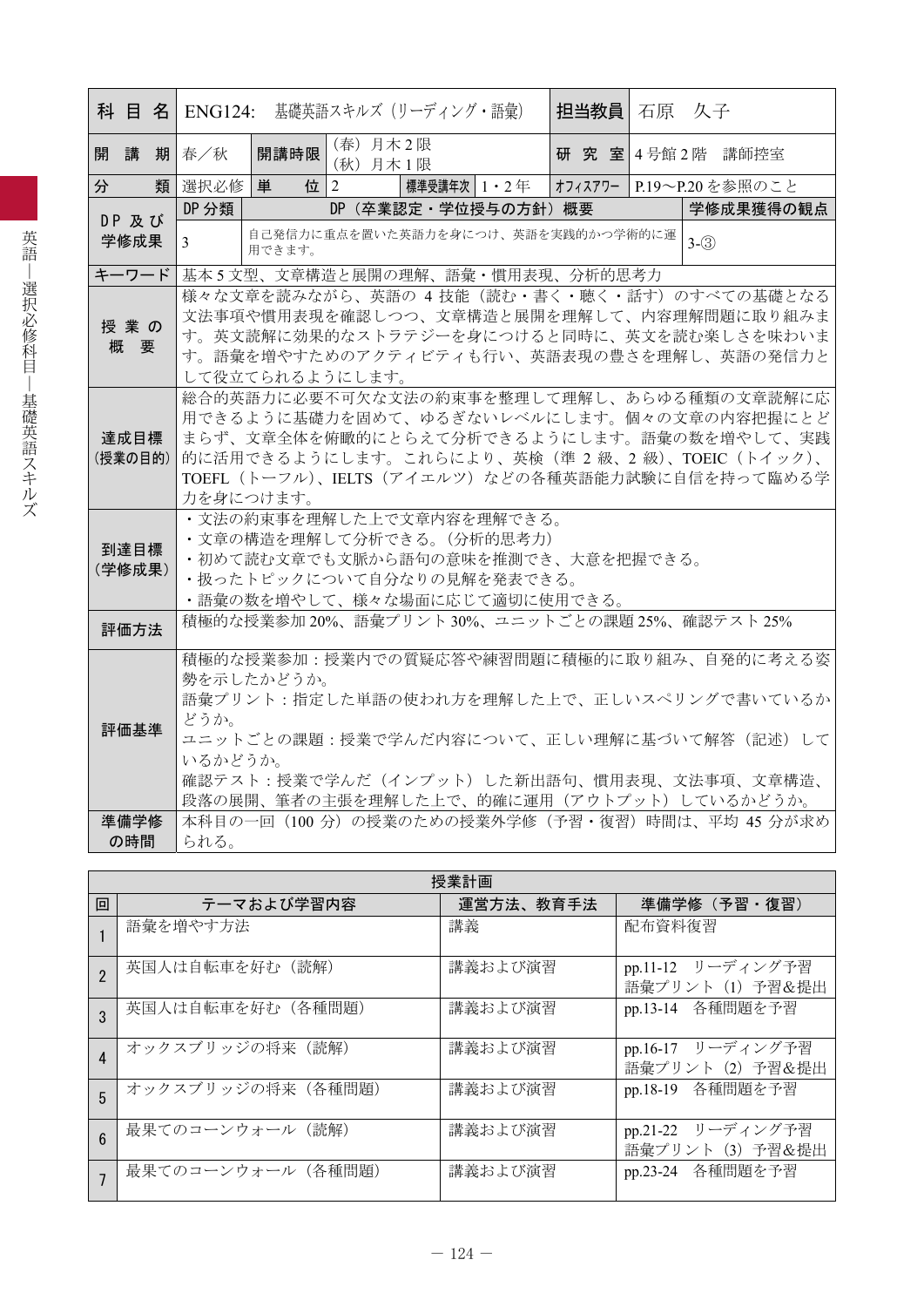| 科目名 | ENG124:　基礎英語スキルズ（リーディング・語彙） | | | | 担当教員 | 石原　久子 |
|---|---|---|---|---|---|---|
| 開講期 | 春／秋 | 開講時限 | （春）月木2限<br>（秋）月木1限 | | 研究室 | 4号館2階　講師控室 |
| 分類 | 選択必修 | 単位 | 2 | 標準受講年次　1・2年 | オフィスアワー | P.19～P.20を参照のこと |
| DP及び学修成果 | DP分類 | DP（卒業認定・学位授与の方針）概要 | | | | 学修成果獲得の観点 |
| | 3 | 自己発信力に重点を置いた英語力を身につけ、英語を実践的かつ学術的に運用できます。 | | | | 3-③ |
| キーワード | 基本5文型、文章構造と展開の理解、語彙・慣用表現、分析的思考力 | | | | | |
| 授業の概要 | 様々な文章を読みながら、英語の4技能（読む・書く・聴く・話す）のすべての基礎となる文法事項や慣用表現を確認しつつ、文章構造と展開を理解して、内容理解問題に取り組みます。英文読解に効果的なストラテジーを身につけると同時に、英文を読む楽しさを味わいます。語彙を増やすためのアクティビティも行い、英語表現の豊さを理解し、英語の発信力として役立てられるようにします。 | | | | | |
| 達成目標（授業の目的） | 総合的英語力に必要不可欠な文法の約束事を整理して理解し、あらゆる種類の文章読解に応用できるように基礎力を固めて、ゆるぎないレベルにします。個々の文章の内容把握にとどまらず、文章全体を俯瞰的にとらえて分析できるようにします。語彙の数を増やして、実践的に活用できるようにします。これらにより、英検（準2級、2級）、TOEIC（トイック）、TOEFL（トーフル）、IELTS（アイエルツ）などの各種英語能力試験に自信を持って臨める学力を身につけます。 | | | | | |
| 到達目標（学修成果） | ・文法の約束事を理解した上で文章内容を理解できる。<br>・文章の構造を理解して分析できる。（分析的思考力）<br>・初めて読む文章でも文脈から語句の意味を推測でき、大意を把握できる。<br>・扱ったトピックについて自分なりの見解を発表できる。<br>・語彙の数を増やして、様々な場面に応じて適切に使用できる。 | | | | | |
| 評価方法 | 積極的な授業参加20%、語彙プリント30%、ユニットごとの課題25%、確認テスト25% | | | | | |
| 評価基準 | 積極的な授業参加：授業内での質疑応答や練習問題に積極的に取り組み、自発的に考える姿勢を示したかどうか。<br>語彙プリント：指定した単語の使われ方を理解した上で、正しいスペリングで書いているかどうか。<br>ユニットごとの課題：授業で学んだ内容について、正しい理解に基づいて解答（記述）しているかどうか。<br>確認テスト：授業で学んだ（インプット）した新出語句、慣用表現、文法事項、文章構造、段落の展開、筆者の主張を理解した上で、的確に運用（アウトプット）しているかどうか。 | | | | | |
| 準備学修の時間 | 本科目の一回（100分）の授業のための授業外学修（予習・復習）時間は、平均45分が求められる。 | | | | | |

**授業計画**

| 回 | テーマおよび学習内容 | 運営方法、教育手法 | 準備学修（予習・復習） |
|---|---|---|---|
| 1 | 語彙を増やす方法 | 講義 | 配布資料復習 |
| 2 | 英国人は自転車を好む（読解） | 講義および演習 | pp.11-12　リーディング予習<br>語彙プリント（1）予習&提出 |
| 3 | 英国人は自転車を好む（各種問題） | 講義および演習 | pp.13-14　各種問題を予習 |
| 4 | オックスブリッジの将来（読解） | 講義および演習 | pp.16-17　リーディング予習<br>語彙プリント（2）予習&提出 |
| 5 | オックスブリッジの将来（各種問題） | 講義および演習 | pp.18-19　各種問題を予習 |
| 6 | 最果てのコーンウォール（読解） | 講義および演習 | pp.21-22　リーディング予習<br>語彙プリント（3）予習&提出 |
| 7 | 最果てのコーンウォール（各種問題） | 講義および演習 | pp.23-24　各種問題を予習 |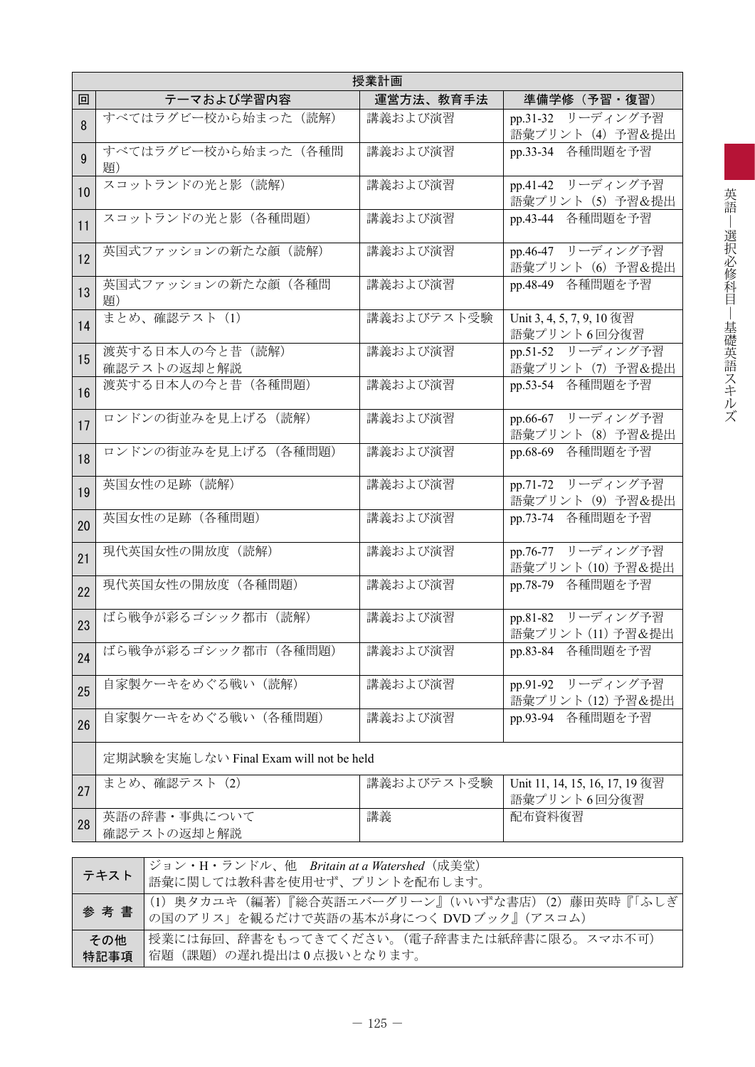| 授業計画 | | | |
|---|---|---|---|
| 回 | テーマおよび学習内容 | 運営方法、教育手法 | 準備学修（予習・復習） |
| 8 | すべてはラグビー校から始まった（読解） | 講義および演習 | pp.31-32　リーディング予習<br>語彙プリント（4）予習&提出 |
| 9 | すべてはラグビー校から始まった（各種問題） | 講義および演習 | pp.33-34　各種問題を予習 |
| 10 | スコットランドの光と影（読解） | 講義および演習 | pp.41-42　リーディング予習<br>語彙プリント（5）予習&提出 |
| 11 | スコットランドの光と影（各種問題） | 講義および演習 | pp.43-44　各種問題を予習 |
| 12 | 英国式ファッションの新たな顔（読解） | 講義および演習 | pp.46-47　リーディング予習<br>語彙プリント（6）予習&提出 |
| 13 | 英国式ファッションの新たな顔（各種問題） | 講義および演習 | pp.48-49　各種問題を予習 |
| 14 | まとめ、確認テスト（1） | 講義およびテスト受験 | Unit 3, 4, 5, 7, 9, 10 復習<br>語彙プリント 6 回分復習 |
| 15 | 渡英する日本人の今と昔（読解）<br>確認テストの返却と解説 | 講義および演習 | pp.51-52　リーディング予習<br>語彙プリント（7）予習&提出 |
| 16 | 渡英する日本人の今と昔（各種問題） | 講義および演習 | pp.53-54　各種問題を予習 |
| 17 | ロンドンの街並みを見上げる（読解） | 講義および演習 | pp.66-67　リーディング予習<br>語彙プリント（8）予習&提出 |
| 18 | ロンドンの街並みを見上げる（各種問題） | 講義および演習 | pp.68-69　各種問題を予習 |
| 19 | 英国女性の足跡（読解） | 講義および演習 | pp.71-72　リーディング予習<br>語彙プリント（9）予習&提出 |
| 20 | 英国女性の足跡（各種問題） | 講義および演習 | pp.73-74　各種問題を予習 |
| 21 | 現代英国女性の開放度（読解） | 講義および演習 | pp.76-77　リーディング予習<br>語彙プリント（10）予習&提出 |
| 22 | 現代英国女性の開放度（各種問題） | 講義および演習 | pp.78-79　各種問題を予習 |
| 23 | ばら戦争が彩るゴシック都市（読解） | 講義および演習 | pp.81-82　リーディング予習<br>語彙プリント（11）予習&提出 |
| 24 | ばら戦争が彩るゴシック都市（各種問題） | 講義および演習 | pp.83-84　各種問題を予習 |
| 25 | 自家製ケーキをめぐる戦い（読解） | 講義および演習 | pp.91-92　リーディング予習<br>語彙プリント（12）予習&提出 |
| 26 | 自家製ケーキをめぐる戦い（各種問題） | 講義および演習 | pp.93-94　各種問題を予習 |
| | 定期試験を実施しない Final Exam will not be held | | |
| 27 | まとめ、確認テスト（2） | 講義およびテスト受験 | Unit 11, 14, 15, 16, 17, 19 復習<br>語彙プリント 6 回分復習 |
| 28 | 英語の辞書・事典について<br>確認テストの返却と解説 | 講義 | 配布資料復習 |

| | |
|---|---|
| テキスト | ジョン・H・ランドル、他　*Britain at a Watershed*（成美堂）<br>語彙に関しては教科書を使用せず、プリントを配布します。 |
| 参考書 | (1) 奥タカユキ（編著）『総合英語エバーグリーン』（いいずな書店）(2) 藤田英時『「ふしぎの国のアリス」を観るだけで英語の基本が身につく DVD ブック』（アスコム） |
| その他特記事項 | 授業には毎回、辞書をもってきてください。（電子辞書または紙辞書に限る。スマホ不可）<br>宿題（課題）の遅れ提出は 0 点扱いとなります。 |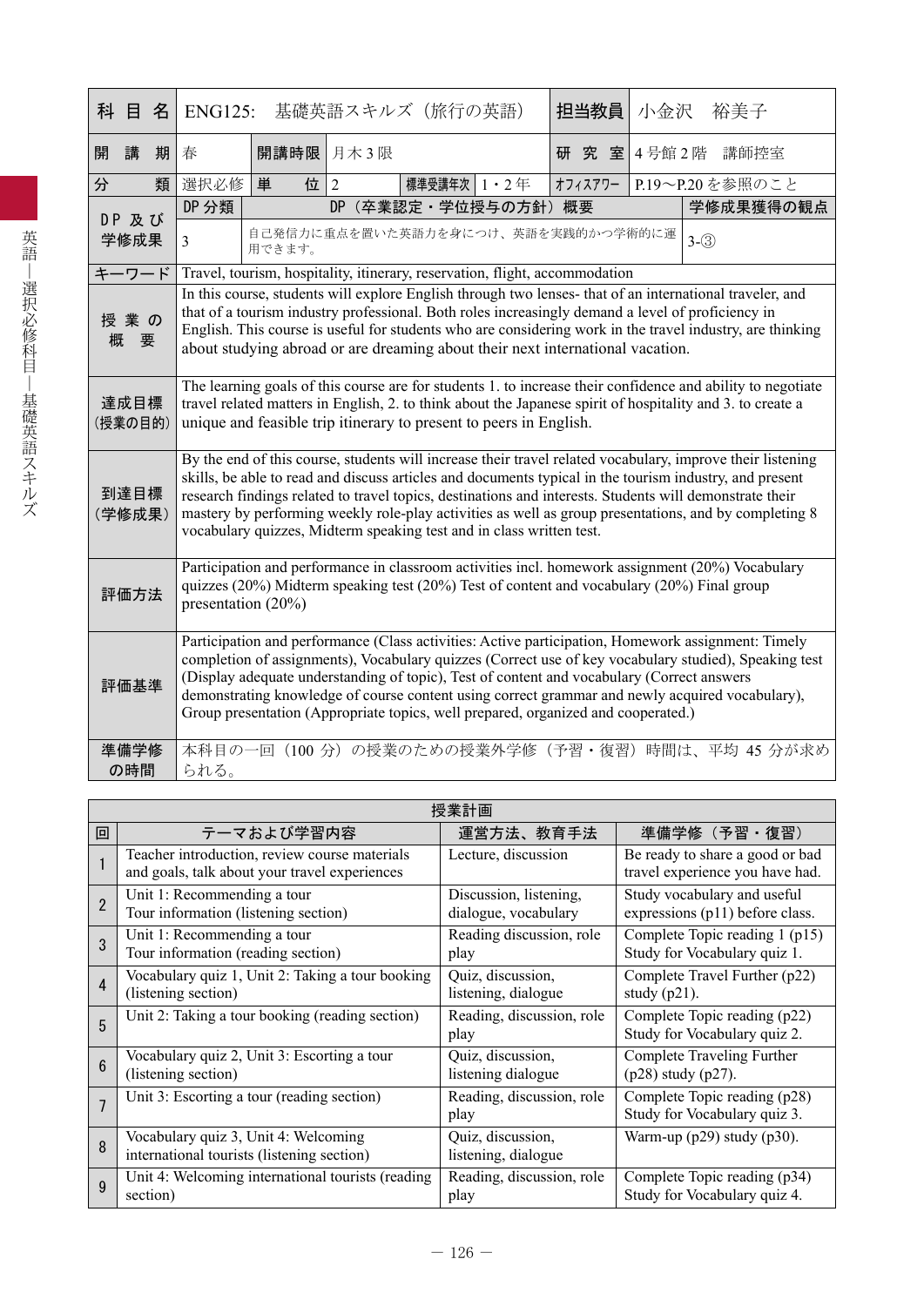| 科目名 | ENG125: 基礎英語スキルズ（旅行の英語） | | | | | 担当教員 | 小金沢　裕美子 | |
|---|---|---|---|---|---|---|---|---|
| 開講期 | 春 | 開講時限 | 月木３限 | | | 研究室 | ４号館２階　講師控室 | |
| 分類 | 選択必修 | 単位 | 2 | 標準受講年次 | 1・2年 | ｵﾌｨｽｱﾜｰ | P.19〜P.20 を参照のこと | |
| DP 及び学修成果 | DP 分類 | DP（卒業認定・学位授与の方針）概要 | | | | | | 学修成果獲得の観点 |
| | 3 | 自己発信力に重点を置いた英語力を身につけ、英語を実践的かつ学術的に運用できます。 | | | | | | 3-③ |
| キーワード | Travel, tourism, hospitality, itinerary, reservation, flight, accommodation | | | | | | | |
| 授業の概要 | In this course, students will explore English through two lenses- that of an international traveler, and that of a tourism industry professional. Both roles increasingly demand a level of proficiency in English. This course is useful for students who are considering work in the travel industry, are thinking about studying abroad or are dreaming about their next international vacation. | | | | | | | |
| 達成目標（授業の目的） | The learning goals of this course are for students 1. to increase their confidence and ability to negotiate travel related matters in English, 2. to think about the Japanese spirit of hospitality and 3. to create a unique and feasible trip itinerary to present to peers in English. | | | | | | | |
| 到達目標（学修成果） | By the end of this course, students will increase their travel related vocabulary, improve their listening skills, be able to read and discuss articles and documents typical in the tourism industry, and present research findings related to travel topics, destinations and interests. Students will demonstrate their mastery by performing weekly role-play activities as well as group presentations, and by completing 8 vocabulary quizzes, Midterm speaking test and in class written test. | | | | | | | |
| 評価方法 | Participation and performance in classroom activities incl. homework assignment (20%) Vocabulary quizzes (20%) Midterm speaking test (20%) Test of content and vocabulary (20%) Final group presentation (20%) | | | | | | | |
| 評価基準 | Participation and performance (Class activities: Active participation, Homework assignment: Timely completion of assignments), Vocabulary quizzes (Correct use of key vocabulary studied), Speaking test (Display adequate understanding of topic), Test of content and vocabulary (Correct answers demonstrating knowledge of course content using correct grammar and newly acquired vocabulary), Group presentation (Appropriate topics, well prepared, organized and cooperated.) | | | | | | | |
| 準備学修の時間 | 本科目の一回（100 分）の授業のための授業外学修（予習・復習）時間は、平均 45 分が求められる。 | | | | | | | |

授業計画

| 回 | テーマおよび学習内容 | 運営方法、教育手法 | 準備学修（予習・復習） |
|---|---|---|---|
| 1 | Teacher introduction, review course materials and goals, talk about your travel experiences | Lecture, discussion | Be ready to share a good or bad travel experience you have had. |
| 2 | Unit 1: Recommending a tour<br>Tour information (listening section) | Discussion, listening, dialogue, vocabulary | Study vocabulary and useful expressions (p11) before class. |
| 3 | Unit 1: Recommending a tour<br>Tour information (reading section) | Reading discussion, role play | Complete Topic reading 1 (p15)<br>Study for Vocabulary quiz 1. |
| 4 | Vocabulary quiz 1, Unit 2: Taking a tour booking (listening section) | Quiz, discussion, listening, dialogue | Complete Travel Further (p22) study (p21). |
| 5 | Unit 2: Taking a tour booking (reading section) | Reading, discussion, role play | Complete Topic reading (p22)<br>Study for Vocabulary quiz 2. |
| 6 | Vocabulary quiz 2, Unit 3: Escorting a tour (listening section) | Quiz, discussion, listening dialogue | Complete Traveling Further (p28) study (p27). |
| 7 | Unit 3: Escorting a tour (reading section) | Reading, discussion, role play | Complete Topic reading (p28)<br>Study for Vocabulary quiz 3. |
| 8 | Vocabulary quiz 3, Unit 4: Welcoming international tourists (listening section) | Quiz, discussion, listening, dialogue | Warm-up (p29) study (p30). |
| 9 | Unit 4: Welcoming international tourists (reading section) | Reading, discussion, role play | Complete Topic reading (p34)<br>Study for Vocabulary quiz 4. |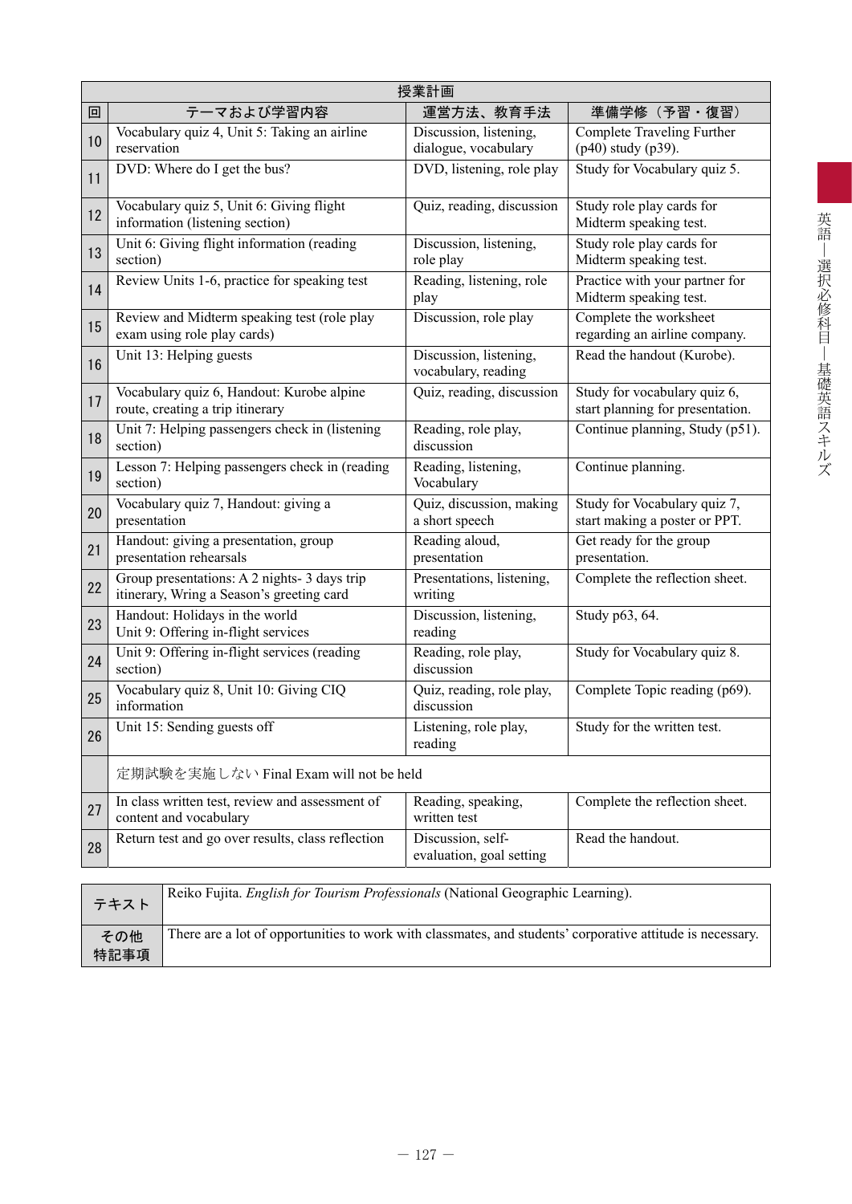| 授業計画 | | | |
|---|---|---|---|
| 回 | テーマおよび学習内容 | 運営方法、教育手法 | 準備学修（予習・復習） |
| 10 | Vocabulary quiz 4, Unit 5: Taking an airline reservation | Discussion, listening, dialogue, vocabulary | Complete Traveling Further (p40) study (p39). |
| 11 | DVD: Where do I get the bus? | DVD, listening, role play | Study for Vocabulary quiz 5. |
| 12 | Vocabulary quiz 5, Unit 6: Giving flight information (listening section) | Quiz, reading, discussion | Study role play cards for Midterm speaking test. |
| 13 | Unit 6: Giving flight information (reading section) | Discussion, listening, role play | Study role play cards for Midterm speaking test. |
| 14 | Review Units 1-6, practice for speaking test | Reading, listening, role play | Practice with your partner for Midterm speaking test. |
| 15 | Review and Midterm speaking test (role play exam using role play cards) | Discussion, role play | Complete the worksheet regarding an airline company. |
| 16 | Unit 13: Helping guests | Discussion, listening, vocabulary, reading | Read the handout (Kurobe). |
| 17 | Vocabulary quiz 6, Handout: Kurobe alpine route, creating a trip itinerary | Quiz, reading, discussion | Study for vocabulary quiz 6, start planning for presentation. |
| 18 | Unit 7: Helping passengers check in (listening section) | Reading, role play, discussion | Continue planning, Study (p51). |
| 19 | Lesson 7: Helping passengers check in (reading section) | Reading, listening, Vocabulary | Continue planning. |
| 20 | Vocabulary quiz 7, Handout: giving a presentation | Quiz, discussion, making a short speech | Study for Vocabulary quiz 7, start making a poster or PPT. |
| 21 | Handout: giving a presentation, group presentation rehearsals | Reading aloud, presentation | Get ready for the group presentation. |
| 22 | Group presentations: A 2 nights- 3 days trip itinerary, Wring a Season's greeting card | Presentations, listening, writing | Complete the reflection sheet. |
| 23 | Handout: Holidays in the world Unit 9: Offering in-flight services | Discussion, listening, reading | Study p63, 64. |
| 24 | Unit 9: Offering in-flight services (reading section) | Reading, role play, discussion | Study for Vocabulary quiz 8. |
| 25 | Vocabulary quiz 8, Unit 10: Giving CIQ information | Quiz, reading, role play, discussion | Complete Topic reading (p69). |
| 26 | Unit 15: Sending guests off | Listening, role play, reading | Study for the written test. |
| | 定期試験を実施しない Final Exam will not be held | | |
| 27 | In class written test, review and assessment of content and vocabulary | Reading, speaking, written test | Complete the reflection sheet. |
| 28 | Return test and go over results, class reflection | Discussion, self-evaluation, goal setting | Read the handout. |

| テキスト | Reiko Fujita. *English for Tourism Professionals* (National Geographic Learning). |
|---|---|
| その他特記事項 | There are a lot of opportunities to work with classmates, and students' corporative attitude is necessary. |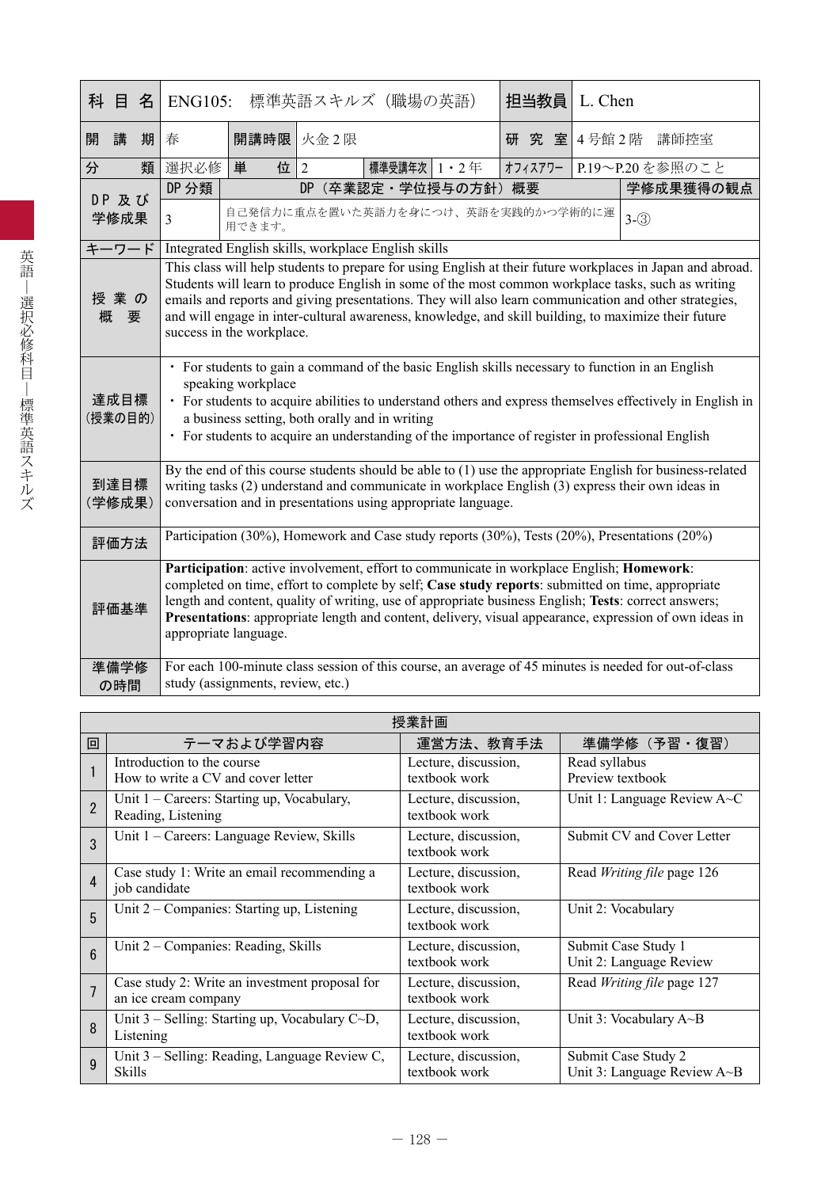| 科目名 | ENG105: 標準英語スキルズ（職場の英語） | | | | | 担当教員 | L. Chen | |
|---|---|---|---|---|---|---|---|---|
| 開講期 | 春 | 開講時限 | 火金２限 | | | 研究室 | 4号館2階　講師控室 | |
| 分類 | 選択必修 | 単位 | 2 | 標準受講年次 | 1・2年 | ｵﾌｨｽｱﾜｰ | P.19〜P.20 を参照のこと | |
| DP及び学修成果 | DP分類 | DP（卒業認定・学位授与の方針）概要 | | | | | | 学修成果獲得の観点 |
| | 3 | 自己発信力に重点を置いた英語力を身につけ、英語を実践的かつ学術的に運用できます。 | | | | | | 3-③ |
| キーワード | Integrated English skills, workplace English skills | | | | | | | |
| 授業の概要 | This class will help students to prepare for using English at their future workplaces in Japan and abroad. Students will learn to produce English in some of the most common workplace tasks, such as writing emails and reports and giving presentations. They will also learn communication and other strategies, and will engage in inter-cultural awareness, knowledge, and skill building, to maximize their future success in the workplace. | | | | | | | |
| 達成目標（授業の目的） | ・For students to gain a command of the basic English skills necessary to function in an English speaking workplace<br>・For students to acquire abilities to understand others and express themselves effectively in English in a business setting, both orally and in writing<br>・For students to acquire an understanding of the importance of register in professional English | | | | | | | |
| 到達目標（学修成果） | By the end of this course students should be able to (1) use the appropriate English for business-related writing tasks (2) understand and communicate in workplace English (3) express their own ideas in conversation and in presentations using appropriate language. | | | | | | | |
| 評価方法 | Participation (30%), Homework and Case study reports (30%), Tests (20%), Presentations (20%) | | | | | | | |
| 評価基準 | **Participation**: active involvement, effort to communicate in workplace English; **Homework**: completed on time, effort to complete by self; **Case study reports**: submitted on time, appropriate length and content, quality of writing, use of appropriate business English; **Tests**: correct answers; **Presentations**: appropriate length and content, delivery, visual appearance, expression of own ideas in appropriate language. | | | | | | | |
| 準備学修の時間 | For each 100-minute class session of this course, an average of 45 minutes is needed for out-of-class study (assignments, review, etc.) | | | | | | | |

**授業計画**

| 回 | テーマおよび学習内容 | 運営方法、教育手法 | 準備学修（予習・復習） |
|---|---|---|---|
| 1 | Introduction to the course<br>How to write a CV and cover letter | Lecture, discussion, textbook work | Read syllabus<br>Preview textbook |
| 2 | Unit 1 – Careers: Starting up, Vocabulary, Reading, Listening | Lecture, discussion, textbook work | Unit 1: Language Review A~C |
| 3 | Unit 1 – Careers: Language Review, Skills | Lecture, discussion, textbook work | Submit CV and Cover Letter |
| 4 | Case study 1: Write an email recommending a job candidate | Lecture, discussion, textbook work | Read *Writing file* page 126 |
| 5 | Unit 2 – Companies: Starting up, Listening | Lecture, discussion, textbook work | Unit 2: Vocabulary |
| 6 | Unit 2 – Companies: Reading, Skills | Lecture, discussion, textbook work | Submit Case Study 1<br>Unit 2: Language Review |
| 7 | Case study 2: Write an investment proposal for an ice cream company | Lecture, discussion, textbook work | Read *Writing file* page 127 |
| 8 | Unit 3 – Selling: Starting up, Vocabulary C~D, Listening | Lecture, discussion, textbook work | Unit 3: Vocabulary A~B |
| 9 | Unit 3 – Selling: Reading, Language Review C, Skills | Lecture, discussion, textbook work | Submit Case Study 2<br>Unit 3: Language Review A~B |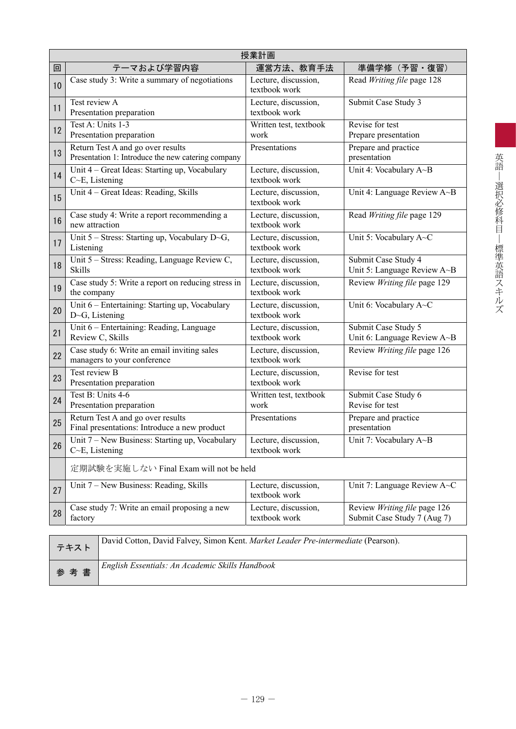| 授業計画 | | | |
|---|---|---|---|
| 回 | テーマおよび学習内容 | 運営方法、教育手法 | 準備学修（予習・復習） |
| 10 | Case study 3: Write a summary of negotiations | Lecture, discussion, textbook work | Read *Writing file* page 128 |
| 11 | Test review A<br>Presentation preparation | Lecture, discussion, textbook work | Submit Case Study 3 |
| 12 | Test A: Units 1-3<br>Presentation preparation | Written test, textbook work | Revise for test<br>Prepare presentation |
| 13 | Return Test A and go over results<br>Presentation 1: Introduce the new catering company | Presentations | Prepare and practice presentation |
| 14 | Unit 4 – Great Ideas: Starting up, Vocabulary C~E, Listening | Lecture, discussion, textbook work | Unit 4: Vocabulary A~B |
| 15 | Unit 4 – Great Ideas: Reading, Skills | Lecture, discussion, textbook work | Unit 4: Language Review A~B |
| 16 | Case study 4: Write a report recommending a new attraction | Lecture, discussion, textbook work | Read *Writing file* page 129 |
| 17 | Unit 5 – Stress: Starting up, Vocabulary D~G, Listening | Lecture, discussion, textbook work | Unit 5: Vocabulary A~C |
| 18 | Unit 5 – Stress: Reading, Language Review C, Skills | Lecture, discussion, textbook work | Submit Case Study 4<br>Unit 5: Language Review A~B |
| 19 | Case study 5: Write a report on reducing stress in the company | Lecture, discussion, textbook work | Review *Writing file* page 129 |
| 20 | Unit 6 – Entertaining: Starting up, Vocabulary D~G, Listening | Lecture, discussion, textbook work | Unit 6: Vocabulary A~C |
| 21 | Unit 6 – Entertaining: Reading, Language Review C, Skills | Lecture, discussion, textbook work | Submit Case Study 5<br>Unit 6: Language Review A~B |
| 22 | Case study 6: Write an email inviting sales managers to your conference | Lecture, discussion, textbook work | Review *Writing file* page 126 |
| 23 | Test review B<br>Presentation preparation | Lecture, discussion, textbook work | Revise for test |
| 24 | Test B: Units 4-6<br>Presentation preparation | Written test, textbook work | Submit Case Study 6<br>Revise for test |
| 25 | Return Test A and go over results<br>Final presentations: Introduce a new product | Presentations | Prepare and practice presentation |
| 26 | Unit 7 – New Business: Starting up, Vocabulary C~E, Listening | Lecture, discussion, textbook work | Unit 7: Vocabulary A~B |
| | 定期試験を実施しない Final Exam will not be held | | |
| 27 | Unit 7 – New Business: Reading, Skills | Lecture, discussion, textbook work | Unit 7: Language Review A~C |
| 28 | Case study 7: Write an email proposing a new factory | Lecture, discussion, textbook work | Review *Writing file* page 126<br>Submit Case Study 7 (Aug 7) |

| テキスト | David Cotton, David Falvey, Simon Kent. *Market Leader Pre-intermediate* (Pearson). |
|---|---|
| 参 考 書 | *English Essentials: An Academic Skills Handbook* |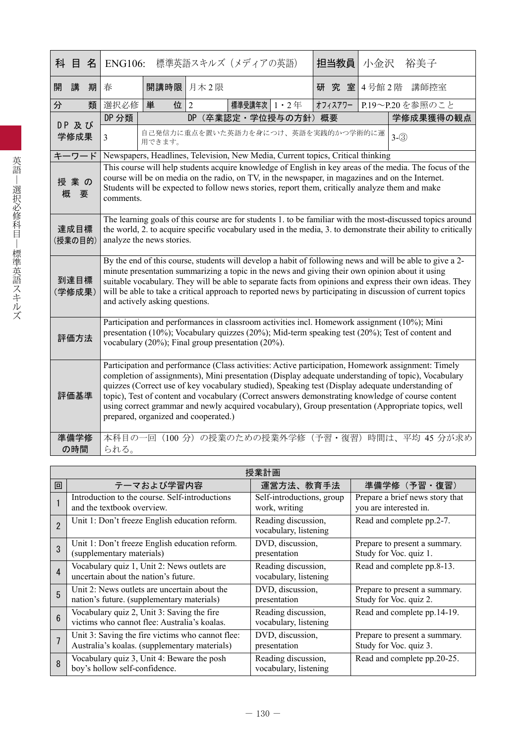| 科目名 | ENG106:　標準英語スキルズ（メディアの英語） | | | | | 担当教員 | 小金沢　裕美子 |
|---|---|---|---|---|---|---|---|
| 開講期 | 春 | 開講時限 | 月木２限 | | | 研究室 | ４号館２階　講師控室 |
| 分類 | 選択必修 | 単位 | 2 | 標準受講年次 | 1・2年 | ｵﾌｨｽｱﾜｰ | P.19〜P.20を参照のこと |

| DP及び学修成果 | DP分類 | DP（卒業認定・学位授与の方針）概要 | 学修成果獲得の観点 |
|---|---|---|---|
| | 3 | 自己発信力に重点を置いた英語力を身につけ、英語を実践的かつ学術的に運用できます。 | 3-③ |

| 項目 | 内容 |
|---|---|
| キーワード | Newspapers, Headlines, Television, New Media, Current topics, Critical thinking |
| 授業の概要 | This course will help students acquire knowledge of English in key areas of the media. The focus of the course will be on media on the radio, on TV, in the newspaper, in magazines and on the Internet. Students will be expected to follow news stories, report them, critically analyze them and make comments. |
| 達成目標（授業の目的） | The learning goals of this course are for students 1. to be familiar with the most-discussed topics around the world, 2. to acquire specific vocabulary used in the media, 3. to demonstrate their ability to critically analyze the news stories. |
| 到達目標（学修成果） | By the end of this course, students will develop a habit of following news and will be able to give a 2-minute presentation summarizing a topic in the news and giving their own opinion about it using suitable vocabulary. They will be able to separate facts from opinions and express their own ideas. They will be able to take a critical approach to reported news by participating in discussion of current topics and actively asking questions. |
| 評価方法 | Participation and performances in classroom activities incl. Homework assignment (10%); Mini presentation (10%); Vocabulary quizzes (20%); Mid-term speaking test (20%); Test of content and vocabulary (20%); Final group presentation (20%). |
| 評価基準 | Participation and performance (Class activities: Active participation, Homework assignment: Timely completion of assignments), Mini presentation (Display adequate understanding of topic), Vocabulary quizzes (Correct use of key vocabulary studied), Speaking test (Display adequate understanding of topic), Test of content and vocabulary (Correct answers demonstrating knowledge of course content using correct grammar and newly acquired vocabulary), Group presentation (Appropriate topics, well prepared, organized and cooperated.) |
| 準備学修の時間 | 本科目の一回（100分）の授業のための授業外学修（予習・復習）時間は、平均45分が求められる。 |

**授業計画**

| 回 | テーマおよび学習内容 | 運営方法、教育手法 | 準備学修（予習・復習） |
|---|---|---|---|
| 1 | Introduction to the course. Self-introductions and the textbook overview. | Self-introductions, group work, writing | Prepare a brief news story that you are interested in. |
| 2 | Unit 1: Don’t freeze English education reform. | Reading discussion, vocabulary, listening | Read and complete pp.2-7. |
| 3 | Unit 1: Don’t freeze English education reform. (supplementary materials) | DVD, discussion, presentation | Prepare to present a summary. Study for Voc. quiz 1. |
| 4 | Vocabulary quiz 1, Unit 2: News outlets are uncertain about the nation’s future. | Reading discussion, vocabulary, listening | Read and complete pp.8-13. |
| 5 | Unit 2: News outlets are uncertain about the nation’s future. (supplementary materials) | DVD, discussion, presentation | Prepare to present a summary. Study for Voc. quiz 2. |
| 6 | Vocabulary quiz 2, Unit 3: Saving the fire victims who cannot flee: Australia’s koalas. | Reading discussion, vocabulary, listening | Read and complete pp.14-19. |
| 7 | Unit 3: Saving the fire victims who cannot flee: Australia’s koalas. (supplementary materials) | DVD, discussion, presentation | Prepare to present a summary. Study for Voc. quiz 3. |
| 8 | Vocabulary quiz 3, Unit 4: Beware the posh boy’s hollow self-confidence. | Reading discussion, vocabulary, listening | Read and complete pp.20-25. |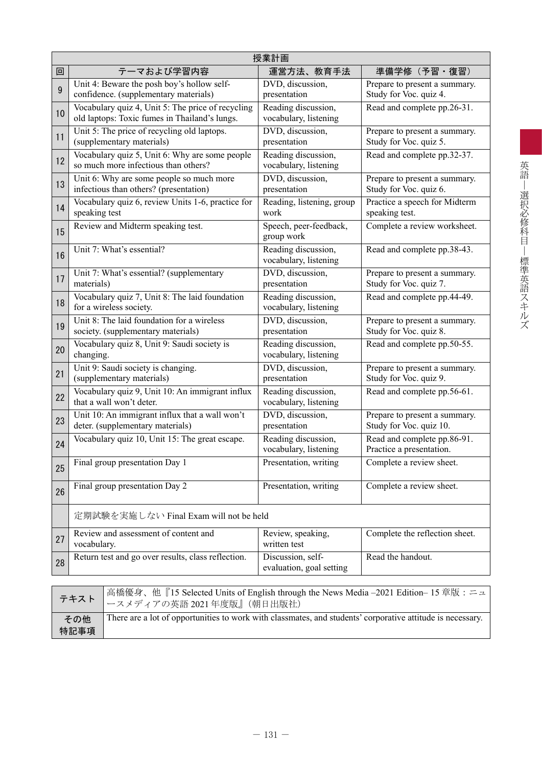| 授業計画 | | | |
|---|---|---|---|
| 回 | テーマおよび学習内容 | 運営方法、教育手法 | 準備学修（予習・復習） |
| 9 | Unit 4: Beware the posh boy's hollow self-confidence. (supplementary materials) | DVD, discussion, presentation | Prepare to present a summary. Study for Voc. quiz 4. |
| 10 | Vocabulary quiz 4, Unit 5: The price of recycling old laptops: Toxic fumes in Thailand's lungs. | Reading discussion, vocabulary, listening | Read and complete pp.26-31. |
| 11 | Unit 5: The price of recycling old laptops. (supplementary materials) | DVD, discussion, presentation | Prepare to present a summary. Study for Voc. quiz 5. |
| 12 | Vocabulary quiz 5, Unit 6: Why are some people so much more infectious than others? | Reading discussion, vocabulary, listening | Read and complete pp.32-37. |
| 13 | Unit 6: Why are some people so much more infectious than others? (presentation) | DVD, discussion, presentation | Prepare to present a summary. Study for Voc. quiz 6. |
| 14 | Vocabulary quiz 6, review Units 1-6, practice for speaking test | Reading, listening, group work | Practice a speech for Midterm speaking test. |
| 15 | Review and Midterm speaking test. | Speech, peer-feedback, group work | Complete a review worksheet. |
| 16 | Unit 7: What's essential? | Reading discussion, vocabulary, listening | Read and complete pp.38-43. |
| 17 | Unit 7: What's essential? (supplementary materials) | DVD, discussion, presentation | Prepare to present a summary. Study for Voc. quiz 7. |
| 18 | Vocabulary quiz 7, Unit 8: The laid foundation for a wireless society. | Reading discussion, vocabulary, listening | Read and complete pp.44-49. |
| 19 | Unit 8: The laid foundation for a wireless society. (supplementary materials) | DVD, discussion, presentation | Prepare to present a summary. Study for Voc. quiz 8. |
| 20 | Vocabulary quiz 8, Unit 9: Saudi society is changing. | Reading discussion, vocabulary, listening | Read and complete pp.50-55. |
| 21 | Unit 9: Saudi society is changing. (supplementary materials) | DVD, discussion, presentation | Prepare to present a summary. Study for Voc. quiz 9. |
| 22 | Vocabulary quiz 9, Unit 10: An immigrant influx that a wall won't deter. | Reading discussion, vocabulary, listening | Read and complete pp.56-61. |
| 23 | Unit 10: An immigrant influx that a wall won't deter. (supplementary materials) | DVD, discussion, presentation | Prepare to present a summary. Study for Voc. quiz 10. |
| 24 | Vocabulary quiz 10, Unit 15: The great escape. | Reading discussion, vocabulary, listening | Read and complete pp.86-91. Practice a presentation. |
| 25 | Final group presentation Day 1 | Presentation, writing | Complete a review sheet. |
| 26 | Final group presentation Day 2 | Presentation, writing | Complete a review sheet. |
| | 定期試験を実施しない Final Exam will not be held | | |
| 27 | Review and assessment of content and vocabulary. | Review, speaking, written test | Complete the reflection sheet. |
| 28 | Return test and go over results, class reflection. | Discussion, self-evaluation, goal setting | Read the handout. |

| テキスト | 高橋優身、他『15 Selected Units of English through the News Media –2021 Edition– 15 章版：ニュースメディアの英語 2021 年度版』（朝日出版社） |
|---|---|
| その他特記事項 | There are a lot of opportunities to work with classmates, and students' corporative attitude is necessary. |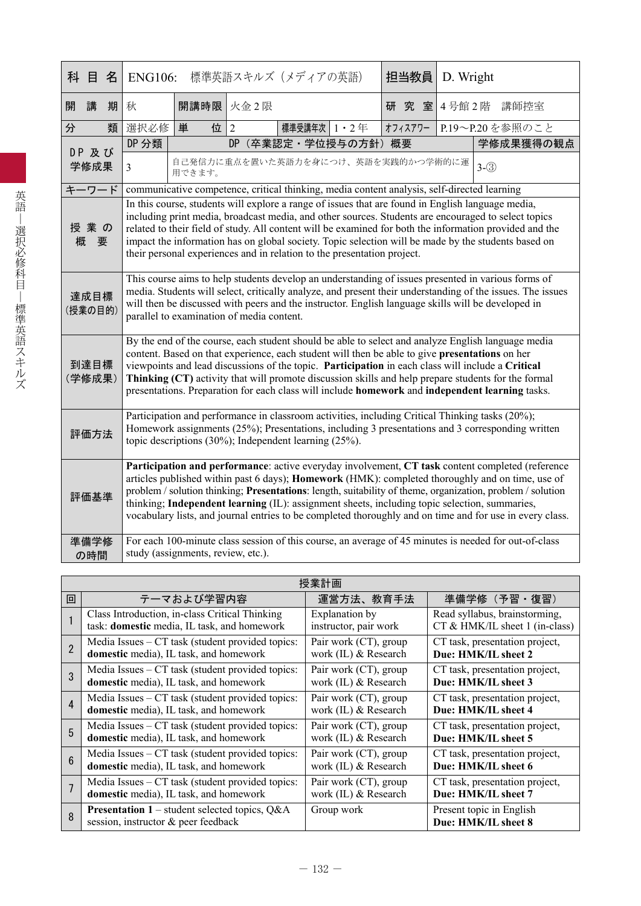| 科目名 | ENG106: 標準英語スキルズ（メディアの英語） | | | | | 担当教員 | D. Wright |
|---|---|---|---|---|---|---|---|
| 開講期 | 秋 | 開講時限 | 火金２限 | | | 研究室 | ４号館２階　講師控室 |
| 分類 | 選択必修 | 単位 | 2 | 標準受講年次 | 1・2年 | ｵﾌｨｽｱﾜｰ | P.19～P.20 を参照のこと |
| DP及び学修成果 | DP分類 | DP（卒業認定・学位授与の方針）概要 | | | | | 学修成果獲得の観点 |
| | 3 | 自己発信力に重点を置いた英語力を身につけ、英語を実践的かつ学術的に運用できます。 | | | | | 3-③ |
| キーワード | communicative competence, critical thinking, media content analysis, self-directed learning | | | | | | |
| 授業の概要 | In this course, students will explore a range of issues that are found in English language media, including print media, broadcast media, and other sources. Students are encouraged to select topics related to their field of study. All content will be examined for both the information provided and the impact the information has on global society. Topic selection will be made by the students based on their personal experiences and in relation to the presentation project. | | | | | | |
| 達成目標（授業の目的） | This course aims to help students develop an understanding of issues presented in various forms of media. Students will select, critically analyze, and present their understanding of the issues. The issues will then be discussed with peers and the instructor. English language skills will be developed in parallel to examination of media content. | | | | | | |
| 到達目標（学修成果） | By the end of the course, each student should be able to select and analyze English language media content. Based on that experience, each student will then be able to give **presentations** on her viewpoints and lead discussions of the topic. **Participation** in each class will include a **Critical Thinking (CT)** activity that will promote discussion skills and help prepare students for the formal presentations. Preparation for each class will include **homework** and **independent learning** tasks. | | | | | | |
| 評価方法 | Participation and performance in classroom activities, including Critical Thinking tasks (20%); Homework assignments (25%); Presentations, including 3 presentations and 3 corresponding written topic descriptions (30%); Independent learning (25%). | | | | | | |
| 評価基準 | **Participation and performance**: active everyday involvement, **CT task** content completed (reference articles published within past 6 days); **Homework** (HMK): completed thoroughly and on time, use of problem / solution thinking; **Presentations**: length, suitability of theme, organization, problem / solution thinking; **Independent learning** (IL): assignment sheets, including topic selection, summaries, vocabulary lists, and journal entries to be completed thoroughly and on time and for use in every class. | | | | | | |
| 準備学修の時間 | For each 100-minute class session of this course, an average of 45 minutes is needed for out-of-class study (assignments, review, etc.). | | | | | | |

授業計画

| 回 | テーマおよび学習内容 | 運営方法、教育手法 | 準備学修（予習・復習） |
|---|---|---|---|
| 1 | Class Introduction, in-class Critical Thinking task: **domestic** media), IL task, and homework | Explanation by instructor, pair work | Read syllabus, brainstorming, CT & HMK/IL sheet 1 (in-class) |
| 2 | Media Issues – CT task (student provided topics: **domestic** media), IL task, and homework | Pair work (CT), group work (IL) & Research | CT task, presentation project, **Due: HMK/IL sheet 2** |
| 3 | Media Issues – CT task (student provided topics: **domestic** media), IL task, and homework | Pair work (CT), group work (IL) & Research | CT task, presentation project, **Due: HMK/IL sheet 3** |
| 4 | Media Issues – CT task (student provided topics: **domestic** media), IL task, and homework | Pair work (CT), group work (IL) & Research | CT task, presentation project, **Due: HMK/IL sheet 4** |
| 5 | Media Issues – CT task (student provided topics: **domestic** media), IL task, and homework | Pair work (CT), group work (IL) & Research | CT task, presentation project, **Due: HMK/IL sheet 5** |
| 6 | Media Issues – CT task (student provided topics: **domestic** media), IL task, and homework | Pair work (CT), group work (IL) & Research | CT task, presentation project, **Due: HMK/IL sheet 6** |
| 7 | Media Issues – CT task (student provided topics: **domestic** media), IL task, and homework | Pair work (CT), group work (IL) & Research | CT task, presentation project, **Due: HMK/IL sheet 7** |
| 8 | **Presentation 1** – student selected topics, Q&A session, instructor & peer feedback | Group work | Present topic in English **Due: HMK/IL sheet 8** |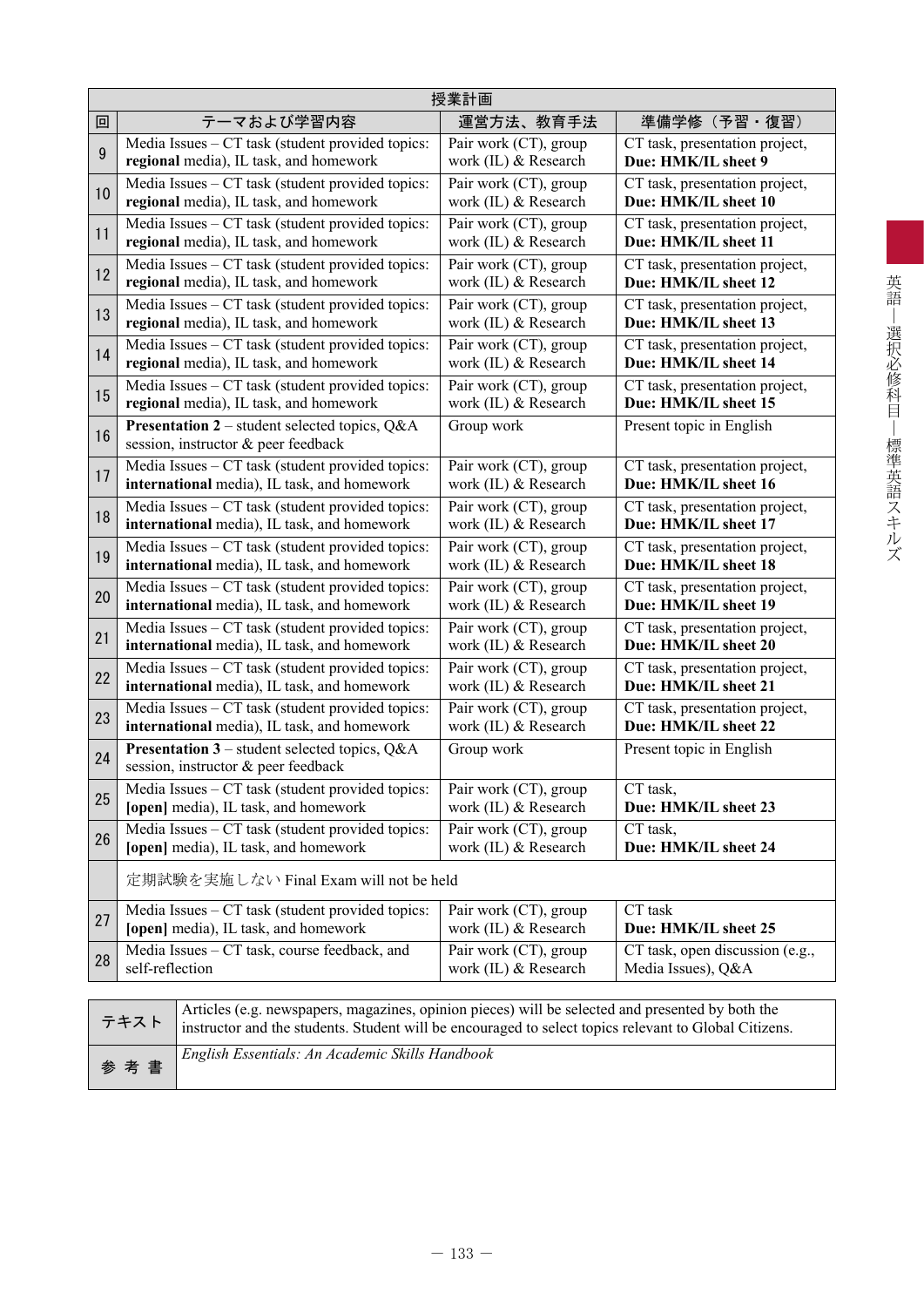| 授業計画 | | | |
|---|---|---|---|
| 回 | テーマおよび学習内容 | 運営方法、教育手法 | 準備学修（予習・復習） |
| 9 | Media Issues – CT task (student provided topics: **regional** media), IL task, and homework | Pair work (CT), group work (IL) & Research | CT task, presentation project, **Due: HMK/IL sheet 9** |
| 10 | Media Issues – CT task (student provided topics: **regional** media), IL task, and homework | Pair work (CT), group work (IL) & Research | CT task, presentation project, **Due: HMK/IL sheet 10** |
| 11 | Media Issues – CT task (student provided topics: **regional** media), IL task, and homework | Pair work (CT), group work (IL) & Research | CT task, presentation project, **Due: HMK/IL sheet 11** |
| 12 | Media Issues – CT task (student provided topics: **regional** media), IL task, and homework | Pair work (CT), group work (IL) & Research | CT task, presentation project, **Due: HMK/IL sheet 12** |
| 13 | Media Issues – CT task (student provided topics: **regional** media), IL task, and homework | Pair work (CT), group work (IL) & Research | CT task, presentation project, **Due: HMK/IL sheet 13** |
| 14 | Media Issues – CT task (student provided topics: **regional** media), IL task, and homework | Pair work (CT), group work (IL) & Research | CT task, presentation project, **Due: HMK/IL sheet 14** |
| 15 | Media Issues – CT task (student provided topics: **regional** media), IL task, and homework | Pair work (CT), group work (IL) & Research | CT task, presentation project, **Due: HMK/IL sheet 15** |
| 16 | **Presentation 2** – student selected topics, Q&A session, instructor & peer feedback | Group work | Present topic in English |
| 17 | Media Issues – CT task (student provided topics: **international** media), IL task, and homework | Pair work (CT), group work (IL) & Research | CT task, presentation project, **Due: HMK/IL sheet 16** |
| 18 | Media Issues – CT task (student provided topics: **international** media), IL task, and homework | Pair work (CT), group work (IL) & Research | CT task, presentation project, **Due: HMK/IL sheet 17** |
| 19 | Media Issues – CT task (student provided topics: **international** media), IL task, and homework | Pair work (CT), group work (IL) & Research | CT task, presentation project, **Due: HMK/IL sheet 18** |
| 20 | Media Issues – CT task (student provided topics: **international** media), IL task, and homework | Pair work (CT), group work (IL) & Research | CT task, presentation project, **Due: HMK/IL sheet 19** |
| 21 | Media Issues – CT task (student provided topics: **international** media), IL task, and homework | Pair work (CT), group work (IL) & Research | CT task, presentation project, **Due: HMK/IL sheet 20** |
| 22 | Media Issues – CT task (student provided topics: **international** media), IL task, and homework | Pair work (CT), group work (IL) & Research | CT task, presentation project, **Due: HMK/IL sheet 21** |
| 23 | Media Issues – CT task (student provided topics: **international** media), IL task, and homework | Pair work (CT), group work (IL) & Research | CT task, presentation project, **Due: HMK/IL sheet 22** |
| 24 | **Presentation 3** – student selected topics, Q&A session, instructor & peer feedback | Group work | Present topic in English |
| 25 | Media Issues – CT task (student provided topics: **[open]** media), IL task, and homework | Pair work (CT), group work (IL) & Research | CT task, **Due: HMK/IL sheet 23** |
| 26 | Media Issues – CT task (student provided topics: **[open]** media), IL task, and homework | Pair work (CT), group work (IL) & Research | CT task, **Due: HMK/IL sheet 24** |
| | 定期試験を実施しない Final Exam will not be held | | |
| 27 | Media Issues – CT task (student provided topics: **[open]** media), IL task, and homework | Pair work (CT), group work (IL) & Research | CT task **Due: HMK/IL sheet 25** |
| 28 | Media Issues – CT task, course feedback, and self-reflection | Pair work (CT), group work (IL) & Research | CT task, open discussion (e.g., Media Issues), Q&A |

| テキスト | Articles (e.g. newspapers, magazines, opinion pieces) will be selected and presented by both the instructor and the students. Student will be encouraged to select topics relevant to Global Citizens. |
|---|---|
| 参考書 | *English Essentials: An Academic Skills Handbook* |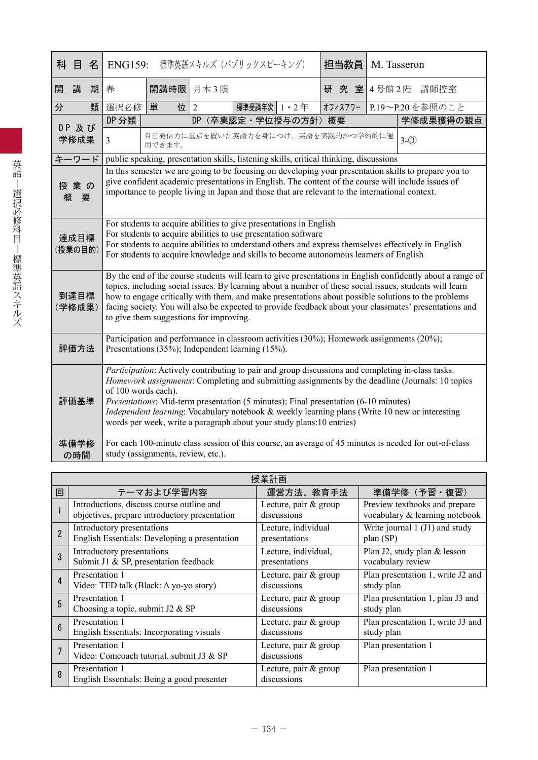| 科目名 | ENG159:　標準英語スキルズ（パブリックスピーキング） | | | | | 担当教員 | M. Tasseron | |
|---|---|---|---|---|---|---|---|---|
| 開講期 | 春 | 開講時限 | 月木３限 | | | 研究室 | ４号館２階　講師控室 | |
| 分類 | 選択必修 | 単位 | 2 | 標準受講年次 | 1・2年 | オフィスアワー | P.19〜P.20 を参照のこと | |
| DP及び学修成果 | DP分類 | DP（卒業認定・学位授与の方針）概要 | | | | | | 学修成果獲得の観点 |
| | 3 | 自己発信力に重点を置いた英語力を身につけ、英語を実践的かつ学術的に運用できます。 | | | | | | 3-③ |
| キーワード | public speaking, presentation skills, listening skills, critical thinking, discussions | | | | | | | |
| 授業の概要 | In this semester we are going to be focusing on developing your presentation skills to prepare you to give confident academic presentations in English. The content of the course will include issues of importance to people living in Japan and those that are relevant to the international context. | | | | | | | |
| 達成目標（授業の目的） | For students to acquire abilities to give presentations in English<br>For students to acquire abilities to use presentation software<br>For students to acquire abilities to understand others and express themselves effectively in English<br>For students to acquire knowledge and skills to become autonomous learners of English | | | | | | | |
| 到達目標（学修成果） | By the end of the course students will learn to give presentations in English confidently about a range of topics, including social issues. By learning about a number of these social issues, students will learn how to engage critically with them, and make presentations about possible solutions to the problems facing society. You will also be expected to provide feedback about your classmates' presentations and to give them suggestions for improving. | | | | | | | |
| 評価方法 | Participation and performance in classroom activities (30%); Homework assignments (20%); Presentations (35%); Independent learning (15%). | | | | | | | |
| 評価基準 | *Participation*: Actively contributing to pair and group discussions and completing in-class tasks.<br>*Homework assignments*: Completing and submitting assignments by the deadline (Journals: 10 topics of 100 words each).<br>*Presentations*: Mid-term presentation (5 minutes); Final presentation (6-10 minutes)<br>*Independent learning*: Vocabulary notebook & weekly learning plans (Write 10 new or interesting words per week, write a paragraph about your study plans:10 entries) | | | | | | | |
| 準備学修の時間 | For each 100-minute class session of this course, an average of 45 minutes is needed for out-of-class study (assignments, review, etc.). | | | | | | | |

**授業計画**

| 回 | テーマおよび学習内容 | 運営方法、教育手法 | 準備学修（予習・復習） |
|---|---|---|---|
| 1 | Introductions, discuss course outline and objectives, prepare introductory presentation | Lecture, pair & group discussions | Preview textbooks and prepare vocabulary & learning notebook |
| 2 | Introductory presentations<br>English Essentials: Developing a presentation | Lecture, individual presentations | Write journal 1 (J1) and study plan (SP) |
| 3 | Introductory presentations<br>Submit J1 & SP, presentation feedback | Lecture, individual, presentations | Plan J2, study plan & lesson vocabulary review |
| 4 | Presentation 1<br>Video: TED talk (Black: A yo-yo story) | Lecture, pair & group discussions | Plan presentation 1, write J2 and study plan |
| 5 | Presentation 1<br>Choosing a topic, submit J2 & SP | Lecture, pair & group discussions | Plan presentation 1, plan J3 and study plan |
| 6 | Presentation 1<br>English Essentials: Incorporating visuals | Lecture, pair & group discussions | Plan presentation 1, write J3 and study plan |
| 7 | Presentation 1<br>Video: Comcoach tutorial, submit J3 & SP | Lecture, pair & group discussions | Plan presentation 1 |
| 8 | Presentation 1<br>English Essentials: Being a good presenter | Lecture, pair & group discussions | Plan presentation 1 |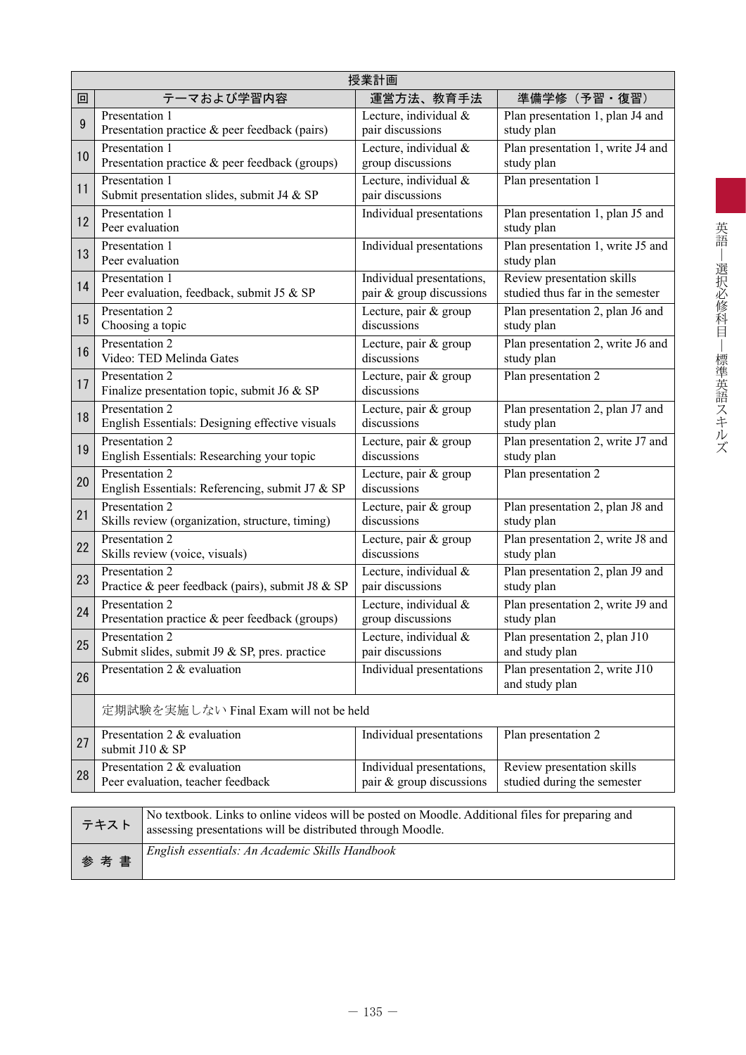| 授業計画 | | | |
|---|---|---|---|
| 回 | テーマおよび学習内容 | 運営方法、教育手法 | 準備学修（予習・復習） |
| 9 | Presentation 1<br>Presentation practice & peer feedback (pairs) | Lecture, individual & pair discussions | Plan presentation 1, plan J4 and study plan |
| 10 | Presentation 1<br>Presentation practice & peer feedback (groups) | Lecture, individual & group discussions | Plan presentation 1, write J4 and study plan |
| 11 | Presentation 1<br>Submit presentation slides, submit J4 & SP | Lecture, individual & pair discussions | Plan presentation 1 |
| 12 | Presentation 1<br>Peer evaluation | Individual presentations | Plan presentation 1, plan J5 and study plan |
| 13 | Presentation 1<br>Peer evaluation | Individual presentations | Plan presentation 1, write J5 and study plan |
| 14 | Presentation 1<br>Peer evaluation, feedback, submit J5 & SP | Individual presentations, pair & group discussions | Review presentation skills studied thus far in the semester |
| 15 | Presentation 2<br>Choosing a topic | Lecture, pair & group discussions | Plan presentation 2, plan J6 and study plan |
| 16 | Presentation 2<br>Video: TED Melinda Gates | Lecture, pair & group discussions | Plan presentation 2, write J6 and study plan |
| 17 | Presentation 2<br>Finalize presentation topic, submit J6 & SP | Lecture, pair & group discussions | Plan presentation 2 |
| 18 | Presentation 2<br>English Essentials: Designing effective visuals | Lecture, pair & group discussions | Plan presentation 2, plan J7 and study plan |
| 19 | Presentation 2<br>English Essentials: Researching your topic | Lecture, pair & group discussions | Plan presentation 2, write J7 and study plan |
| 20 | Presentation 2<br>English Essentials: Referencing, submit J7 & SP | Lecture, pair & group discussions | Plan presentation 2 |
| 21 | Presentation 2<br>Skills review (organization, structure, timing) | Lecture, pair & group discussions | Plan presentation 2, plan J8 and study plan |
| 22 | Presentation 2<br>Skills review (voice, visuals) | Lecture, pair & group discussions | Plan presentation 2, write J8 and study plan |
| 23 | Presentation 2<br>Practice & peer feedback (pairs), submit J8 & SP | Lecture, individual & pair discussions | Plan presentation 2, plan J9 and study plan |
| 24 | Presentation 2<br>Presentation practice & peer feedback (groups) | Lecture, individual & group discussions | Plan presentation 2, write J9 and study plan |
| 25 | Presentation 2<br>Submit slides, submit J9 & SP, pres. practice | Lecture, individual & pair discussions | Plan presentation 2, plan J10 and study plan |
| 26 | Presentation 2 & evaluation | Individual presentations | Plan presentation 2, write J10 and study plan |
| | 定期試験を実施しない Final Exam will not be held | | |
| 27 | Presentation 2 & evaluation<br>submit J10 & SP | Individual presentations | Plan presentation 2 |
| 28 | Presentation 2 & evaluation<br>Peer evaluation, teacher feedback | Individual presentations, pair & group discussions | Review presentation skills studied during the semester |

| | |
|---|---|
| テキスト | No textbook. Links to online videos will be posted on Moodle. Additional files for preparing and assessing presentations will be distributed through Moodle. |
| 参考書 | *English essentials: An Academic Skills Handbook* |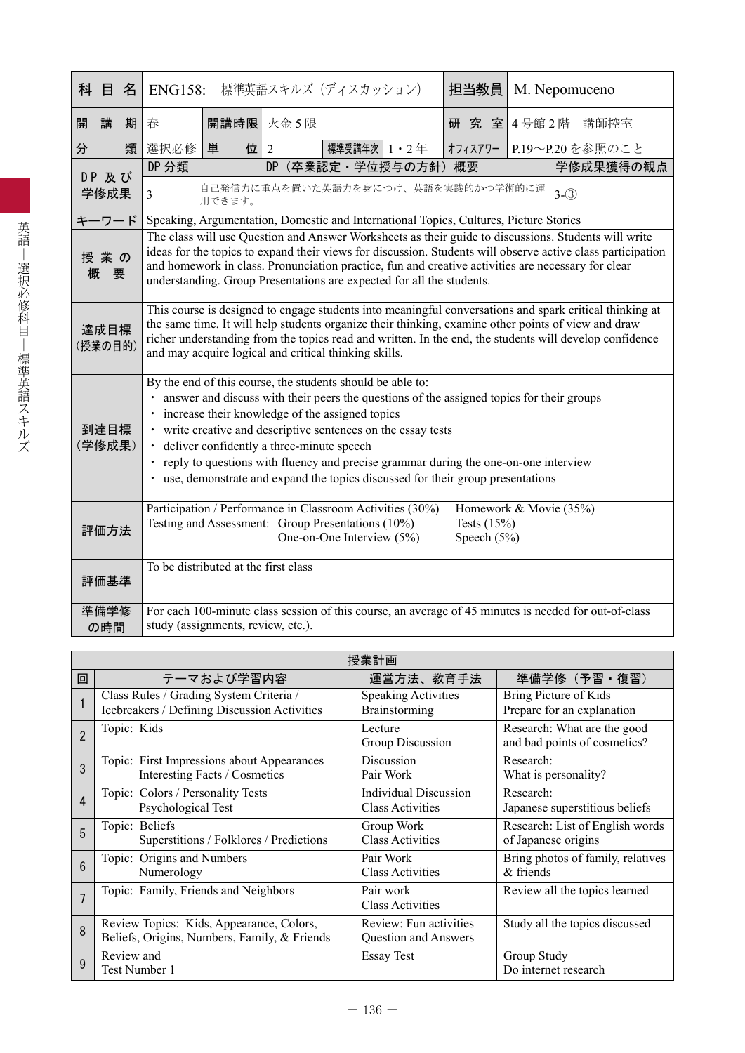| 科目名 | ENG158: 標準英語スキルズ（ディスカッション） | | | | | 担当教員 | M. Nepomuceno |
|---|---|---|---|---|---|---|---|
| 開講期 | 春 | 開講時限 | 火金５限 | | | 研究室 | 4号館２階　講師控室 |
| 分類 | 選択必修 | 単位 | 2 | 標準受講年次 | 1・2年 | ｵﾌｨｽｱﾜｰ | P.19〜P.20 を参照のこと |
| DP 及び学修成果 | DP 分類 | DP（卒業認定・学位授与の方針）概要 | | | | | 学修成果獲得の観点 |
| | 3 | 自己発信力に重点を置いた英語力を身につけ、英語を実践的かつ学術的に運用できます。 | | | | | 3-③ |
| キーワード | Speaking, Argumentation, Domestic and International Topics, Cultures, Picture Stories | | | | | | |
| 授業の概要 | The class will use Question and Answer Worksheets as their guide to discussions. Students will write ideas for the topics to expand their views for discussion. Students will observe active class participation and homework in class. Pronunciation practice, fun and creative activities are necessary for clear understanding. Group Presentations are expected for all the students. | | | | | | |
| 達成目標（授業の目的） | This course is designed to engage students into meaningful conversations and spark critical thinking at the same time. It will help students organize their thinking, examine other points of view and draw richer understanding from the topics read and written. In the end, the students will develop confidence and may acquire logical and critical thinking skills. | | | | | | |
| 到達目標（学修成果） | By the end of this course, the students should be able to:<br>・ answer and discuss with their peers the questions of the assigned topics for their groups<br>・ increase their knowledge of the assigned topics<br>・ write creative and descriptive sentences on the essay tests<br>・ deliver confidently a three-minute speech<br>・ reply to questions with fluency and precise grammar during the one-on-one interview<br>・ use, demonstrate and expand the topics discussed for their group presentations | | | | | | |
| 評価方法 | Participation / Performance in Classroom Activities (30%)　Homework & Movie (35%)<br>Testing and Assessment: Group Presentations (10%)　Tests (15%)<br>One-on-One Interview (5%)　Speech (5%) | | | | | | |
| 評価基準 | To be distributed at the first class | | | | | | |
| 準備学修の時間 | For each 100-minute class session of this course, an average of 45 minutes is needed for out-of-class study (assignments, review, etc.). | | | | | | |

授業計画

| 回 | テーマおよび学習内容 | 運営方法、教育手法 | 準備学修（予習・復習） |
|---|---|---|---|
| 1 | Class Rules / Grading System Criteria / Icebreakers / Defining Discussion Activities | Speaking Activities<br>Brainstorming | Bring Picture of Kids<br>Prepare for an explanation |
| 2 | Topic: Kids | Lecture<br>Group Discussion | Research: What are the good and bad points of cosmetics? |
| 3 | Topic: First Impressions about Appearances<br>Interesting Facts / Cosmetics | Discussion<br>Pair Work | Research:<br>What is personality? |
| 4 | Topic: Colors / Personality Tests<br>Psychological Test | Individual Discussion<br>Class Activities | Research:<br>Japanese superstitious beliefs |
| 5 | Topic: Beliefs<br>Superstitions / Folklores / Predictions | Group Work<br>Class Activities | Research: List of English words of Japanese origins |
| 6 | Topic: Origins and Numbers<br>Numerology | Pair Work<br>Class Activities | Bring photos of family, relatives & friends |
| 7 | Topic: Family, Friends and Neighbors | Pair work<br>Class Activities | Review all the topics learned |
| 8 | Review Topics: Kids, Appearance, Colors, Beliefs, Origins, Numbers, Family, & Friends | Review: Fun activities<br>Question and Answers | Study all the topics discussed |
| 9 | Review and<br>Test Number 1 | Essay Test | Group Study<br>Do internet research |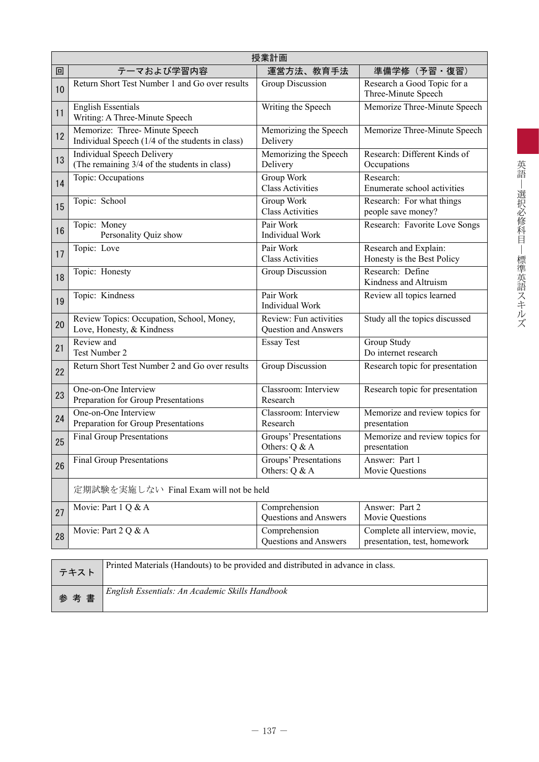| 授業計画 | | | |
|---|---|---|---|
| 回 | テーマおよび学習内容 | 運営方法、教育手法 | 準備学修（予習・復習） |
| 10 | Return Short Test Number 1 and Go over results | Group Discussion | Research a Good Topic for a Three-Minute Speech |
| 11 | English Essentials<br>Writing: A Three-Minute Speech | Writing the Speech | Memorize Three-Minute Speech |
| 12 | Memorize: Three- Minute Speech<br>Individual Speech (1/4 of the students in class) | Memorizing the Speech<br>Delivery | Memorize Three-Minute Speech |
| 13 | Individual Speech Delivery<br>(The remaining 3/4 of the students in class) | Memorizing the Speech<br>Delivery | Research: Different Kinds of Occupations |
| 14 | Topic: Occupations | Group Work<br>Class Activities | Research:<br>Enumerate school activities |
| 15 | Topic: School | Group Work<br>Class Activities | Research: For what things people save money? |
| 16 | Topic: Money<br>Personality Quiz show | Pair Work<br>Individual Work | Research: Favorite Love Songs |
| 17 | Topic: Love | Pair Work<br>Class Activities | Research and Explain:<br>Honesty is the Best Policy |
| 18 | Topic: Honesty | Group Discussion | Research: Define<br>Kindness and Altruism |
| 19 | Topic: Kindness | Pair Work<br>Individual Work | Review all topics learned |
| 20 | Review Topics: Occupation, School, Money, Love, Honesty, & Kindness | Review: Fun activities<br>Question and Answers | Study all the topics discussed |
| 21 | Review and<br>Test Number 2 | Essay Test | Group Study<br>Do internet research |
| 22 | Return Short Test Number 2 and Go over results | Group Discussion | Research topic for presentation |
| 23 | One-on-One Interview<br>Preparation for Group Presentations | Classroom: Interview<br>Research | Research topic for presentation |
| 24 | One-on-One Interview<br>Preparation for Group Presentations | Classroom: Interview<br>Research | Memorize and review topics for presentation |
| 25 | Final Group Presentations | Groups' Presentations<br>Others: Q & A | Memorize and review topics for presentation |
| 26 | Final Group Presentations | Groups' Presentations<br>Others: Q & A | Answer: Part 1<br>Movie Questions |
| | 定期試験を実施しない Final Exam will not be held | | |
| 27 | Movie: Part 1 Q & A | Comprehension<br>Questions and Answers | Answer: Part 2<br>Movie Questions |
| 28 | Movie: Part 2 Q & A | Comprehension<br>Questions and Answers | Complete all interview, movie, presentation, test, homework |

| テキスト | Printed Materials (Handouts) to be provided and distributed in advance in class. |
|---|---|
| 参考書 | *English Essentials: An Academic Skills Handbook* |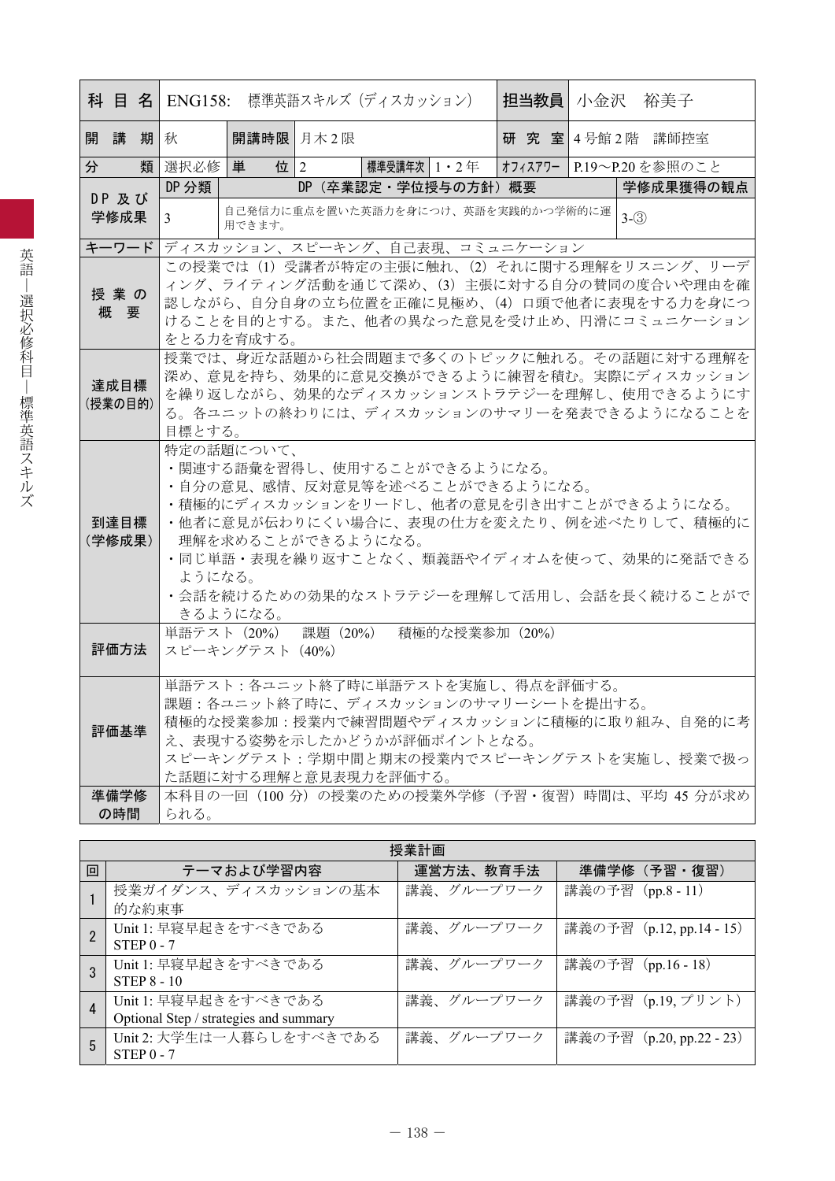| 科目名 | ENG158:　標準英語スキルズ（ディスカッション） | | | | | 担当教員 | 小金沢　裕美子 |
|---|---|---|---|---|---|---|---|
| 開講期 | 秋 | 開講時限 | 月木2限 | | | 研究室 | 4号館2階　講師控室 |
| 分類 | 選択必修 | 単位 | 2 | 標準受講年次 | 1・2年 | オフィスアワー | P.19〜P.20を参照のこと |
| DP及び学修成果 | DP分類 | DP（卒業認定・学位授与の方針）概要 | | | | | 学修成果獲得の観点 |
| | 3 | 自己発信力に重点を置いた英語力を身につけ、英語を実践的かつ学術的に運用できます。 | | | | | 3-③ |
| キーワード | ディスカッション、スピーキング、自己表現、コミュニケーション | | | | | | |
| 授業の概要 | この授業では（1）受講者が特定の主張に触れ、（2）それに関する理解をリスニング、リーディング、ライティング活動を通じて深め、（3）主張に対する自分の賛同の度合いや理由を確認しながら、自分自身の立ち位置を正確に見極め、（4）口頭で他者に表現をする力を身につけることを目的とする。また、他者の異なった意見を受け止め、円滑にコミュニケーションをとる力を育成する。 | | | | | | |
| 達成目標（授業の目的） | 授業では、身近な話題から社会問題まで多くのトピックに触れる。その話題に対する理解を深め、意見を持ち、効果的に意見交換ができるように練習を積む。実際にディスカッションを繰り返しながら、効果的なディスカッションストラテジーを理解し、使用できるようにする。各ユニットの終わりには、ディスカッションのサマリーを発表できるようになることを目標とする。 | | | | | | |
| 到達目標（学修成果） | 特定の話題について、<br>・関連する語彙を習得し、使用することができるようになる。<br>・自分の意見、感情、反対意見等を述べることができるようになる。<br>・積極的にディスカッションをリードし、他者の意見を引き出すことができるようになる。<br>・他者に意見が伝わりにくい場合に、表現の仕方を変えたり、例を述べたりして、積極的に理解を求めることができるようになる。<br>・同じ単語・表現を繰り返すことなく、類義語やイディオムを使って、効果的に発話できるようになる。<br>・会話を続けるための効果的なストラテジーを理解して活用し、会話を長く続けることができるようになる。 | | | | | | |
| 評価方法 | 単語テスト（20%）　課題（20%）　積極的な授業参加（20%）<br>スピーキングテスト（40%） | | | | | | |
| 評価基準 | 単語テスト：各ユニット終了時に単語テストを実施し、得点を評価する。<br>課題：各ユニット終了時に、ディスカッションのサマリーシートを提出する。<br>積極的な授業参加：授業内で練習問題やディスカッションに積極的に取り組み、自発的に考え、表現する姿勢を示したかどうかが評価ポイントとなる。<br>スピーキングテスト：学期中間と期末の授業内でスピーキングテストを実施し、授業で扱った話題に対する理解と意見表現力を評価する。 | | | | | | |
| 準備学修の時間 | 本科目の一回（100分）の授業のための授業外学修（予習・復習）時間は、平均45分が求められる。 | | | | | | |

授業計画

| 回 | テーマおよび学習内容 | 運営方法、教育手法 | 準備学修（予習・復習） |
|---|---|---|---|
| 1 | 授業ガイダンス、ディスカッションの基本的な約束事 | 講義、グループワーク | 講義の予習（pp.8 - 11） |
| 2 | Unit 1: 早寝早起きをすべきである<br>STEP 0 - 7 | 講義、グループワーク | 講義の予習（p.12, pp.14 - 15） |
| 3 | Unit 1: 早寝早起きをすべきである<br>STEP 8 - 10 | 講義、グループワーク | 講義の予習（pp.16 - 18） |
| 4 | Unit 1: 早寝早起きをすべきである<br>Optional Step / strategies and summary | 講義、グループワーク | 講義の予習（p.19, プリント） |
| 5 | Unit 2: 大学生は一人暮らしをすべきである<br>STEP 0 - 7 | 講義、グループワーク | 講義の予習（p.20, pp.22 - 23） |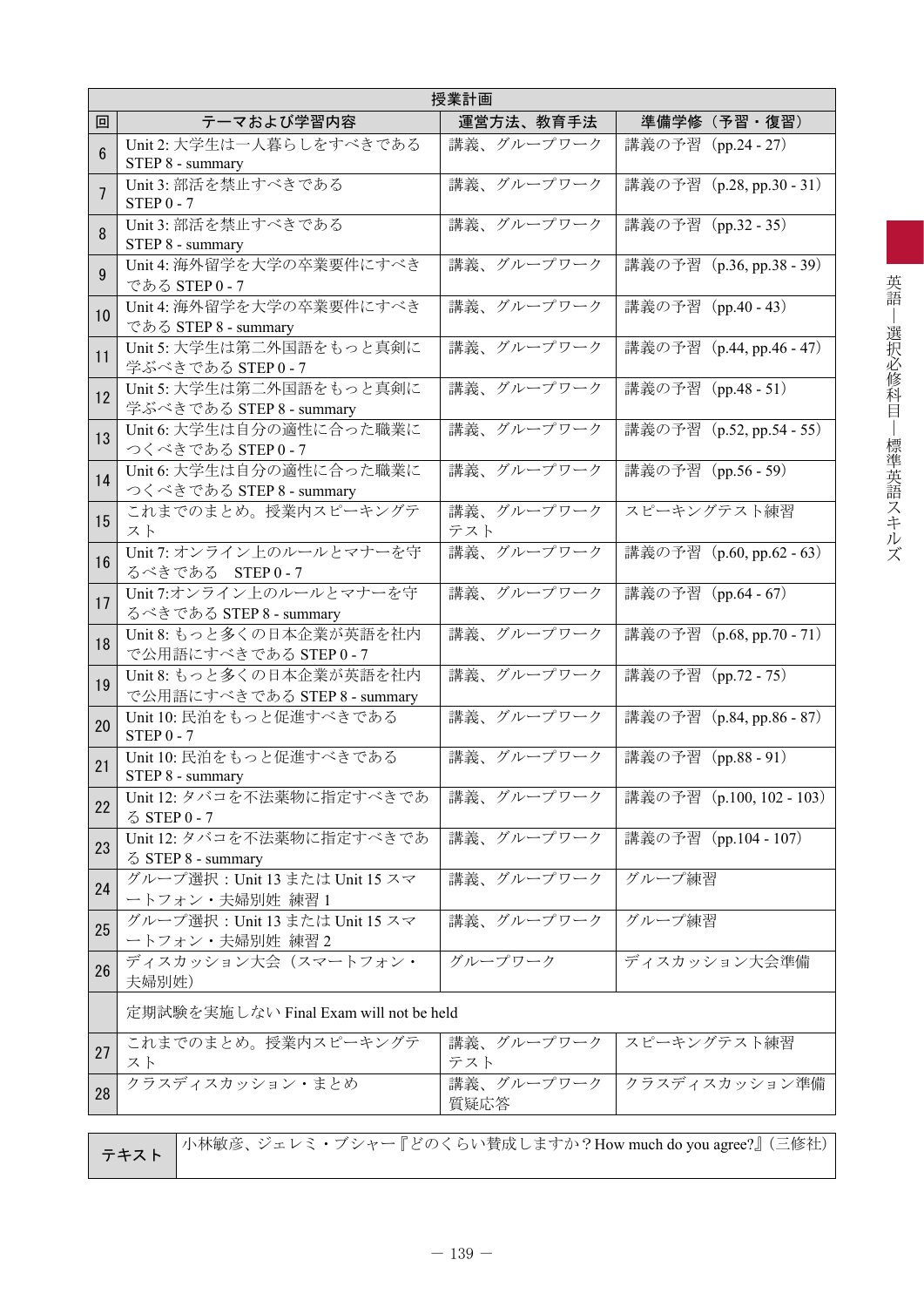| 授業計画 | | | |
|---|---|---|---|
| 回 | テーマおよび学習内容 | 運営方法、教育手法 | 準備学修（予習・復習） |
| 6 | Unit 2: 大学生は一人暮らしをすべきである STEP 8 - summary | 講義、グループワーク | 講義の予習（pp.24 - 27） |
| 7 | Unit 3: 部活を禁止すべきである STEP 0 - 7 | 講義、グループワーク | 講義の予習（p.28, pp.30 - 31） |
| 8 | Unit 3: 部活を禁止すべきである STEP 8 - summary | 講義、グループワーク | 講義の予習（pp.32 - 35） |
| 9 | Unit 4: 海外留学を大学の卒業要件にすべきである STEP 0 - 7 | 講義、グループワーク | 講義の予習（p.36, pp.38 - 39） |
| 10 | Unit 4: 海外留学を大学の卒業要件にすべきである STEP 8 - summary | 講義、グループワーク | 講義の予習（pp.40 - 43） |
| 11 | Unit 5: 大学生は第二外国語をもっと真剣に学ぶべきである STEP 0 - 7 | 講義、グループワーク | 講義の予習（p.44, pp.46 - 47） |
| 12 | Unit 5: 大学生は第二外国語をもっと真剣に学ぶべきである STEP 8 - summary | 講義、グループワーク | 講義の予習（pp.48 - 51） |
| 13 | Unit 6: 大学生は自分の適性に合った職業につくべきである STEP 0 - 7 | 講義、グループワーク | 講義の予習（p.52, pp.54 - 55） |
| 14 | Unit 6: 大学生は自分の適性に合った職業につくべきである STEP 8 - summary | 講義、グループワーク | 講義の予習（pp.56 - 59） |
| 15 | これまでのまとめ。授業内スピーキングテスト | 講義、グループワーク テスト | スピーキングテスト練習 |
| 16 | Unit 7: オンライン上のルールとマナーを守るべきである　STEP 0 - 7 | 講義、グループワーク | 講義の予習（p.60, pp.62 - 63） |
| 17 | Unit 7:オンライン上のルールとマナーを守るべきである STEP 8 - summary | 講義、グループワーク | 講義の予習（pp.64 - 67） |
| 18 | Unit 8: もっと多くの日本企業が英語を社内で公用語にすべきである STEP 0 - 7 | 講義、グループワーク | 講義の予習（p.68, pp.70 - 71） |
| 19 | Unit 8: もっと多くの日本企業が英語を社内で公用語にすべきである STEP 8 - summary | 講義、グループワーク | 講義の予習（pp.72 - 75） |
| 20 | Unit 10: 民泊をもっと促進すべきである STEP 0 - 7 | 講義、グループワーク | 講義の予習（p.84, pp.86 - 87） |
| 21 | Unit 10: 民泊をもっと促進すべきである STEP 8 - summary | 講義、グループワーク | 講義の予習（pp.88 - 91） |
| 22 | Unit 12: タバコを不法薬物に指定すべきである STEP 0 - 7 | 講義、グループワーク | 講義の予習（p.100, 102 - 103） |
| 23 | Unit 12: タバコを不法薬物に指定すべきである STEP 8 - summary | 講義、グループワーク | 講義の予習（pp.104 - 107） |
| 24 | グループ選択：Unit 13 または Unit 15 スマートフォン・夫婦別姓 練習 1 | 講義、グループワーク | グループ練習 |
| 25 | グループ選択：Unit 13 または Unit 15 スマートフォン・夫婦別姓 練習 2 | 講義、グループワーク | グループ練習 |
| 26 | ディスカッション大会（スマートフォン・夫婦別姓） | グループワーク | ディスカッション大会準備 |
| | 定期試験を実施しない Final Exam will not be held | | |
| 27 | これまでのまとめ。授業内スピーキングテスト | 講義、グループワーク テスト | スピーキングテスト練習 |
| 28 | クラスディスカッション・まとめ | 講義、グループワーク 質疑応答 | クラスディスカッション準備 |

| テキスト | 小林敏彦、ジェレミ・ブシャー『どのくらい賛成しますか？How much do you agree?』（三修社） |
|---|---|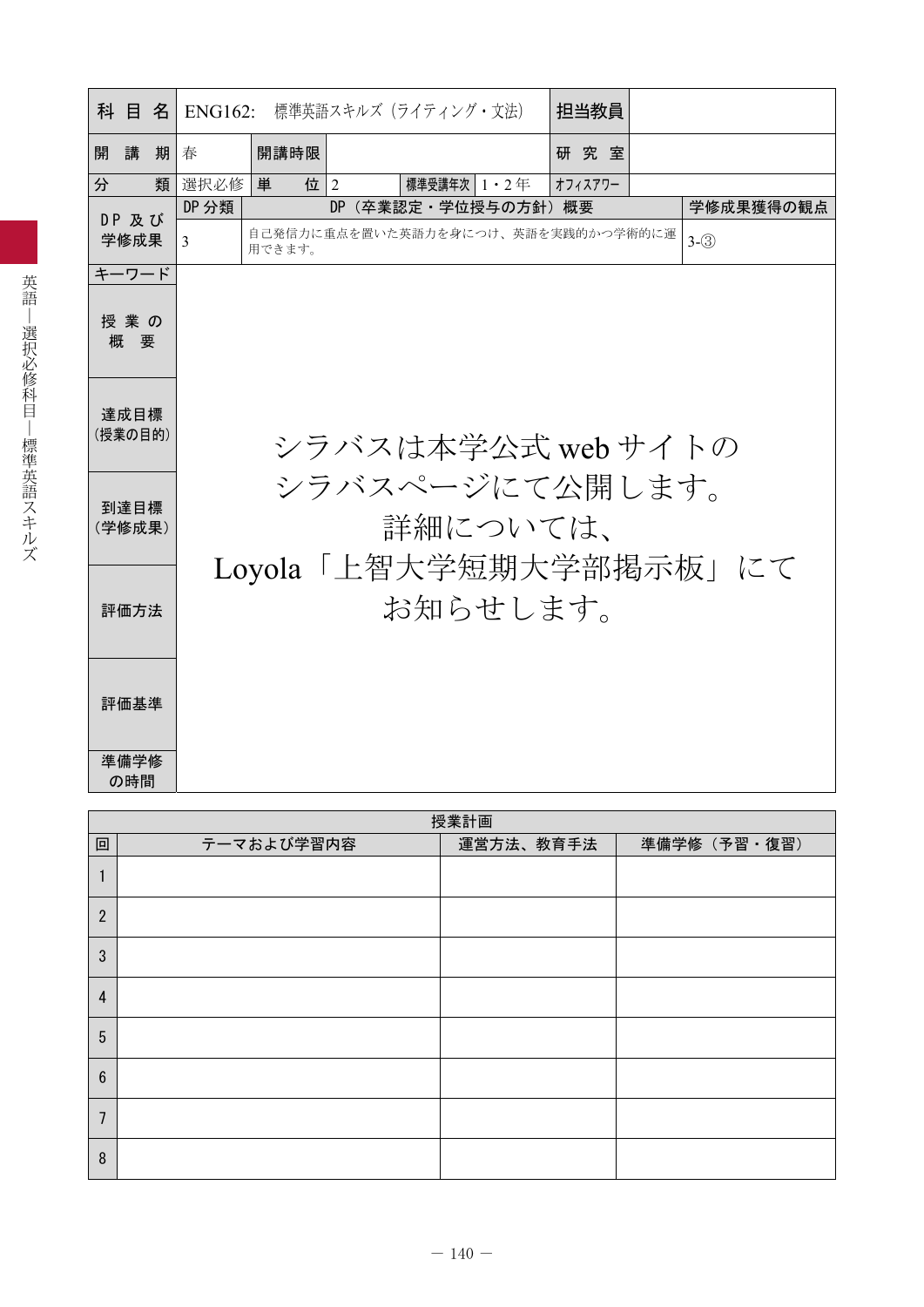| 科目名 | ENG162:　標準英語スキルズ（ライティング・文法） | | | | | 担当教員 | |
|---|---|---|---|---|---|---|---|
| 開講期 | 春 | 開講時限 | | | | 研究室 | |
| 分類 | 選択必修 | 単位 | 2 | 標準受講年次 | 1・2年 | オフィスアワー | |

| DP及び学修成果 | DP分類 | DP（卒業認定・学位授与の方針）概要 | 学修成果獲得の観点 |
|---|---|---|---|
| | 3 | 自己発信力に重点を置いた英語力を身につけ、英語を実践的かつ学術的に運用できます。 | 3-③ |

| | |
|---|---|
| キーワード | |
| 授業の概要 | |
| 達成目標（授業の目的） | シラバスは本学公式webサイトのシラバスページにて公開します。詳細については、Loyola「上智大学短期大学部掲示板」にてお知らせします。 |
| 到達目標（学修成果） | |
| 評価方法 | |
| 評価基準 | |
| 準備学修の時間 | |

授業計画

| 回 | テーマおよび学習内容 | 運営方法、教育手法 | 準備学修（予習・復習） |
|---|---|---|---|
| 1 | | | |
| 2 | | | |
| 3 | | | |
| 4 | | | |
| 5 | | | |
| 6 | | | |
| 7 | | | |
| 8 | | | |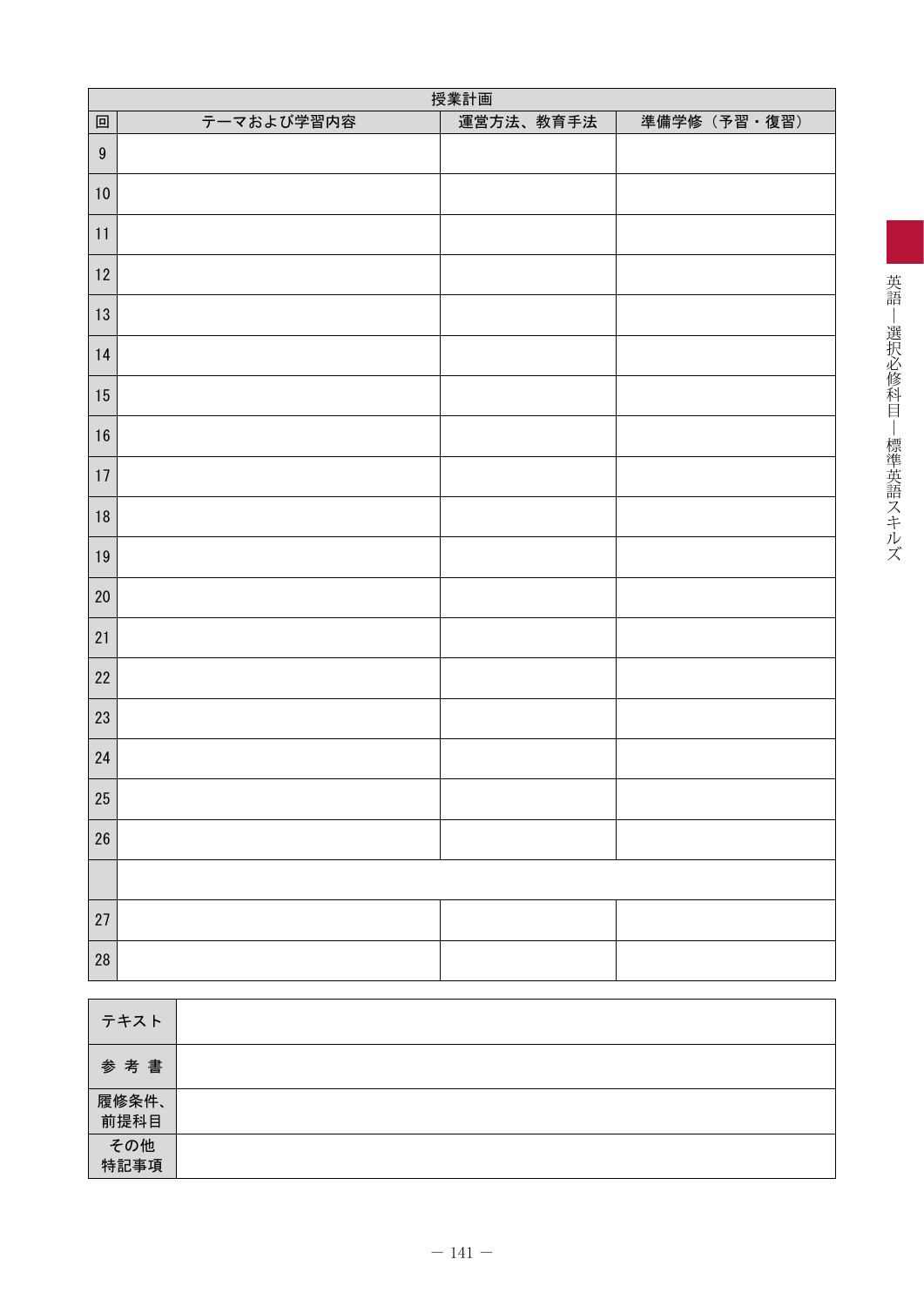| 授業計画 | | | |
|---|---|---|---|
| 回 | テーマおよび学習内容 | 運営方法、教育手法 | 準備学修（予習・復習） |
| 9 | | | |
| 10 | | | |
| 11 | | | |
| 12 | | | |
| 13 | | | |
| 14 | | | |
| 15 | | | |
| 16 | | | |
| 17 | | | |
| 18 | | | |
| 19 | | | |
| 20 | | | |
| 21 | | | |
| 22 | | | |
| 23 | | | |
| 24 | | | |
| 25 | | | |
| 26 | | | |
| | | | |
| 27 | | | |
| 28 | | | |

| | |
|---|---|
| テキスト | |
| 参 考 書 | |
| 履修条件、前提科目 | |
| その他特記事項 | |

英語－選択必修科目－標準英語スキルズ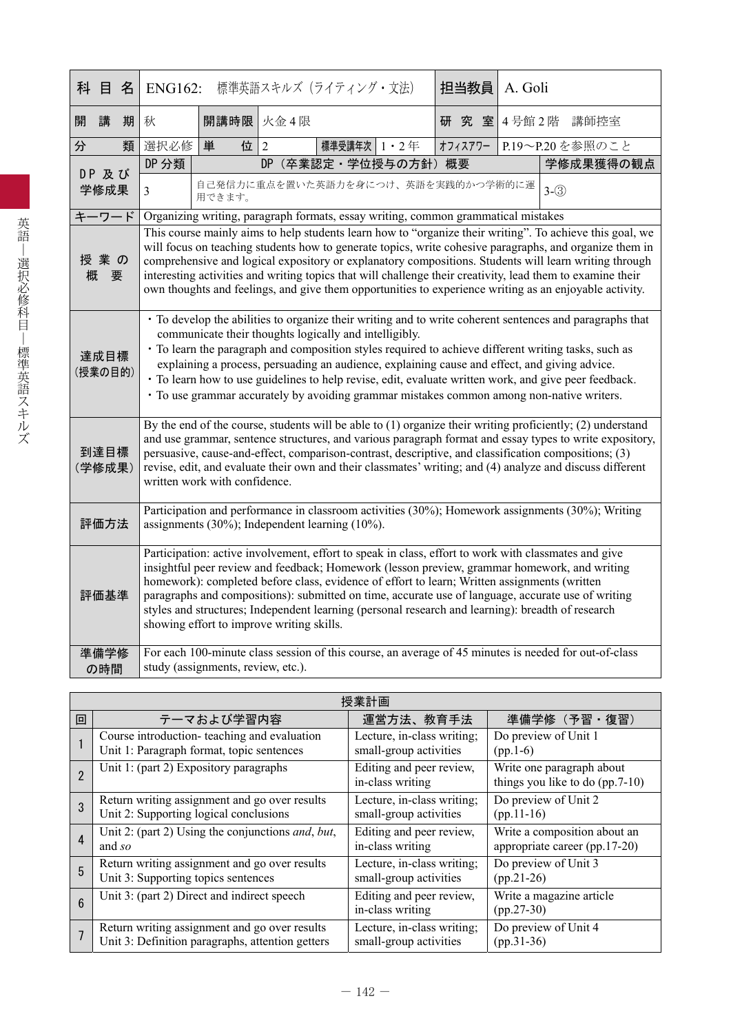| 科目名 | ENG162: 標準英語スキルズ（ライティング・文法） | | | | | 担当教員 | A. Goli |
|---|---|---|---|---|---|---|---|
| 開講期 | 秋 | 開講時限 | 火金４限 | | | 研究室 | ４号館２階　講師控室 |
| 分類 | 選択必修 | 単位 | 2 | 標準受講年次 | 1・2年 | ｵﾌｨｽｱﾜｰ | P.19〜P.20を参照のこと |
| DP及び学修成果 | DP分類 | DP（卒業認定・学位授与の方針）概要 | | | | | 学修成果獲得の観点 |
| | 3 | 自己発信力に重点を置いた英語力を身につけ、英語を実践的かつ学術的に運用できます。 | | | | | 3-③ |
| キーワード | Organizing writing, paragraph formats, essay writing, common grammatical mistakes | | | | | | |
| 授業の概要 | This course mainly aims to help students learn how to "organize their writing". To achieve this goal, we will focus on teaching students how to generate topics, write cohesive paragraphs, and organize them in comprehensive and logical expository or explanatory compositions. Students will learn writing through interesting activities and writing topics that will challenge their creativity, lead them to examine their own thoughts and feelings, and give them opportunities to experience writing as an enjoyable activity. | | | | | | |
| 達成目標（授業の目的） | ・To develop the abilities to organize their writing and to write coherent sentences and paragraphs that communicate their thoughts logically and intelligibly.<br>・To learn the paragraph and composition styles required to achieve different writing tasks, such as explaining a process, persuading an audience, explaining cause and effect, and giving advice.<br>・To learn how to use guidelines to help revise, edit, evaluate written work, and give peer feedback.<br>・To use grammar accurately by avoiding grammar mistakes common among non-native writers. | | | | | | |
| 到達目標（学修成果） | By the end of the course, students will be able to (1) organize their writing proficiently; (2) understand and use grammar, sentence structures, and various paragraph format and essay types to write expository, persuasive, cause-and-effect, comparison-contrast, descriptive, and classification compositions; (3) revise, edit, and evaluate their own and their classmates' writing; and (4) analyze and discuss different written work with confidence. | | | | | | |
| 評価方法 | Participation and performance in classroom activities (30%); Homework assignments (30%); Writing assignments (30%); Independent learning (10%). | | | | | | |
| 評価基準 | Participation: active involvement, effort to speak in class, effort to work with classmates and give insightful peer review and feedback; Homework (lesson preview, grammar homework, and writing homework): completed before class, evidence of effort to learn; Written assignments (written paragraphs and compositions): submitted on time, accurate use of language, accurate use of writing styles and structures; Independent learning (personal research and learning): breadth of research showing effort to improve writing skills. | | | | | | |
| 準備学修の時間 | For each 100-minute class session of this course, an average of 45 minutes is needed for out-of-class study (assignments, review, etc.). | | | | | | |

**授業計画**

| 回 | テーマおよび学習内容 | 運営方法、教育手法 | 準備学修（予習・復習） |
|---|---|---|---|
| 1 | Course introduction- teaching and evaluation<br>Unit 1: Paragraph format, topic sentences | Lecture, in-class writing; small-group activities | Do preview of Unit 1 (pp.1-6) |
| 2 | Unit 1: (part 2) Expository paragraphs | Editing and peer review, in-class writing | Write one paragraph about things you like to do (pp.7-10) |
| 3 | Return writing assignment and go over results<br>Unit 2: Supporting logical conclusions | Lecture, in-class writing; small-group activities | Do preview of Unit 2 (pp.11-16) |
| 4 | Unit 2: (part 2) Using the conjunctions *and*, *but*, and *so* | Editing and peer review, in-class writing | Write a composition about an appropriate career (pp.17-20) |
| 5 | Return writing assignment and go over results<br>Unit 3: Supporting topics sentences | Lecture, in-class writing; small-group activities | Do preview of Unit 3 (pp.21-26) |
| 6 | Unit 3: (part 2) Direct and indirect speech | Editing and peer review, in-class writing | Write a magazine article (pp.27-30) |
| 7 | Return writing assignment and go over results<br>Unit 3: Definition paragraphs, attention getters | Lecture, in-class writing; small-group activities | Do preview of Unit 4 (pp.31-36) |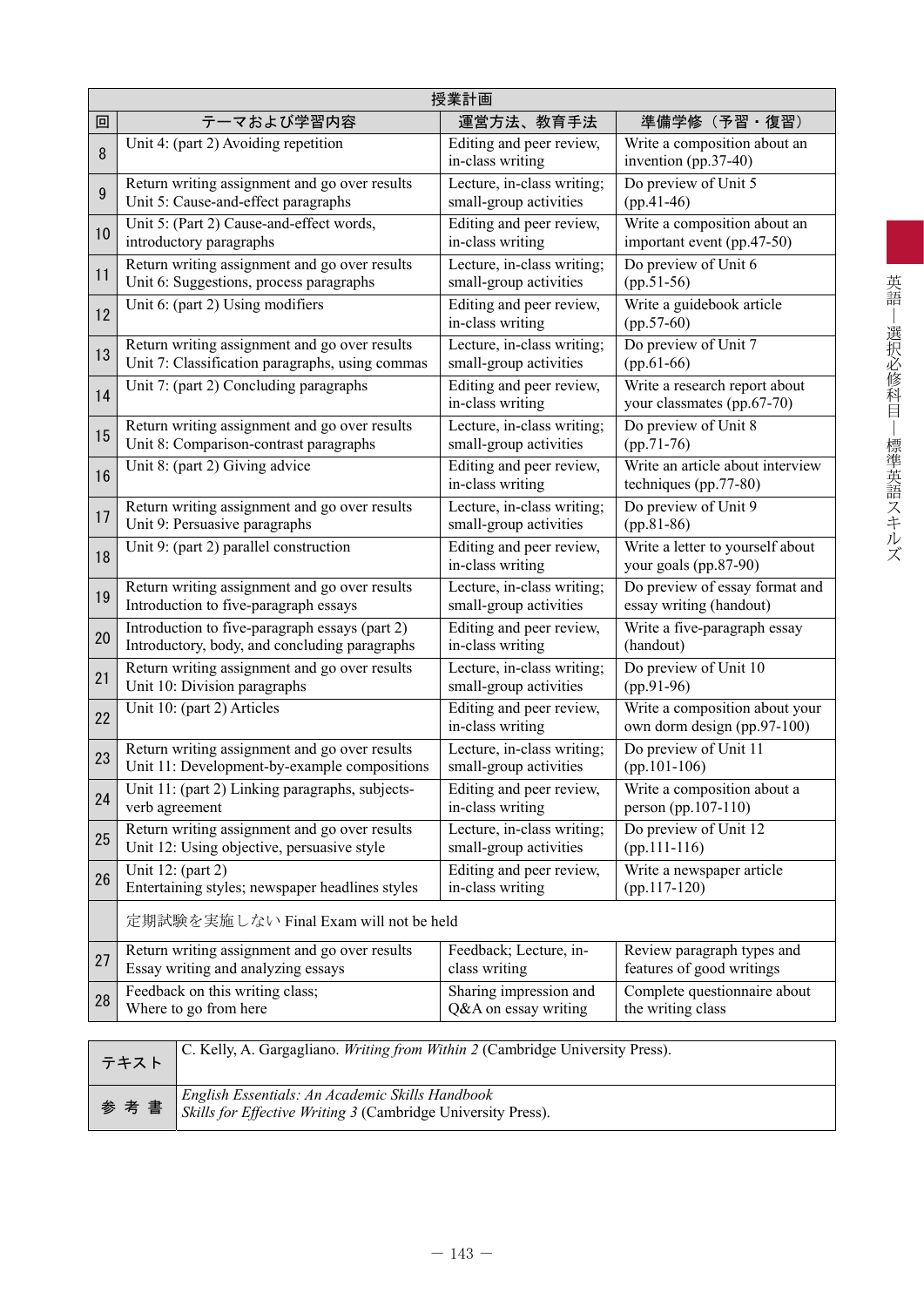| 授業計画 | | | |
|---|---|---|---|
| 回 | テーマおよび学習内容 | 運営方法、教育手法 | 準備学修（予習・復習） |
| 8 | Unit 4: (part 2) Avoiding repetition | Editing and peer review, in-class writing | Write a composition about an invention (pp.37-40) |
| 9 | Return writing assignment and go over results<br>Unit 5: Cause-and-effect paragraphs | Lecture, in-class writing; small-group activities | Do preview of Unit 5 (pp.41-46) |
| 10 | Unit 5: (Part 2) Cause-and-effect words, introductory paragraphs | Editing and peer review, in-class writing | Write a composition about an important event (pp.47-50) |
| 11 | Return writing assignment and go over results<br>Unit 6: Suggestions, process paragraphs | Lecture, in-class writing; small-group activities | Do preview of Unit 6 (pp.51-56) |
| 12 | Unit 6: (part 2) Using modifiers | Editing and peer review, in-class writing | Write a guidebook article (pp.57-60) |
| 13 | Return writing assignment and go over results<br>Unit 7: Classification paragraphs, using commas | Lecture, in-class writing; small-group activities | Do preview of Unit 7 (pp.61-66) |
| 14 | Unit 7: (part 2) Concluding paragraphs | Editing and peer review, in-class writing | Write a research report about your classmates (pp.67-70) |
| 15 | Return writing assignment and go over results<br>Unit 8: Comparison-contrast paragraphs | Lecture, in-class writing; small-group activities | Do preview of Unit 8 (pp.71-76) |
| 16 | Unit 8: (part 2) Giving advice | Editing and peer review, in-class writing | Write an article about interview techniques (pp.77-80) |
| 17 | Return writing assignment and go over results<br>Unit 9: Persuasive paragraphs | Lecture, in-class writing; small-group activities | Do preview of Unit 9 (pp.81-86) |
| 18 | Unit 9: (part 2) parallel construction | Editing and peer review, in-class writing | Write a letter to yourself about your goals (pp.87-90) |
| 19 | Return writing assignment and go over results<br>Introduction to five-paragraph essays | Lecture, in-class writing; small-group activities | Do preview of essay format and essay writing (handout) |
| 20 | Introduction to five-paragraph essays (part 2)<br>Introductory, body, and concluding paragraphs | Editing and peer review, in-class writing | Write a five-paragraph essay (handout) |
| 21 | Return writing assignment and go over results<br>Unit 10: Division paragraphs | Lecture, in-class writing; small-group activities | Do preview of Unit 10 (pp.91-96) |
| 22 | Unit 10: (part 2) Articles | Editing and peer review, in-class writing | Write a composition about your own dorm design (pp.97-100) |
| 23 | Return writing assignment and go over results<br>Unit 11: Development-by-example compositions | Lecture, in-class writing; small-group activities | Do preview of Unit 11 (pp.101-106) |
| 24 | Unit 11: (part 2) Linking paragraphs, subjects-verb agreement | Editing and peer review, in-class writing | Write a composition about a person (pp.107-110) |
| 25 | Return writing assignment and go over results<br>Unit 12: Using objective, persuasive style | Lecture, in-class writing; small-group activities | Do preview of Unit 12 (pp.111-116) |
| 26 | Unit 12: (part 2)<br>Entertaining styles; newspaper headlines styles | Editing and peer review, in-class writing | Write a newspaper article (pp.117-120) |
| | 定期試験を実施しない Final Exam will not be held | | |
| 27 | Return writing assignment and go over results<br>Essay writing and analyzing essays | Feedback; Lecture, in-class writing | Review paragraph types and features of good writings |
| 28 | Feedback on this writing class;<br>Where to go from here | Sharing impression and Q&A on essay writing | Complete questionnaire about the writing class |

| | |
|---|---|
| テキスト | C. Kelly, A. Gargagliano. *Writing from Within 2* (Cambridge University Press). |
| 参考書 | *English Essentials: An Academic Skills Handbook*<br>*Skills for Effective Writing 3* (Cambridge University Press). |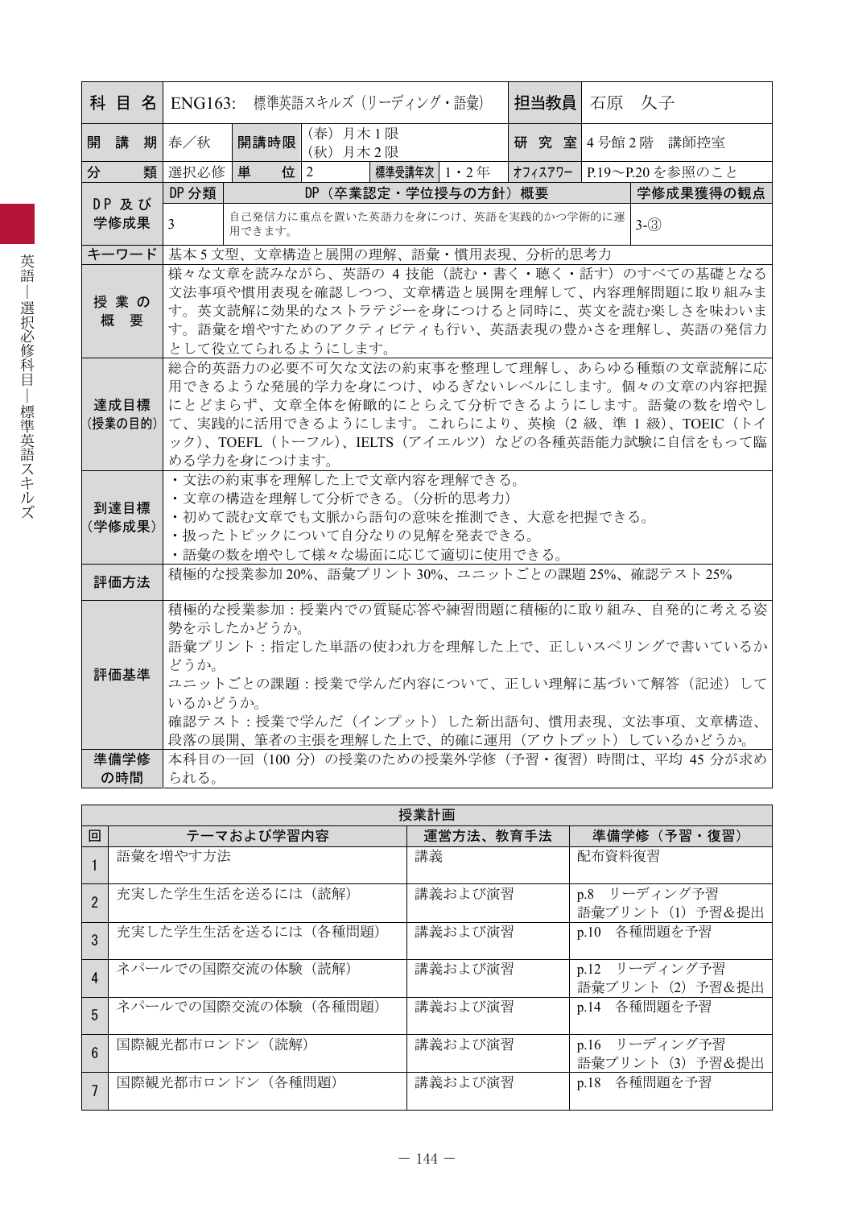| 科目名 | ENG163: 標準英語スキルズ（リーディング・語彙） | | | | | 担当教員 | 石原　久子 |
|---|---|---|---|---|---|---|---|
| 開講期 | 春／秋 | 開講時限 | （春）月木1限<br>（秋）月木2限 | | | 研究室 | 4号館2階　講師控室 |
| 分類 | 選択必修 | 単位 | 2 | 標準受講年次 | 1・2年 | オフィスアワー | P.19～P.20を参照のこと |
| DP及び学修成果 | DP分類 | DP（卒業認定・学位授与の方針）概要 | | | | | 学修成果獲得の観点 |
| | 3 | 自己発信力に重点を置いた英語力を身につけ、英語を実践的かつ学術的に運用できます。 | | | | | 3-③ |
| キーワード | 基本5文型、文章構造と展開の理解、語彙・慣用表現、分析的思考力 | | | | | | |
| 授業の概要 | 様々な文章を読みながら、英語の4技能（読む・書く・聴く・話す）のすべての基礎となる文法事項や慣用表現を確認しつつ、文章構造と展開を理解して、内容理解問題に取り組みます。英文読解に効果的なストラテジーを身につけると同時に、英文を読む楽しさを味わいます。語彙を増やすためのアクティビティも行い、英語表現の豊かさを理解し、英語の発信力として役立てられるようにします。 | | | | | | |
| 達成目標（授業の目的） | 総合的英語力の必要不可欠な文法の約束事を整理して理解し、あらゆる種類の文章読解に応用できるような発展的学力を身につけ、ゆるぎないレベルにします。個々の文章の内容把握にとどまらず、文章全体を俯瞰的にとらえて分析できるようにします。語彙の数を増やして、実践的に活用できるようにします。これにより、英検（2級、準1級）、TOEIC（トイック）、TOEFL（トーフル）、IELTS（アイエルツ）などの各種英語能力試験に自信をもって臨める学力を身につけます。 | | | | | | |
| 到達目標（学修成果） | ・文法の約束事を理解した上で文章内容を理解できる。<br>・文章の構造を理解して分析できる。（分析的思考力）<br>・初めて読む文章でも文脈から語句の意味を推測でき、大意を把握できる。<br>・扱ったトピックについて自分なりの見解を発表できる。<br>・語彙の数を増やして様々な場面に応じて適切に使用できる。 | | | | | | |
| 評価方法 | 積極的な授業参加20%、語彙プリント30%、ユニットごとの課題25%、確認テスト25% | | | | | | |
| 評価基準 | 積極的な授業参加：授業内での質疑応答や練習問題に積極的に取り組み、自発的に考える姿勢を示したかどうか。<br>語彙プリント：指定した単語の使われ方を理解した上で、正しいスペリングで書いているかどうか。<br>ユニットごとの課題：授業で学んだ内容について、正しい理解に基づいて解答（記述）しているかどうか。<br>確認テスト：授業で学んだ（インプット）した新出語句、慣用表現、文法事項、文章構造、段落の展開、筆者の主張を理解した上で、的確に運用（アウトプット）しているかどうか。 | | | | | | |
| 準備学修の時間 | 本科目の一回（100分）の授業のための授業外学修（予習・復習）時間は、平均45分が求められる。 | | | | | | |

**授業計画**

| 回 | テーマおよび学習内容 | 運営方法、教育手法 | 準備学修（予習・復習） |
|---|---|---|---|
| 1 | 語彙を増やす方法 | 講義 | 配布資料復習 |
| 2 | 充実した学生生活を送るには（読解） | 講義および演習 | p.8　リーディング予習<br>語彙プリント（1）予習&提出 |
| 3 | 充実した学生生活を送るには（各種問題） | 講義および演習 | p.10　各種問題を予習 |
| 4 | ネパールでの国際交流の体験（読解） | 講義および演習 | p.12　リーディング予習<br>語彙プリント（2）予習&提出 |
| 5 | ネパールでの国際交流の体験（各種問題） | 講義および演習 | p.14　各種問題を予習 |
| 6 | 国際観光都市ロンドン（読解） | 講義および演習 | p.16　リーディング予習<br>語彙プリント（3）予習&提出 |
| 7 | 国際観光都市ロンドン（各種問題） | 講義および演習 | p.18　各種問題を予習 |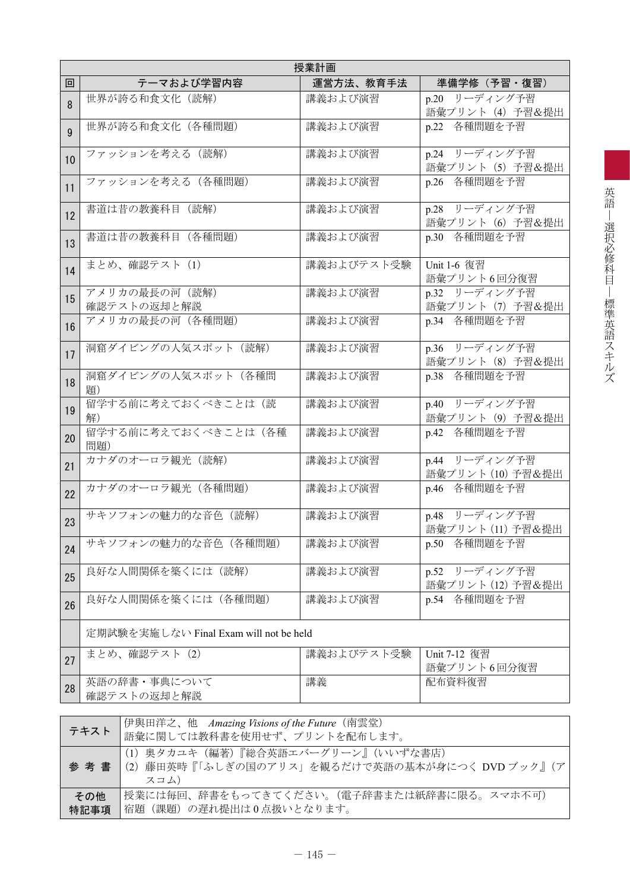| 授業計画 | | | |
|---|---|---|---|
| 回 | テーマおよび学習内容 | 運営方法、教育手法 | 準備学修（予習・復習） |
| 8 | 世界が誇る和食文化（読解） | 講義および演習 | p.20 リーディング予習<br>語彙プリント（4）予習&提出 |
| 9 | 世界が誇る和食文化（各種問題） | 講義および演習 | p.22 各種問題を予習 |
| 10 | ファッションを考える（読解） | 講義および演習 | p.24 リーディング予習<br>語彙プリント（5）予習&提出 |
| 11 | ファッションを考える（各種問題） | 講義および演習 | p.26 各種問題を予習 |
| 12 | 書道は昔の教養科目（読解） | 講義および演習 | p.28 リーディング予習<br>語彙プリント（6）予習&提出 |
| 13 | 書道は昔の教養科目（各種問題） | 講義および演習 | p.30 各種問題を予習 |
| 14 | まとめ、確認テスト（1） | 講義およびテスト受験 | Unit 1-6 復習<br>語彙プリント6回分復習 |
| 15 | アメリカの最長の河（読解）<br>確認テストの返却と解説 | 講義および演習 | p.32 リーディング予習<br>語彙プリント（7）予習&提出 |
| 16 | アメリカの最長の河（各種問題） | 講義および演習 | p.34 各種問題を予習 |
| 17 | 洞窟ダイビングの人気スポット（読解） | 講義および演習 | p.36 リーディング予習<br>語彙プリント（8）予習&提出 |
| 18 | 洞窟ダイビングの人気スポット（各種問題） | 講義および演習 | p.38 各種問題を予習 |
| 19 | 留学する前に考えておくべきことは（読解） | 講義および演習 | p.40 リーディング予習<br>語彙プリント（9）予習&提出 |
| 20 | 留学する前に考えておくべきことは（各種問題） | 講義および演習 | p.42 各種問題を予習 |
| 21 | カナダのオーロラ観光（読解） | 講義および演習 | p.44 リーディング予習<br>語彙プリント（10）予習&提出 |
| 22 | カナダのオーロラ観光（各種問題） | 講義および演習 | p.46 各種問題を予習 |
| 23 | サキソフォンの魅力的な音色（読解） | 講義および演習 | p.48 リーディング予習<br>語彙プリント（11）予習&提出 |
| 24 | サキソフォンの魅力的な音色（各種問題） | 講義および演習 | p.50 各種問題を予習 |
| 25 | 良好な人間関係を築くには（読解） | 講義および演習 | p.52 リーディング予習<br>語彙プリント（12）予習&提出 |
| 26 | 良好な人間関係を築くには（各種問題） | 講義および演習 | p.54 各種問題を予習 |
| | 定期試験を実施しない Final Exam will not be held | | |
| 27 | まとめ、確認テスト（2） | 講義およびテスト受験 | Unit 7-12 復習<br>語彙プリント6回分復習 |
| 28 | 英語の辞書・事典について<br>確認テストの返却と解説 | 講義 | 配布資料復習 |

| | |
|---|---|
| テキスト | 伊與田洋之、他 *Amazing Visions of the Future*（南雲堂）<br>語彙に関しては教科書を使用せず、プリントを配布します。 |
| 参考書 | （1）奥タカユキ（編著）『総合英語エバーグリーン』（いいずな書店）<br>（2）藤田英時『「ふしぎの国のアリス」を観るだけで英語の基本が身につく DVD ブック』（アスコム） |
| その他特記事項 | 授業には毎回、辞書をもってきてください。（電子辞書または紙辞書に限る。スマホ不可）<br>宿題（課題）の遅れ提出は0点扱いとなります。 |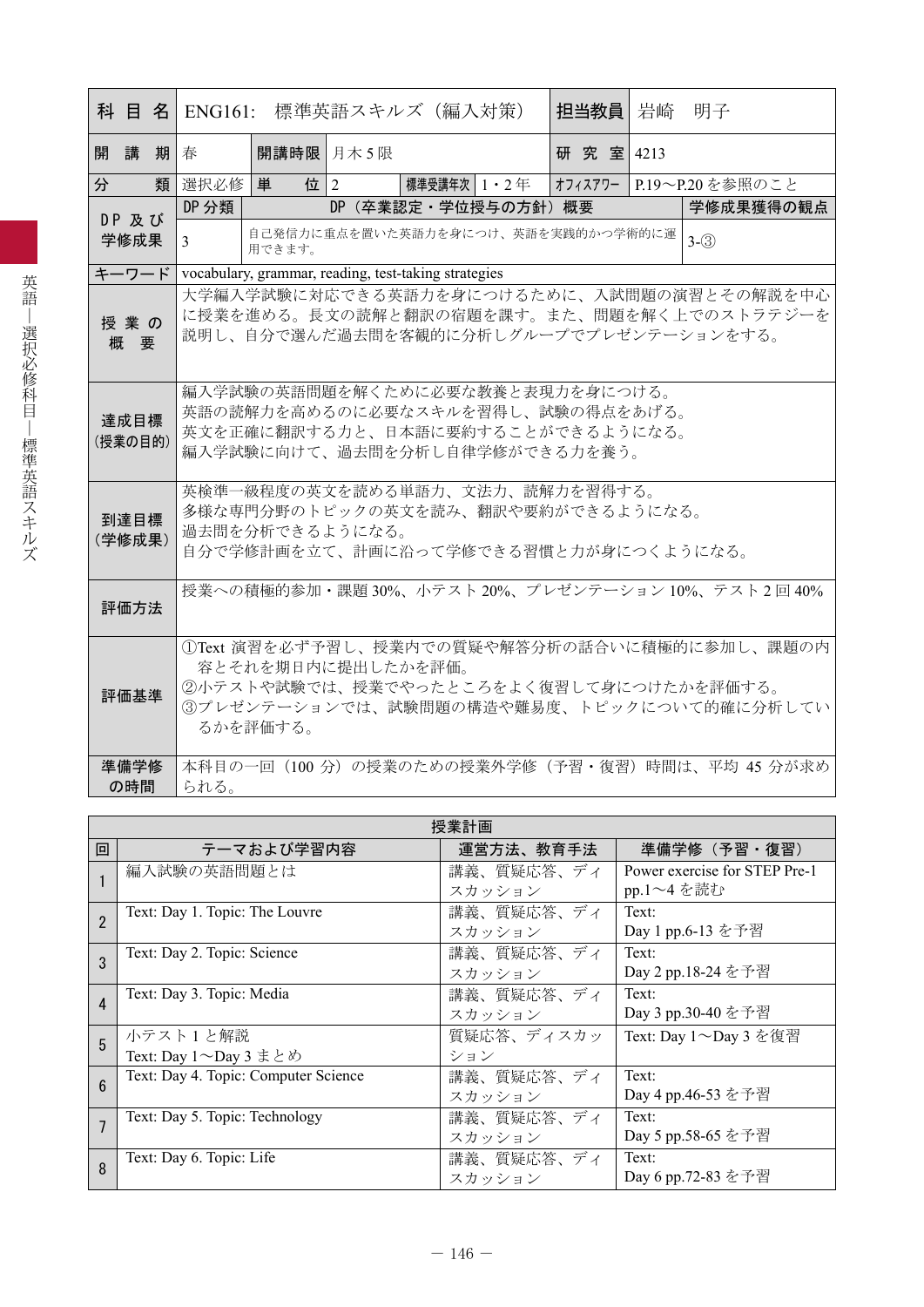| 科目名 | ENG161: 標準英語スキルズ（編入対策） | | | | | 担当教員 | 岩崎　明子 |
|---|---|---|---|---|---|---|---|
| 開講期 | 春 | 開講時限 | 月木5限 | | | 研究室 | 4213 |
| 分類 | 選択必修 | 単位 | 2 | 標準受講年次 | 1・2年 | オフィスアワー | P.19〜P.20を参照のこと |
| DP及び学修成果 | DP分類 | DP（卒業認定・学位授与の方針）概要 | | | | | 学修成果獲得の観点 |
| | 3 | 自己発信力に重点を置いた英語力を身につけ、英語を実践的かつ学術的に運用できます。 | | | | | 3-③ |
| キーワード | vocabulary, grammar, reading, test-taking strategies | | | | | | |
| 授業の概要 | 大学編入学試験に対応できる英語力を身につけるために、入試問題の演習とその解説を中心に授業を進める。長文の読解と翻訳の宿題を課す。また、問題を解く上でのストラテジーを説明し、自分で選んだ過去問を客観的に分析しグループでプレゼンテーションをする。 | | | | | | |
| 達成目標（授業の目的） | 編入学試験の英語問題を解くために必要な教養と表現力を身につける。<br>英語の読解力を高めるのに必要なスキルを習得し、試験の得点をあげる。<br>英文を正確に翻訳する力と、日本語に要約することができるようになる。<br>編入学試験に向けて、過去問を分析し自律学修ができる力を養う。 | | | | | | |
| 到達目標（学修成果） | 英検準一級程度の英文を読める単語力、文法力、読解力を習得する。<br>多様な専門分野のトピックの英文を読み、翻訳や要約ができるようになる。<br>過去問を分析できるようになる。<br>自分で学修計画を立て、計画に沿って学修できる習慣と力が身につくようになる。 | | | | | | |
| 評価方法 | 授業への積極的参加・課題30%、小テスト20%、プレゼンテーション10%、テスト2回40% | | | | | | |
| 評価基準 | ①Text演習を必ず予習し、授業内での質疑や解答分析の話合いに積極的に参加し、課題の内容とそれを期日内に提出したかを評価。<br>②小テストや試験では、授業でやったところをよく復習して身につけたかを評価する。<br>③プレゼンテーションでは、試験問題の構造や難易度、トピックについて的確に分析しているかを評価する。 | | | | | | |
| 準備学修の時間 | 本科目の一回（100分）の授業のための授業外学修（予習・復習）時間は、平均45分が求められる。 | | | | | | |

**授業計画**

| 回 | テーマおよび学習内容 | 運営方法、教育手法 | 準備学修（予習・復習） |
|---|---|---|---|
| 1 | 編入試験の英語問題とは | 講義、質疑応答、ディスカッション | Power exercise for STEP Pre-1 pp.1〜4を読む |
| 2 | Text: Day 1. Topic: The Louvre | 講義、質疑応答、ディスカッション | Text: Day 1 pp.6-13を予習 |
| 3 | Text: Day 2. Topic: Science | 講義、質疑応答、ディスカッション | Text: Day 2 pp.18-24を予習 |
| 4 | Text: Day 3. Topic: Media | 講義、質疑応答、ディスカッション | Text: Day 3 pp.30-40を予習 |
| 5 | 小テスト1と解説<br>Text: Day 1〜Day 3まとめ | 質疑応答、ディスカッション | Text: Day 1〜Day 3を復習 |
| 6 | Text: Day 4. Topic: Computer Science | 講義、質疑応答、ディスカッション | Text: Day 4 pp.46-53を予習 |
| 7 | Text: Day 5. Topic: Technology | 講義、質疑応答、ディスカッション | Text: Day 5 pp.58-65を予習 |
| 8 | Text: Day 6. Topic: Life | 講義、質疑応答、ディスカッション | Text: Day 6 pp.72-83を予習 |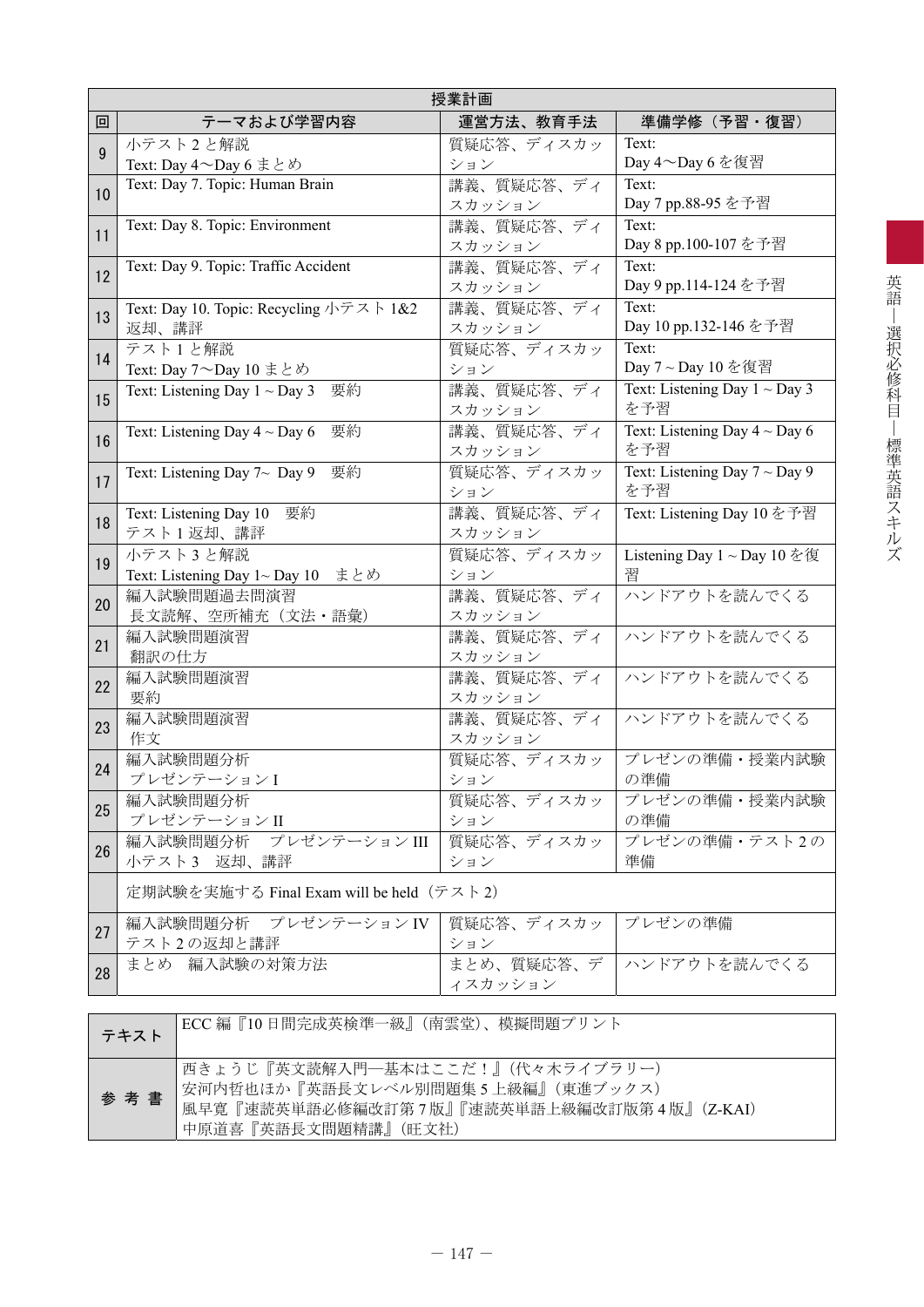| 授業計画 | | | |
|---|---|---|---|
| 回 | テーマおよび学習内容 | 運営方法、教育手法 | 準備学修（予習・復習） |
| 9 | 小テスト 2 と解説<br>Text: Day 4〜Day 6 まとめ | 質疑応答、ディスカッション | Text:<br>Day 4〜Day 6 を復習 |
| 10 | Text: Day 7. Topic: Human Brain | 講義、質疑応答、ディスカッション | Text:<br>Day 7 pp.88-95 を予習 |
| 11 | Text: Day 8. Topic: Environment | 講義、質疑応答、ディスカッション | Text:<br>Day 8 pp.100-107 を予習 |
| 12 | Text: Day 9. Topic: Traffic Accident | 講義、質疑応答、ディスカッション | Text:<br>Day 9 pp.114-124 を予習 |
| 13 | Text: Day 10. Topic: Recycling 小テスト 1&2 返却、講評 | 講義、質疑応答、ディスカッション | Text:<br>Day 10 pp.132-146 を予習 |
| 14 | テスト 1 と解説<br>Text: Day 7〜Day 10 まとめ | 質疑応答、ディスカッション | Text:<br>Day 7 ~ Day 10 を復習 |
| 15 | Text: Listening Day 1 ~ Day 3　要約 | 講義、質疑応答、ディスカッション | Text: Listening Day 1 ~ Day 3 を予習 |
| 16 | Text: Listening Day 4 ~ Day 6　要約 | 講義、質疑応答、ディスカッション | Text: Listening Day 4 ~ Day 6 を予習 |
| 17 | Text: Listening Day 7~ Day 9　要約 | 質疑応答、ディスカッション | Text: Listening Day 7 ~ Day 9 を予習 |
| 18 | Text: Listening Day 10　要約<br>テスト 1 返却、講評 | 講義、質疑応答、ディスカッション | Text: Listening Day 10 を予習 |
| 19 | 小テスト 3 と解説<br>Text: Listening Day 1~ Day 10　まとめ | 質疑応答、ディスカッション | Listening Day 1 ~ Day 10 を復習 |
| 20 | 編入試験問題過去問演習<br>長文読解、空所補充（文法・語彙） | 講義、質疑応答、ディスカッション | ハンドアウトを読んでくる |
| 21 | 編入試験問題演習<br>翻訳の仕方 | 講義、質疑応答、ディスカッション | ハンドアウトを読んでくる |
| 22 | 編入試験問題演習<br>要約 | 講義、質疑応答、ディスカッション | ハンドアウトを読んでくる |
| 23 | 編入試験問題演習<br>作文 | 講義、質疑応答、ディスカッション | ハンドアウトを読んでくる |
| 24 | 編入試験問題分析<br>プレゼンテーション I | 質疑応答、ディスカッション | プレゼンの準備・授業内試験の準備 |
| 25 | 編入試験問題分析<br>プレゼンテーション II | 質疑応答、ディスカッション | プレゼンの準備・授業内試験の準備 |
| 26 | 編入試験問題分析　プレゼンテーション III<br>小テスト 3　返却、講評 | 質疑応答、ディスカッション | プレゼンの準備・テスト 2 の準備 |
| | 定期試験を実施する Final Exam will be held（テスト 2） | | |
| 27 | 編入試験問題分析　プレゼンテーション IV<br>テスト 2 の返却と講評 | 質疑応答、ディスカッション | プレゼンの準備 |
| 28 | まとめ　編入試験の対策方法 | まとめ、質疑応答、ディスカッション | ハンドアウトを読んでくる |

| テキスト | ECC 編『10 日間完成英検準一級』（南雲堂）、模擬問題プリント |
|---|---|
| 参考書 | 西きょうじ『英文読解入門―基本はここだ！』（代々木ライブラリー）<br>安河内哲也ほか『英語長文レベル別問題集 5 上級編』（東進ブックス）<br>風早寛『速読英単語必修編改訂第 7 版』『速読英単語上級編改訂版第 4 版』（Z-KAI）<br>中原道喜『英語長文問題精講』（旺文社） |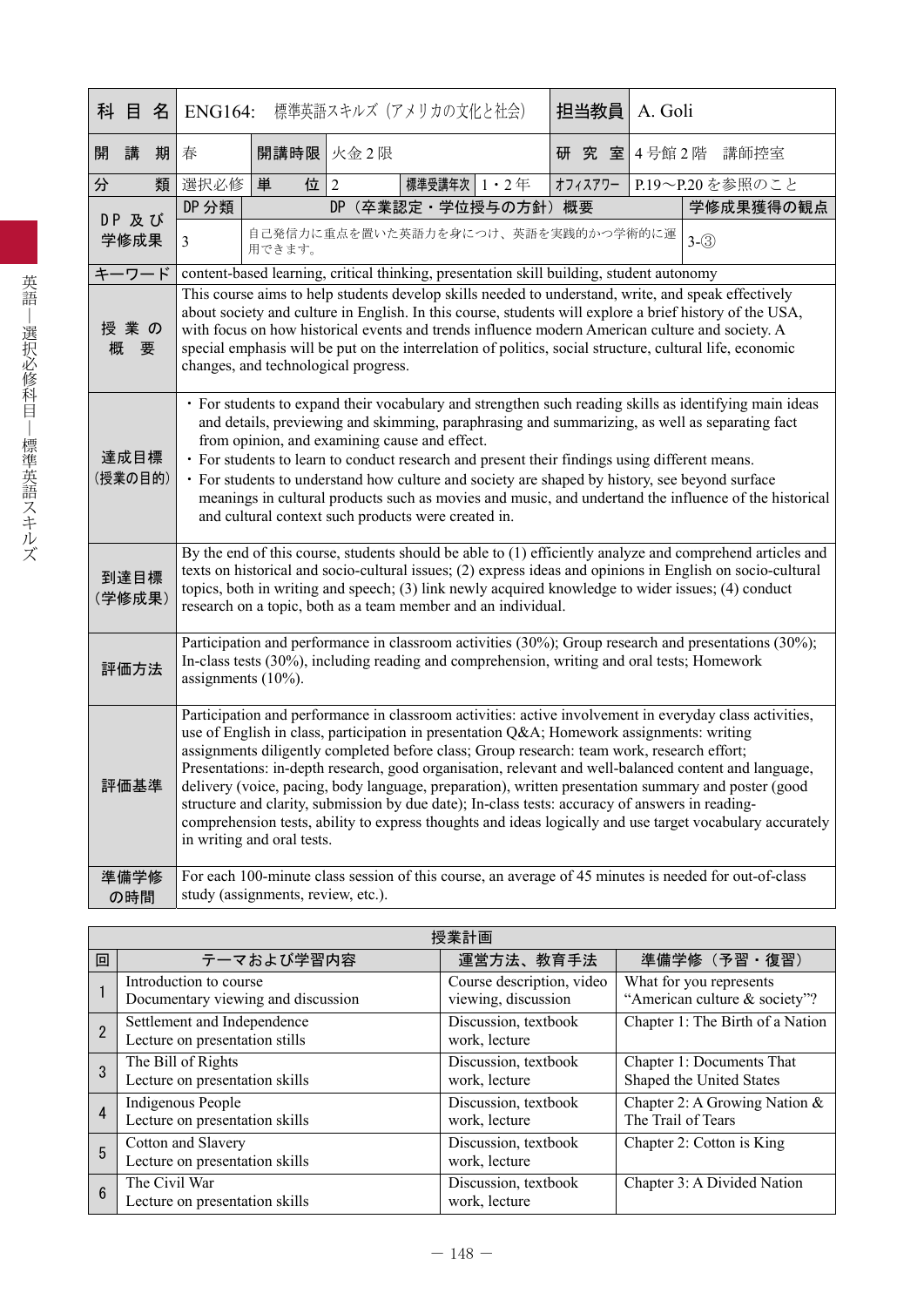| 科目名 | ENG164:　標準英語スキルズ（アメリカの文化と社会） | | | | | 担当教員 | A. Goli |
|---|---|---|---|---|---|---|---|
| 開講期 | 春 | 開講時限 | 火金２限 | | | 研究室 | 4号館2階　講師控室 |
| 分類 | 選択必修 | 単位 | 2 | 標準受講年次 | 1・2年 | ｵﾌｨｽｱﾜｰ | P.19～P.20を参照のこと |
| DP及び学修成果 | DP分類 | DP（卒業認定・学位授与の方針）概要 | | | | | 学修成果獲得の観点 |
| | 3 | 自己発信力に重点を置いた英語力を身につけ、英語を実践的かつ学術的に運用できます。 | | | | | 3-③ |
| キーワード | content-based learning, critical thinking, presentation skill building, student autonomy | | | | | | |
| 授業の概要 | This course aims to help students develop skills needed to understand, write, and speak effectively about society and culture in English. In this course, students will explore a brief history of the USA, with focus on how historical events and trends influence modern American culture and society. A special emphasis will be put on the interrelation of politics, social structure, cultural life, economic changes, and technological progress. | | | | | | |
| 達成目標（授業の目的） | ・For students to expand their vocabulary and strengthen such reading skills as identifying main ideas and details, previewing and skimming, paraphrasing and summarizing, as well as separating fact from opinion, and examining cause and effect.<br>・For students to learn to conduct research and present their findings using different means.<br>・For students to understand how culture and society are shaped by history, see beyond surface meanings in cultural products such as movies and music, and undertand the influence of the historical and cultural context such products were created in. | | | | | | |
| 到達目標（学修成果） | By the end of this course, students should be able to (1) efficiently analyze and comprehend articles and texts on historical and socio-cultural issues; (2) express ideas and opinions in English on socio-cultural topics, both in writing and speech; (3) link newly acquired knowledge to wider issues; (4) conduct research on a topic, both as a team member and an individual. | | | | | | |
| 評価方法 | Participation and performance in classroom activities (30%); Group research and presentations (30%); In-class tests (30%), including reading and comprehension, writing and oral tests; Homework assignments (10%). | | | | | | |
| 評価基準 | Participation and performance in classroom activities: active involvement in everyday class activities, use of English in class, participation in presentation Q&A; Homework assignments: writing assignments diligently completed before class; Group research: team work, research effort; Presentations: in-depth research, good organisation, relevant and well-balanced content and language, delivery (voice, pacing, body language, preparation), written presentation summary and poster (good structure and clarity, submission by due date); In-class tests: accuracy of answers in reading-comprehension tests, ability to express thoughts and ideas logically and use target vocabulary accurately in writing and oral tests. | | | | | | |
| 準備学修の時間 | For each 100-minute class session of this course, an average of 45 minutes is needed for out-of-class study (assignments, review, etc.). | | | | | | |

**授業計画**

| 回 | テーマおよび学習内容 | 運営方法、教育手法 | 準備学修（予習・復習） |
|---|---|---|---|
| 1 | Introduction to course<br>Documentary viewing and discussion | Course description, video viewing, discussion | What for you represents "American culture & society"? |
| 2 | Settlement and Independence<br>Lecture on presentation stills | Discussion, textbook work, lecture | Chapter 1: The Birth of a Nation |
| 3 | The Bill of Rights<br>Lecture on presentation skills | Discussion, textbook work, lecture | Chapter 1: Documents That Shaped the United States |
| 4 | Indigenous People<br>Lecture on presentation skills | Discussion, textbook work, lecture | Chapter 2: A Growing Nation & The Trail of Tears |
| 5 | Cotton and Slavery<br>Lecture on presentation skills | Discussion, textbook work, lecture | Chapter 2: Cotton is King |
| 6 | The Civil War<br>Lecture on presentation skills | Discussion, textbook work, lecture | Chapter 3: A Divided Nation |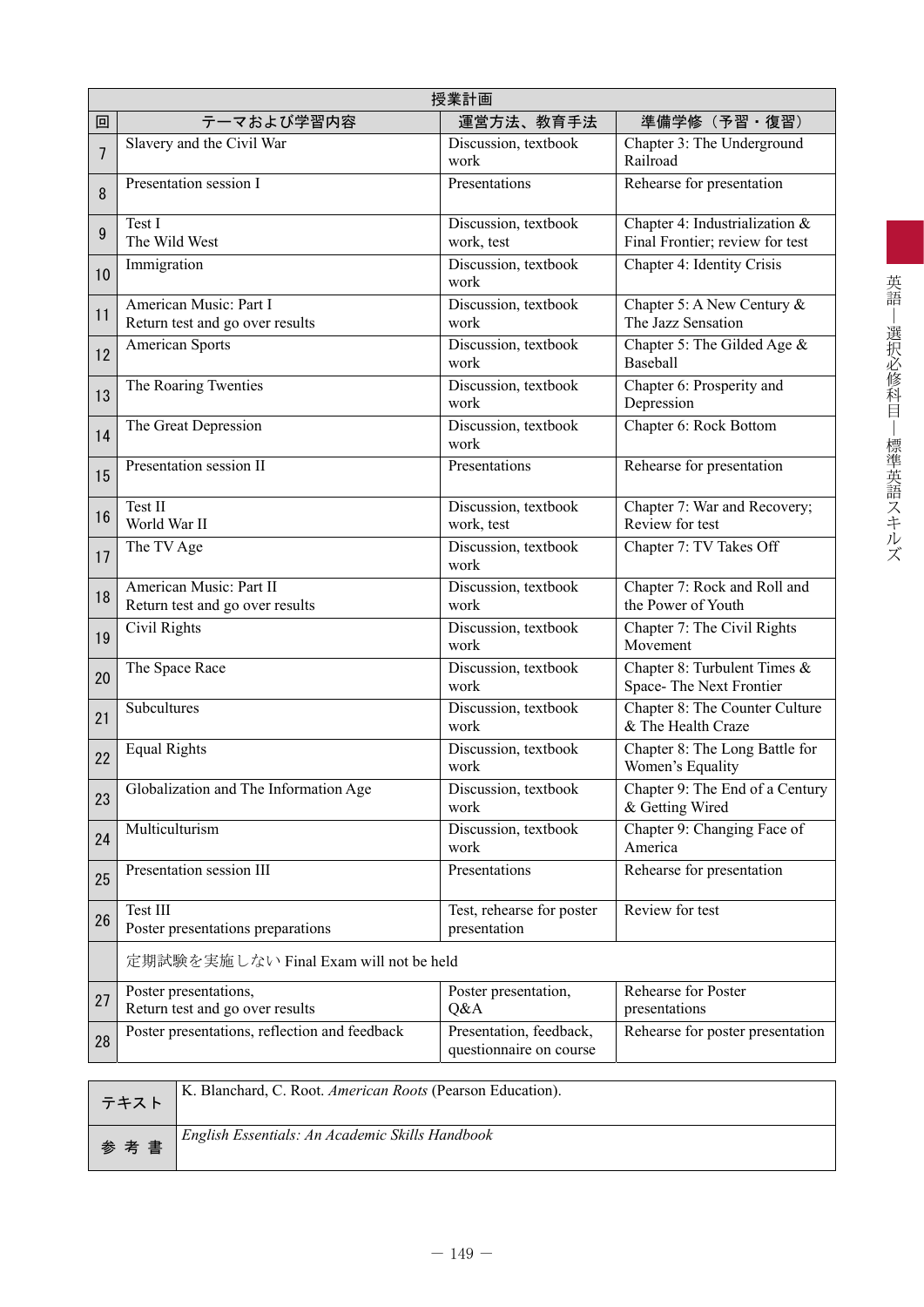| 授業計画 | | | |
|---|---|---|---|
| 回 | テーマおよび学習内容 | 運営方法、教育手法 | 準備学修（予習・復習） |
| 7 | Slavery and the Civil War | Discussion, textbook work | Chapter 3: The Underground Railroad |
| 8 | Presentation session I | Presentations | Rehearse for presentation |
| 9 | Test I<br>The Wild West | Discussion, textbook work, test | Chapter 4: Industrialization & Final Frontier; review for test |
| 10 | Immigration | Discussion, textbook work | Chapter 4: Identity Crisis |
| 11 | American Music: Part I<br>Return test and go over results | Discussion, textbook work | Chapter 5: A New Century & The Jazz Sensation |
| 12 | American Sports | Discussion, textbook work | Chapter 5: The Gilded Age & Baseball |
| 13 | The Roaring Twenties | Discussion, textbook work | Chapter 6: Prosperity and Depression |
| 14 | The Great Depression | Discussion, textbook work | Chapter 6: Rock Bottom |
| 15 | Presentation session II | Presentations | Rehearse for presentation |
| 16 | Test II<br>World War II | Discussion, textbook work, test | Chapter 7: War and Recovery; Review for test |
| 17 | The TV Age | Discussion, textbook work | Chapter 7: TV Takes Off |
| 18 | American Music: Part II<br>Return test and go over results | Discussion, textbook work | Chapter 7: Rock and Roll and the Power of Youth |
| 19 | Civil Rights | Discussion, textbook work | Chapter 7: The Civil Rights Movement |
| 20 | The Space Race | Discussion, textbook work | Chapter 8: Turbulent Times & Space- The Next Frontier |
| 21 | Subcultures | Discussion, textbook work | Chapter 8: The Counter Culture & The Health Craze |
| 22 | Equal Rights | Discussion, textbook work | Chapter 8: The Long Battle for Women's Equality |
| 23 | Globalization and The Information Age | Discussion, textbook work | Chapter 9: The End of a Century & Getting Wired |
| 24 | Multiculturism | Discussion, textbook work | Chapter 9: Changing Face of America |
| 25 | Presentation session III | Presentations | Rehearse for presentation |
| 26 | Test III<br>Poster presentations preparations | Test, rehearse for poster presentation | Review for test |
| | 定期試験を実施しない Final Exam will not be held | | |
| 27 | Poster presentations,<br>Return test and go over results | Poster presentation, Q&A | Rehearse for Poster presentations |
| 28 | Poster presentations, reflection and feedback | Presentation, feedback, questionnaire on course | Rehearse for poster presentation |

| テキスト | K. Blanchard, C. Root. *American Roots* (Pearson Education). |
|---|---|
| 参考書 | *English Essentials: An Academic Skills Handbook* |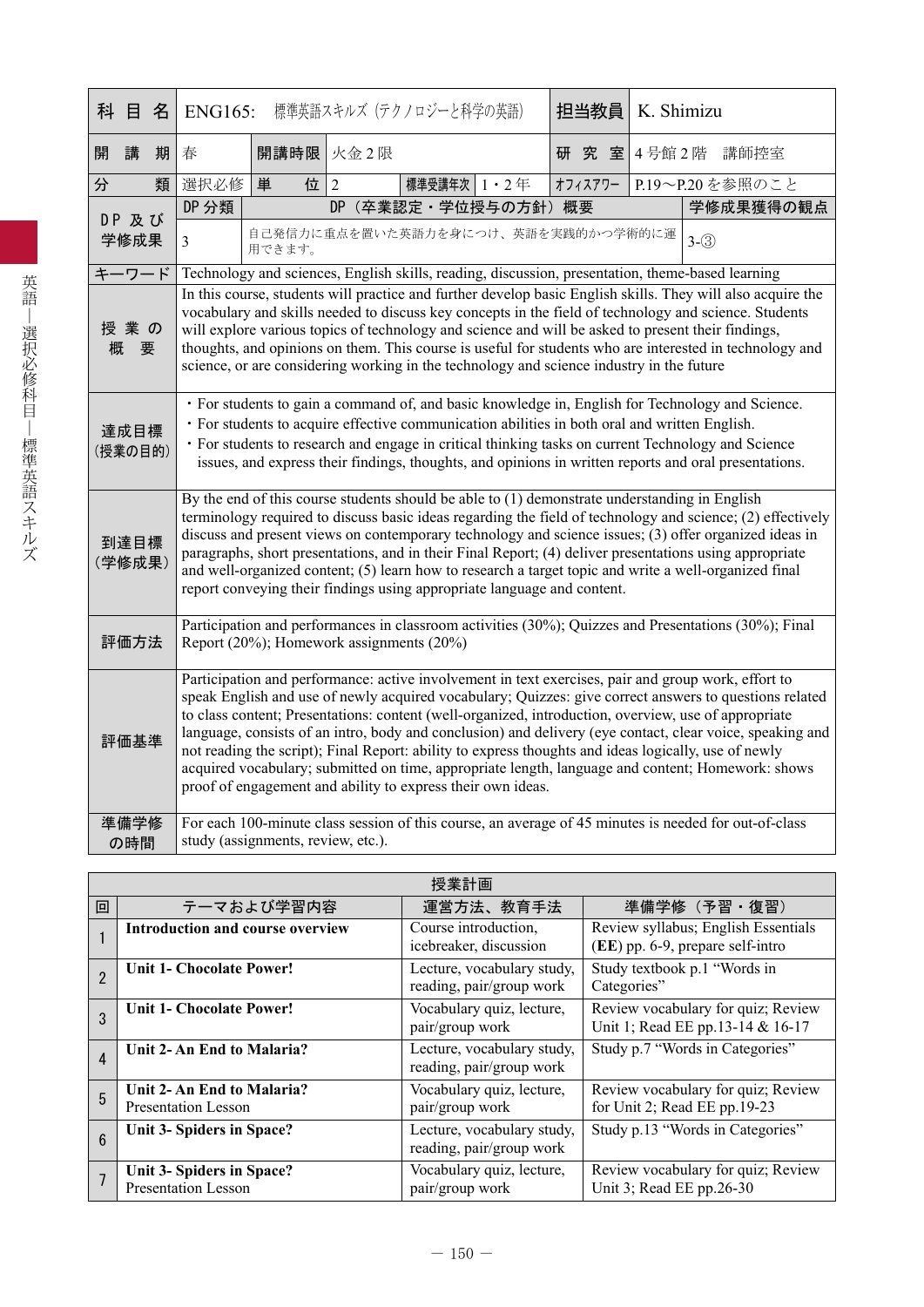| 科目名 | ENG165: 標準英語スキルズ（テクノロジーと科学の英語） | | | | 担当教員 | K. Shimizu | |
|---|---|---|---|---|---|---|---|
| 開講期 | 春 | 開講時限 | 火金２限 | | 研究室 | ４号館２階　講師控室 | |
| 分類 | 選択必修 | 単位 | 2 | 標準受講年次 | １・２年 | オフィスアワー | P.19～P.20 を参照のこと |
| DP 及び学修成果 | DP 分類 | DP（卒業認定・学位授与の方針）概要 | | | | | 学修成果獲得の観点 |
| | 3 | 自己発信力に重点を置いた英語力を身につけ、英語を実践的かつ学術的に運用できます。 | | | | | 3-③ |
| キーワード | Technology and sciences, English skills, reading, discussion, presentation, theme-based learning | | | | | | |
| 授業の概要 | In this course, students will practice and further develop basic English skills. They will also acquire the vocabulary and skills needed to discuss key concepts in the field of technology and science. Students will explore various topics of technology and science and will be asked to present their findings, thoughts, and opinions on them. This course is useful for students who are interested in technology and science, or are considering working in the technology and science industry in the future | | | | | | |
| 達成目標（授業の目的） | ・For students to gain a command of, and basic knowledge in, English for Technology and Science.<br>・For students to acquire effective communication abilities in both oral and written English.<br>・For students to research and engage in critical thinking tasks on current Technology and Science issues, and express their findings, thoughts, and opinions in written reports and oral presentations. | | | | | | |
| 到達目標（学修成果） | By the end of this course students should be able to (1) demonstrate understanding in English terminology required to discuss basic ideas regarding the field of technology and science; (2) effectively discuss and present views on contemporary technology and science issues; (3) offer organized ideas in paragraphs, short presentations, and in their Final Report; (4) deliver presentations using appropriate and well-organized content; (5) learn how to research a target topic and write a well-organized final report conveying their findings using appropriate language and content. | | | | | | |
| 評価方法 | Participation and performances in classroom activities (30%); Quizzes and Presentations (30%); Final Report (20%); Homework assignments (20%) | | | | | | |
| 評価基準 | Participation and performance: active involvement in text exercises, pair and group work, effort to speak English and use of newly acquired vocabulary; Quizzes: give correct answers to questions related to class content; Presentations: content (well-organized, introduction, overview, use of appropriate language, consists of an intro, body and conclusion) and delivery (eye contact, clear voice, speaking and not reading the script); Final Report: ability to express thoughts and ideas logically, use of newly acquired vocabulary; submitted on time, appropriate length, language and content; Homework: shows proof of engagement and ability to express their own ideas. | | | | | | |
| 準備学修の時間 | For each 100-minute class session of this course, an average of 45 minutes is needed for out-of-class study (assignments, review, etc.). | | | | | | |

**授業計画**

| 回 | テーマおよび学習内容 | 運営方法、教育手法 | 準備学修（予習・復習） |
|---|---|---|---|
| 1 | **Introduction and course overview** | Course introduction, icebreaker, discussion | Review syllabus; English Essentials (**EE**) pp. 6-9, prepare self-intro |
| 2 | **Unit 1- Chocolate Power!** | Lecture, vocabulary study, reading, pair/group work | Study textbook p.1 "Words in Categories" |
| 3 | **Unit 1- Chocolate Power!** | Vocabulary quiz, lecture, pair/group work | Review vocabulary for quiz; Review Unit 1; Read EE pp.13-14 & 16-17 |
| 4 | **Unit 2- An End to Malaria?** | Lecture, vocabulary study, reading, pair/group work | Study p.7 "Words in Categories" |
| 5 | **Unit 2- An End to Malaria?**<br>Presentation Lesson | Vocabulary quiz, lecture, pair/group work | Review vocabulary for quiz; Review for Unit 2; Read EE pp.19-23 |
| 6 | **Unit 3- Spiders in Space?** | Lecture, vocabulary study, reading, pair/group work | Study p.13 "Words in Categories" |
| 7 | **Unit 3- Spiders in Space?**<br>Presentation Lesson | Vocabulary quiz, lecture, pair/group work | Review vocabulary for quiz; Review Unit 3; Read EE pp.26-30 |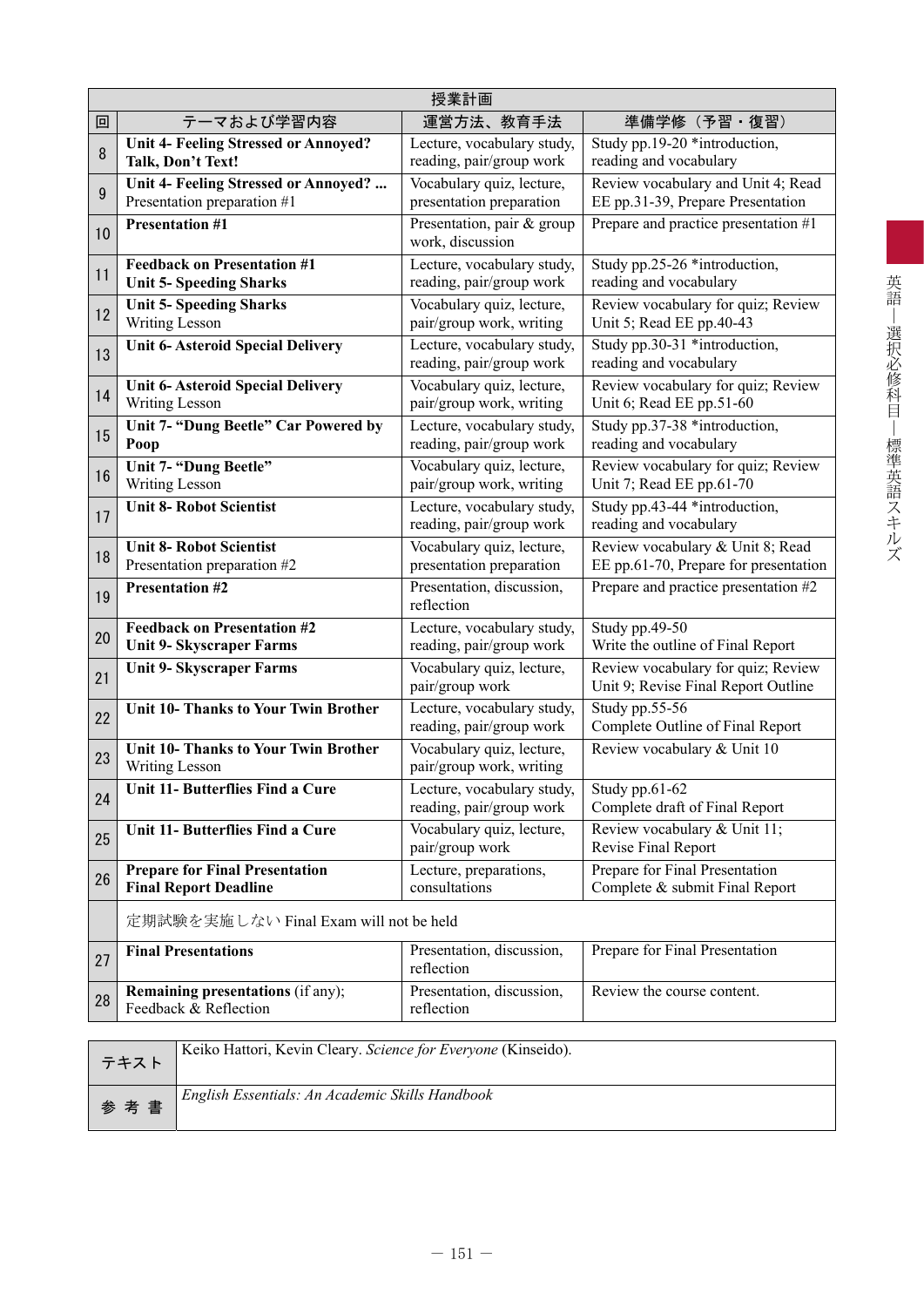| 授業計画 | | | |
|---|---|---|---|
| 回 | テーマおよび学習内容 | 運営方法、教育手法 | 準備学修（予習・復習） |
| 8 | **Unit 4- Feeling Stressed or Annoyed? Talk, Don't Text!** | Lecture, vocabulary study, reading, pair/group work | Study pp.19-20 *introduction, reading and vocabulary |
| 9 | **Unit 4- Feeling Stressed or Annoyed? ...** Presentation preparation #1 | Vocabulary quiz, lecture, presentation preparation | Review vocabulary and Unit 4; Read EE pp.31-39, Prepare Presentation |
| 10 | **Presentation #1** | Presentation, pair & group work, discussion | Prepare and practice presentation #1 |
| 11 | **Feedback on Presentation #1** **Unit 5- Speeding Sharks** | Lecture, vocabulary study, reading, pair/group work | Study pp.25-26 *introduction, reading and vocabulary |
| 12 | **Unit 5- Speeding Sharks** Writing Lesson | Vocabulary quiz, lecture, pair/group work, writing | Review vocabulary for quiz; Review Unit 5; Read EE pp.40-43 |
| 13 | **Unit 6- Asteroid Special Delivery** | Lecture, vocabulary study, reading, pair/group work | Study pp.30-31 *introduction, reading and vocabulary |
| 14 | **Unit 6- Asteroid Special Delivery** Writing Lesson | Vocabulary quiz, lecture, pair/group work, writing | Review vocabulary for quiz; Review Unit 6; Read EE pp.51-60 |
| 15 | **Unit 7- "Dung Beetle" Car Powered by Poop** | Lecture, vocabulary study, reading, pair/group work | Study pp.37-38 *introduction, reading and vocabulary |
| 16 | **Unit 7- "Dung Beetle"** Writing Lesson | Vocabulary quiz, lecture, pair/group work, writing | Review vocabulary for quiz; Review Unit 7; Read EE pp.61-70 |
| 17 | **Unit 8- Robot Scientist** | Lecture, vocabulary study, reading, pair/group work | Study pp.43-44 *introduction, reading and vocabulary |
| 18 | **Unit 8- Robot Scientist** Presentation preparation #2 | Vocabulary quiz, lecture, presentation preparation | Review vocabulary & Unit 8; Read EE pp.61-70, Prepare for presentation |
| 19 | **Presentation #2** | Presentation, discussion, reflection | Prepare and practice presentation #2 |
| 20 | **Feedback on Presentation #2** **Unit 9- Skyscraper Farms** | Lecture, vocabulary study, reading, pair/group work | Study pp.49-50 Write the outline of Final Report |
| 21 | **Unit 9- Skyscraper Farms** | Vocabulary quiz, lecture, pair/group work | Review vocabulary for quiz; Review Unit 9; Revise Final Report Outline |
| 22 | **Unit 10- Thanks to Your Twin Brother** | Lecture, vocabulary study, reading, pair/group work | Study pp.55-56 Complete Outline of Final Report |
| 23 | **Unit 10- Thanks to Your Twin Brother** Writing Lesson | Vocabulary quiz, lecture, pair/group work, writing | Review vocabulary & Unit 10 |
| 24 | **Unit 11- Butterflies Find a Cure** | Lecture, vocabulary study, reading, pair/group work | Study pp.61-62 Complete draft of Final Report |
| 25 | **Unit 11- Butterflies Find a Cure** | Vocabulary quiz, lecture, pair/group work | Review vocabulary & Unit 11; Revise Final Report |
| 26 | **Prepare for Final Presentation** **Final Report Deadline** | Lecture, preparations, consultations | Prepare for Final Presentation Complete & submit Final Report |
| | 定期試験を実施しない Final Exam will not be held | | |
| 27 | **Final Presentations** | Presentation, discussion, reflection | Prepare for Final Presentation |
| 28 | **Remaining presentations** (if any); Feedback & Reflection | Presentation, discussion, reflection | Review the course content. |

| テキスト | Keiko Hattori, Kevin Cleary. *Science for Everyone* (Kinseido). |
|---|---|
| 参考書 | *English Essentials: An Academic Skills Handbook* |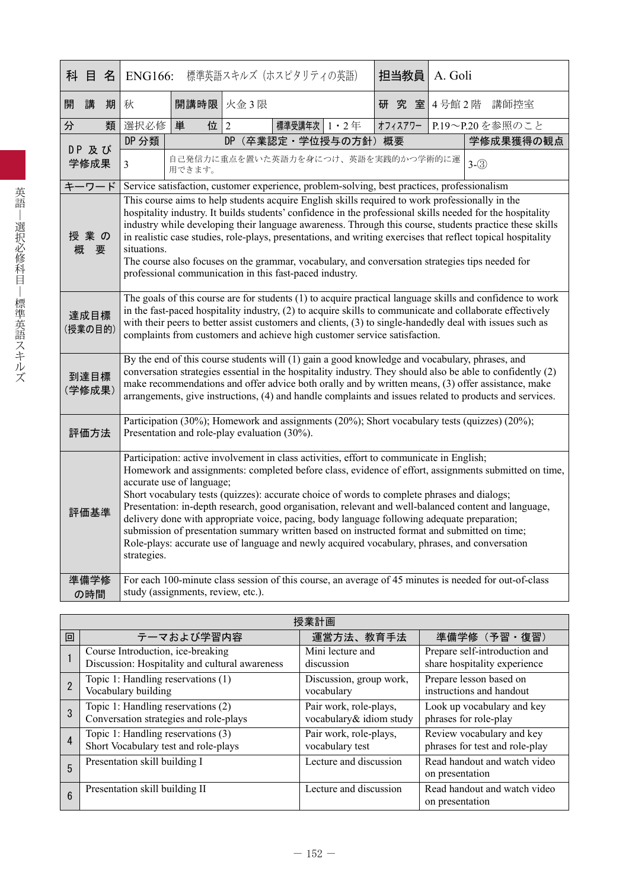| 科目名 | ENG166: 標準英語スキルズ（ホスピタリティの英語） | | | | | 担当教員 | A. Goli |
|---|---|---|---|---|---|---|---|
| 開講期 | 秋 | 開講時限 | 火金３限 | | | 研究室 | ４号館２階　講師控室 |
| 分類 | 選択必修 | 単位 | 2 | 標準受講年次 | 1・2年 | ｵﾌｨｽｱﾜｰ | P.19〜P.20を参照のこと |

| DP及び学修成果 | DP分類 | DP（卒業認定・学位授与の方針）概要 | 学修成果獲得の観点 |
|---|---|---|---|
| | 3 | 自己発信力に重点を置いた英語力を身につけ、英語を実践的かつ学術的に運用できます。 | 3-③ |

| 項目 | 内容 |
|---|---|
| キーワード | Service satisfaction, customer experience, problem-solving, best practices, professionalism |
| 授業の概要 | This course aims to help students acquire English skills required to work professionally in the hospitality industry. It builds students' confidence in the professional skills needed for the hospitality industry while developing their language awareness. Through this course, students practice these skills in realistic case studies, role-plays, presentations, and writing exercises that reflect topical hospitality situations.<br>The course also focuses on the grammar, vocabulary, and conversation strategies tips needed for professional communication in this fast-paced industry. |
| 達成目標（授業の目的） | The goals of this course are for students (1) to acquire practical language skills and confidence to work in the fast-paced hospitality industry, (2) to acquire skills to communicate and collaborate effectively with their peers to better assist customers and clients, (3) to single-handedly deal with issues such as complaints from customers and achieve high customer service satisfaction. |
| 到達目標（学修成果） | By the end of this course students will (1) gain a good knowledge and vocabulary, phrases, and conversation strategies essential in the hospitality industry. They should also be able to confidently (2) make recommendations and offer advice both orally and by written means, (3) offer assistance, make arrangements, give instructions, (4) and handle complaints and issues related to products and services. |
| 評価方法 | Participation (30%); Homework and assignments (20%); Short vocabulary tests (quizzes) (20%); Presentation and role-play evaluation (30%). |
| 評価基準 | Participation: active involvement in class activities, effort to communicate in English;<br>Homework and assignments: completed before class, evidence of effort, assignments submitted on time, accurate use of language;<br>Short vocabulary tests (quizzes): accurate choice of words to complete phrases and dialogs;<br>Presentation: in-depth research, good organisation, relevant and well-balanced content and language, delivery done with appropriate voice, pacing, body language following adequate preparation; submission of presentation summary written based on instructed format and submitted on time;<br>Role-plays: accurate use of language and newly acquired vocabulary, phrases, and conversation strategies. |
| 準備学修の時間 | For each 100-minute class session of this course, an average of 45 minutes is needed for out-of-class study (assignments, review, etc.). |

授業計画

| 回 | テーマおよび学習内容 | 運営方法、教育手法 | 準備学修（予習・復習） |
|---|---|---|---|
| 1 | Course Introduction, ice-breaking<br>Discussion: Hospitality and cultural awareness | Mini lecture and discussion | Prepare self-introduction and share hospitality experience |
| 2 | Topic 1: Handling reservations (1)<br>Vocabulary building | Discussion, group work, vocabulary | Prepare lesson based on instructions and handout |
| 3 | Topic 1: Handling reservations (2)<br>Conversation strategies and role-plays | Pair work, role-plays, vocabulary& idiom study | Look up vocabulary and key phrases for role-play |
| 4 | Topic 1: Handling reservations (3)<br>Short Vocabulary test and role-plays | Pair work, role-plays, vocabulary test | Review vocabulary and key phrases for test and role-play |
| 5 | Presentation skill building I | Lecture and discussion | Read handout and watch video on presentation |
| 6 | Presentation skill building II | Lecture and discussion | Read handout and watch video on presentation |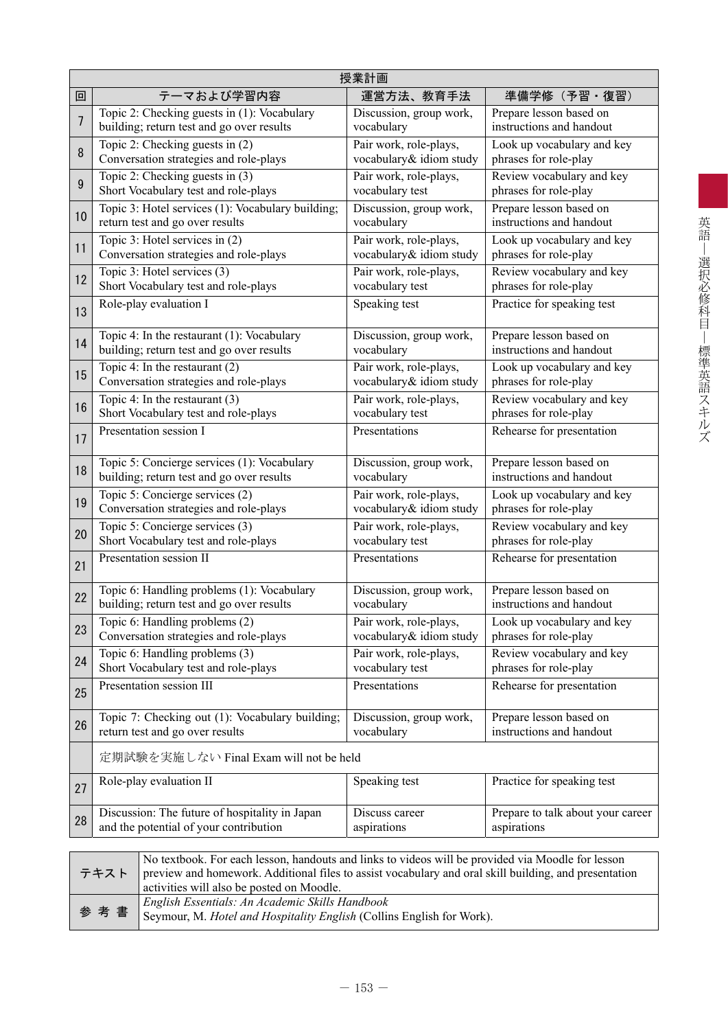| 授業計画 | | | |
|---|---|---|---|
| 回 | テーマおよび学習内容 | 運営方法、教育手法 | 準備学修（予習・復習） |
| 7 | Topic 2: Checking guests in (1): Vocabulary building; return test and go over results | Discussion, group work, vocabulary | Prepare lesson based on instructions and handout |
| 8 | Topic 2: Checking guests in (2) Conversation strategies and role-plays | Pair work, role-plays, vocabulary& idiom study | Look up vocabulary and key phrases for role-play |
| 9 | Topic 2: Checking guests in (3) Short Vocabulary test and role-plays | Pair work, role-plays, vocabulary test | Review vocabulary and key phrases for role-play |
| 10 | Topic 3: Hotel services (1): Vocabulary building; return test and go over results | Discussion, group work, vocabulary | Prepare lesson based on instructions and handout |
| 11 | Topic 3: Hotel services in (2) Conversation strategies and role-plays | Pair work, role-plays, vocabulary& idiom study | Look up vocabulary and key phrases for role-play |
| 12 | Topic 3: Hotel services (3) Short Vocabulary test and role-plays | Pair work, role-plays, vocabulary test | Review vocabulary and key phrases for role-play |
| 13 | Role-play evaluation I | Speaking test | Practice for speaking test |
| 14 | Topic 4: In the restaurant (1): Vocabulary building; return test and go over results | Discussion, group work, vocabulary | Prepare lesson based on instructions and handout |
| 15 | Topic 4: In the restaurant (2) Conversation strategies and role-plays | Pair work, role-plays, vocabulary& idiom study | Look up vocabulary and key phrases for role-play |
| 16 | Topic 4: In the restaurant (3) Short Vocabulary test and role-plays | Pair work, role-plays, vocabulary test | Review vocabulary and key phrases for role-play |
| 17 | Presentation session I | Presentations | Rehearse for presentation |
| 18 | Topic 5: Concierge services (1): Vocabulary building; return test and go over results | Discussion, group work, vocabulary | Prepare lesson based on instructions and handout |
| 19 | Topic 5: Concierge services (2) Conversation strategies and role-plays | Pair work, role-plays, vocabulary& idiom study | Look up vocabulary and key phrases for role-play |
| 20 | Topic 5: Concierge services (3) Short Vocabulary test and role-plays | Pair work, role-plays, vocabulary test | Review vocabulary and key phrases for role-play |
| 21 | Presentation session II | Presentations | Rehearse for presentation |
| 22 | Topic 6: Handling problems (1): Vocabulary building; return test and go over results | Discussion, group work, vocabulary | Prepare lesson based on instructions and handout |
| 23 | Topic 6: Handling problems (2) Conversation strategies and role-plays | Pair work, role-plays, vocabulary& idiom study | Look up vocabulary and key phrases for role-play |
| 24 | Topic 6: Handling problems (3) Short Vocabulary test and role-plays | Pair work, role-plays, vocabulary test | Review vocabulary and key phrases for role-play |
| 25 | Presentation session III | Presentations | Rehearse for presentation |
| 26 | Topic 7: Checking out (1): Vocabulary building; return test and go over results | Discussion, group work, vocabulary | Prepare lesson based on instructions and handout |
| | 定期試験を実施しない Final Exam will not be held | | |
| 27 | Role-play evaluation II | Speaking test | Practice for speaking test |
| 28 | Discussion: The future of hospitality in Japan and the potential of your contribution | Discuss career aspirations | Prepare to talk about your career aspirations |

| | |
|---|---|
| テキスト | No textbook. For each lesson, handouts and links to videos will be provided via Moodle for lesson preview and homework. Additional files to assist vocabulary and oral skill building, and presentation activities will also be posted on Moodle. |
| 参考書 | *English Essentials: An Academic Skills Handbook*<br>Seymour, M. *Hotel and Hospitality English* (Collins English for Work). |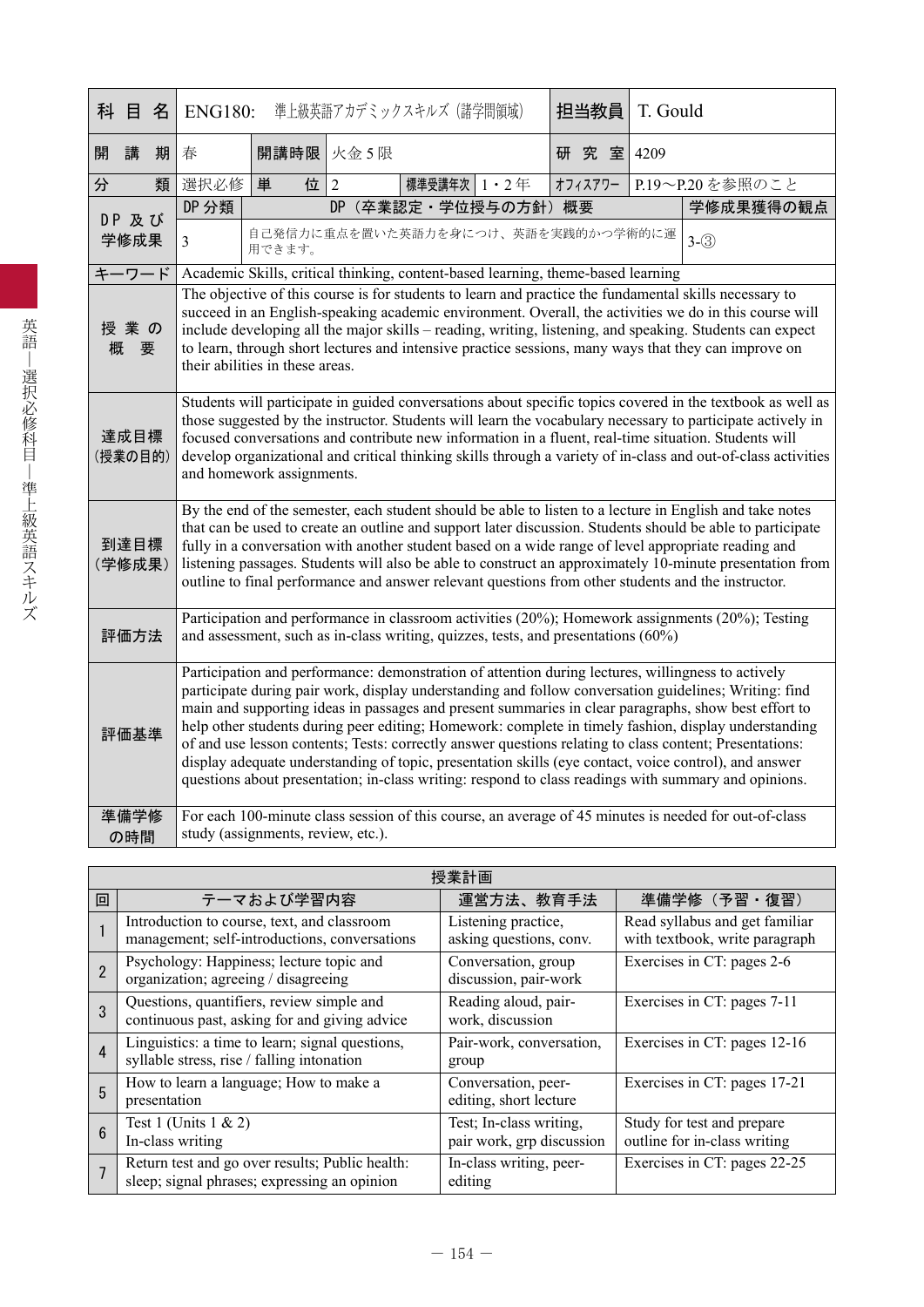| 科目名 | ENG180:　準上級英語アカデミックスキルズ（諸学問領域） | | | | | 担当教員 | T. Gould |
|---|---|---|---|---|---|---|---|
| 開講期 | 春 | 開講時限 | 火金５限 | | | 研究室 | 4209 |
| 分類 | 選択必修 | 単位 | 2 | 標準受講年次 | 1・2年 | ｵﾌｨｽｱﾜｰ | P.19〜P.20 を参照のこと |
| DP及び学修成果 | DP分類 | DP（卒業認定・学位授与の方針）概要 | | | | | 学修成果獲得の観点 |
| | 3 | 自己発信力に重点を置いた英語力を身につけ、英語を実践的かつ学術的に運用できます。 | | | | | 3-③ |
| キーワード | Academic Skills, critical thinking, content-based learning, theme-based learning | | | | | | |
| 授業の概要 | The objective of this course is for students to learn and practice the fundamental skills necessary to succeed in an English-speaking academic environment. Overall, the activities we do in this course will include developing all the major skills – reading, writing, listening, and speaking. Students can expect to learn, through short lectures and intensive practice sessions, many ways that they can improve on their abilities in these areas. | | | | | | |
| 達成目標（授業の目的） | Students will participate in guided conversations about specific topics covered in the textbook as well as those suggested by the instructor. Students will learn the vocabulary necessary to participate actively in focused conversations and contribute new information in a fluent, real-time situation. Students will develop organizational and critical thinking skills through a variety of in-class and out-of-class activities and homework assignments. | | | | | | |
| 到達目標（学修成果） | By the end of the semester, each student should be able to listen to a lecture in English and take notes that can be used to create an outline and support later discussion. Students should be able to participate fully in a conversation with another student based on a wide range of level appropriate reading and listening passages. Students will also be able to construct an approximately 10-minute presentation from outline to final performance and answer relevant questions from other students and the instructor. | | | | | | |
| 評価方法 | Participation and performance in classroom activities (20%); Homework assignments (20%); Testing and assessment, such as in-class writing, quizzes, tests, and presentations (60%) | | | | | | |
| 評価基準 | Participation and performance: demonstration of attention during lectures, willingness to actively participate during pair work, display understanding and follow conversation guidelines; Writing: find main and supporting ideas in passages and present summaries in clear paragraphs, show best effort to help other students during peer editing; Homework: complete in timely fashion, display understanding of and use lesson contents; Tests: correctly answer questions relating to class content; Presentations: display adequate understanding of topic, presentation skills (eye contact, voice control), and answer questions about presentation; in-class writing: respond to class readings with summary and opinions. | | | | | | |
| 準備学修の時間 | For each 100-minute class session of this course, an average of 45 minutes is needed for out-of-class study (assignments, review, etc.). | | | | | | |

**授業計画**

| 回 | テーマおよび学習内容 | 運営方法、教育手法 | 準備学修（予習・復習） |
|---|---|---|---|
| 1 | Introduction to course, text, and classroom management; self-introductions, conversations | Listening practice, asking questions, conv. | Read syllabus and get familiar with textbook, write paragraph |
| 2 | Psychology: Happiness; lecture topic and organization; agreeing / disagreeing | Conversation, group discussion, pair-work | Exercises in CT: pages 2-6 |
| 3 | Questions, quantifiers, review simple and continuous past, asking for and giving advice | Reading aloud, pair-work, discussion | Exercises in CT: pages 7-11 |
| 4 | Linguistics: a time to learn; signal questions, syllable stress, rise / falling intonation | Pair-work, conversation, group | Exercises in CT: pages 12-16 |
| 5 | How to learn a language; How to make a presentation | Conversation, peer-editing, short lecture | Exercises in CT: pages 17-21 |
| 6 | Test 1 (Units 1 & 2) In-class writing | Test; In-class writing, pair work, grp discussion | Study for test and prepare outline for in-class writing |
| 7 | Return test and go over results; Public health: sleep; signal phrases; expressing an opinion | In-class writing, peer-editing | Exercises in CT: pages 22-25 |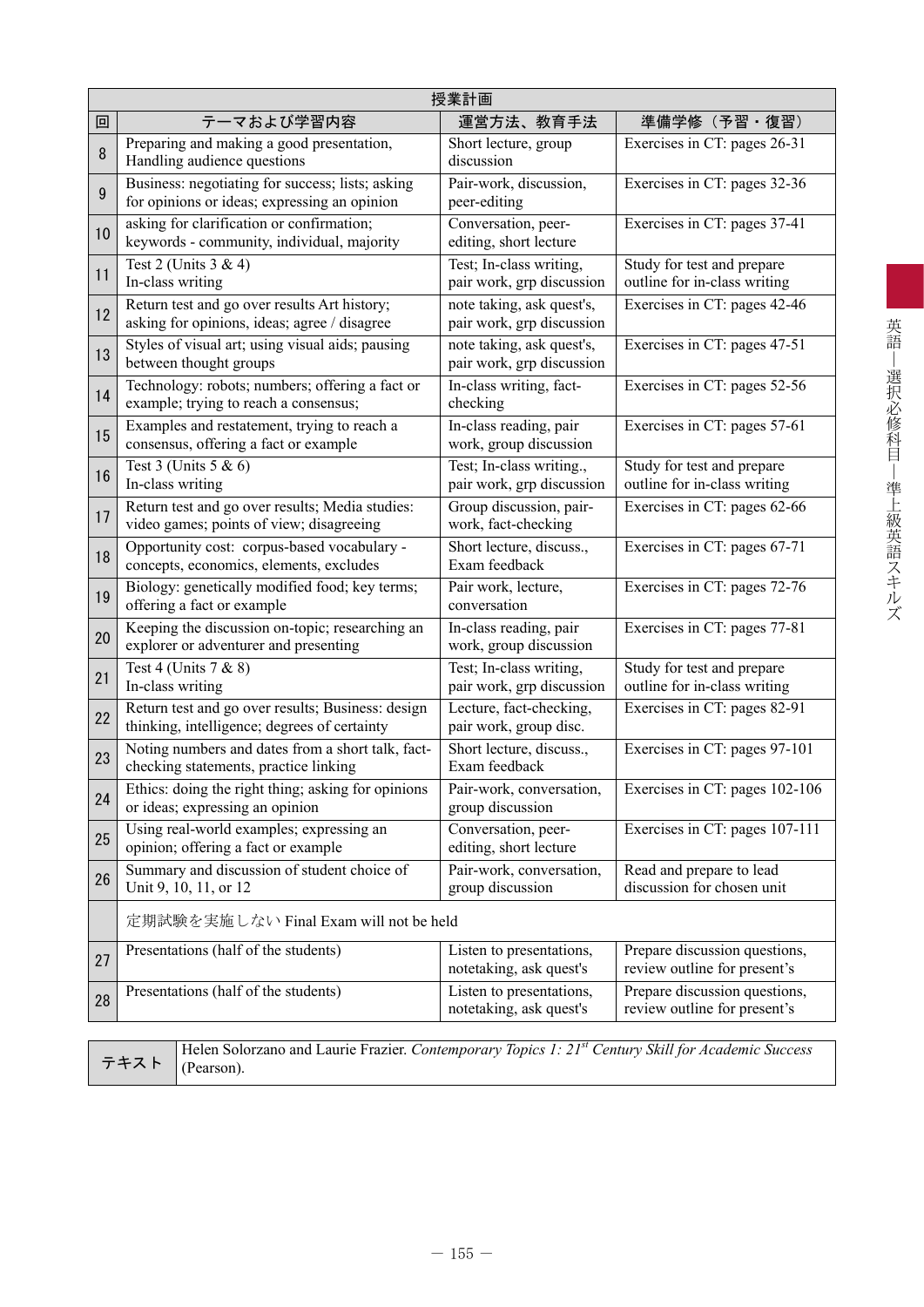| 授業計画 | | | |
|---|---|---|---|
| 回 | テーマおよび学習内容 | 運営方法、教育手法 | 準備学修（予習・復習） |
| 8 | Preparing and making a good presentation, Handling audience questions | Short lecture, group discussion | Exercises in CT: pages 26-31 |
| 9 | Business: negotiating for success; lists; asking for opinions or ideas; expressing an opinion | Pair-work, discussion, peer-editing | Exercises in CT: pages 32-36 |
| 10 | asking for clarification or confirmation; keywords - community, individual, majority | Conversation, peer-editing, short lecture | Exercises in CT: pages 37-41 |
| 11 | Test 2 (Units 3 & 4) In-class writing | Test; In-class writing, pair work, grp discussion | Study for test and prepare outline for in-class writing |
| 12 | Return test and go over results Art history; asking for opinions, ideas; agree / disagree | note taking, ask quest's, pair work, grp discussion | Exercises in CT: pages 42-46 |
| 13 | Styles of visual art; using visual aids; pausing between thought groups | note taking, ask quest's, pair work, grp discussion | Exercises in CT: pages 47-51 |
| 14 | Technology: robots; numbers; offering a fact or example; trying to reach a consensus; | In-class writing, fact-checking | Exercises in CT: pages 52-56 |
| 15 | Examples and restatement, trying to reach a consensus, offering a fact or example | In-class reading, pair work, group discussion | Exercises in CT: pages 57-61 |
| 16 | Test 3 (Units 5 & 6) In-class writing | Test; In-class writing., pair work, grp discussion | Study for test and prepare outline for in-class writing |
| 17 | Return test and go over results; Media studies: video games; points of view; disagreeing | Group discussion, pair-work, fact-checking | Exercises in CT: pages 62-66 |
| 18 | Opportunity cost: corpus-based vocabulary - concepts, economics, elements, excludes | Short lecture, discuss., Exam feedback | Exercises in CT: pages 67-71 |
| 19 | Biology: genetically modified food; key terms; offering a fact or example | Pair work, lecture, conversation | Exercises in CT: pages 72-76 |
| 20 | Keeping the discussion on-topic; researching an explorer or adventurer and presenting | In-class reading, pair work, group discussion | Exercises in CT: pages 77-81 |
| 21 | Test 4 (Units 7 & 8) In-class writing | Test; In-class writing, pair work, grp discussion | Study for test and prepare outline for in-class writing |
| 22 | Return test and go over results; Business: design thinking, intelligence; degrees of certainty | Lecture, fact-checking, pair work, group disc. | Exercises in CT: pages 82-91 |
| 23 | Noting numbers and dates from a short talk, fact-checking statements, practice linking | Short lecture, discuss., Exam feedback | Exercises in CT: pages 97-101 |
| 24 | Ethics: doing the right thing; asking for opinions or ideas; expressing an opinion | Pair-work, conversation, group discussion | Exercises in CT: pages 102-106 |
| 25 | Using real-world examples; expressing an opinion; offering a fact or example | Conversation, peer-editing, short lecture | Exercises in CT: pages 107-111 |
| 26 | Summary and discussion of student choice of Unit 9, 10, 11, or 12 | Pair-work, conversation, group discussion | Read and prepare to lead discussion for chosen unit |
| | 定期試験を実施しない Final Exam will not be held | | |
| 27 | Presentations (half of the students) | Listen to presentations, notetaking, ask quest's | Prepare discussion questions, review outline for present's |
| 28 | Presentations (half of the students) | Listen to presentations, notetaking, ask quest's | Prepare discussion questions, review outline for present's |

| テキスト | Helen Solorzano and Laurie Frazier. *Contemporary Topics 1: 21st Century Skill for Academic Success* (Pearson). |
|---|---|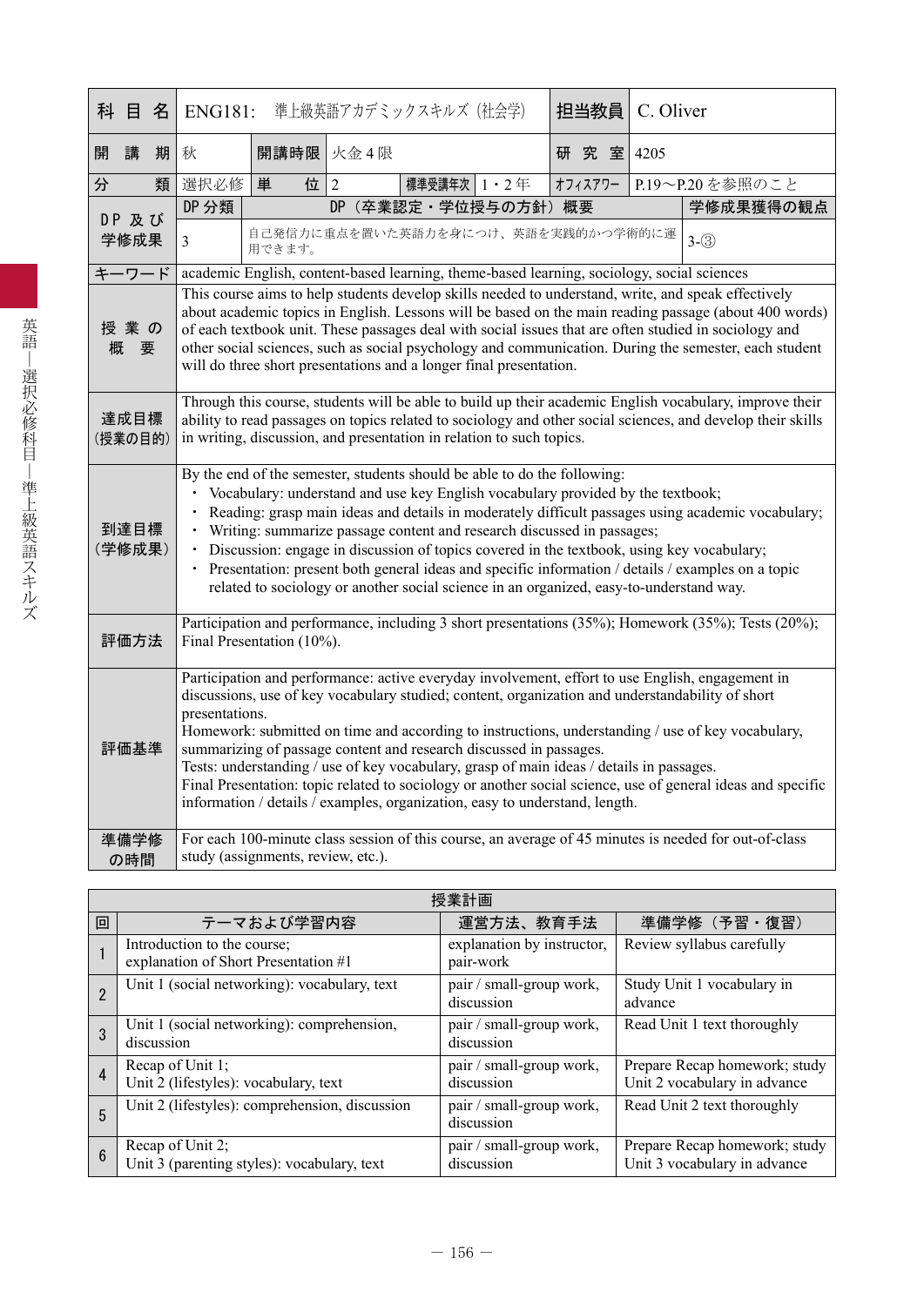| 科目名 | ENG181: 準上級英語アカデミックスキルズ（社会学） | | | | | 担当教員 | C. Oliver |
|---|---|---|---|---|---|---|---|
| 開講期 | 秋 | 開講時限 | 火金４限 | | | 研究室 | 4205 |
| 分類 | 選択必修 | 単位 | 2 | 標準受講年次 | 1・2年 | オフィスアワー | P.19～P.20 を参照のこと |

| DP及び学修成果 | DP分類 | DP（卒業認定・学位授与の方針）概要 | 学修成果獲得の観点 |
|---|---|---|---|
| | 3 | 自己発信力に重点を置いた英語力を身につけ、英語を実践的かつ学術的に運用できます。 | 3-③ |

| 項目 | 内容 |
|---|---|
| キーワード | academic English, content-based learning, theme-based learning, sociology, social sciences |
| 授業の概要 | This course aims to help students develop skills needed to understand, write, and speak effectively about academic topics in English. Lessons will be based on the main reading passage (about 400 words) of each textbook unit. These passages deal with social issues that are often studied in sociology and other social sciences, such as social psychology and communication. During the semester, each student will do three short presentations and a longer final presentation. |
| 達成目標（授業の目的） | Through this course, students will be able to build up their academic English vocabulary, improve their ability to read passages on topics related to sociology and other social sciences, and develop their skills in writing, discussion, and presentation in relation to such topics. |
| 到達目標（学修成果） | By the end of the semester, students should be able to do the following:<br>・ Vocabulary: understand and use key English vocabulary provided by the textbook;<br>・ Reading: grasp main ideas and details in moderately difficult passages using academic vocabulary;<br>・ Writing: summarize passage content and research discussed in passages;<br>・ Discussion: engage in discussion of topics covered in the textbook, using key vocabulary;<br>・ Presentation: present both general ideas and specific information / details / examples on a topic related to sociology or another social science in an organized, easy-to-understand way. |
| 評価方法 | Participation and performance, including 3 short presentations (35%); Homework (35%); Tests (20%); Final Presentation (10%). |
| 評価基準 | Participation and performance: active everyday involvement, effort to use English, engagement in discussions, use of key vocabulary studied; content, organization and understandability of short presentations.<br>Homework: submitted on time and according to instructions, understanding / use of key vocabulary, summarizing of passage content and research discussed in passages.<br>Tests: understanding / use of key vocabulary, grasp of main ideas / details in passages.<br>Final Presentation: topic related to sociology or another social science, use of general ideas and specific information / details / examples, organization, easy to understand, length. |
| 準備学修の時間 | For each 100-minute class session of this course, an average of 45 minutes is needed for out-of-class study (assignments, review, etc.). |

**授業計画**

| 回 | テーマおよび学習内容 | 運営方法、教育手法 | 準備学修（予習・復習） |
|---|---|---|---|
| 1 | Introduction to the course; explanation of Short Presentation #1 | explanation by instructor, pair-work | Review syllabus carefully |
| 2 | Unit 1 (social networking): vocabulary, text | pair / small-group work, discussion | Study Unit 1 vocabulary in advance |
| 3 | Unit 1 (social networking): comprehension, discussion | pair / small-group work, discussion | Read Unit 1 text thoroughly |
| 4 | Recap of Unit 1; Unit 2 (lifestyles): vocabulary, text | pair / small-group work, discussion | Prepare Recap homework; study Unit 2 vocabulary in advance |
| 5 | Unit 2 (lifestyles): comprehension, discussion | pair / small-group work, discussion | Read Unit 2 text thoroughly |
| 6 | Recap of Unit 2; Unit 3 (parenting styles): vocabulary, text | pair / small-group work, discussion | Prepare Recap homework; study Unit 3 vocabulary in advance |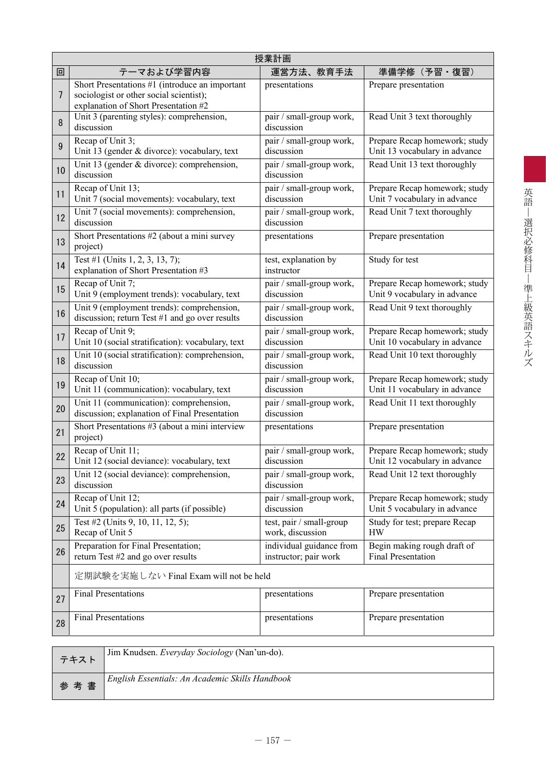| 授業計画 | | | |
|---|---|---|---|
| 回 | テーマおよび学習内容 | 運営方法、教育手法 | 準備学修（予習・復習） |
| 7 | Short Presentations #1 (introduce an important sociologist or other social scientist); explanation of Short Presentation #2 | presentations | Prepare presentation |
| 8 | Unit 3 (parenting styles): comprehension, discussion | pair / small-group work, discussion | Read Unit 3 text thoroughly |
| 9 | Recap of Unit 3; Unit 13 (gender & divorce): vocabulary, text | pair / small-group work, discussion | Prepare Recap homework; study Unit 13 vocabulary in advance |
| 10 | Unit 13 (gender & divorce): comprehension, discussion | pair / small-group work, discussion | Read Unit 13 text thoroughly |
| 11 | Recap of Unit 13; Unit 7 (social movements): vocabulary, text | pair / small-group work, discussion | Prepare Recap homework; study Unit 7 vocabulary in advance |
| 12 | Unit 7 (social movements): comprehension, discussion | pair / small-group work, discussion | Read Unit 7 text thoroughly |
| 13 | Short Presentations #2 (about a mini survey project) | presentations | Prepare presentation |
| 14 | Test #1 (Units 1, 2, 3, 13, 7); explanation of Short Presentation #3 | test, explanation by instructor | Study for test |
| 15 | Recap of Unit 7; Unit 9 (employment trends): vocabulary, text | pair / small-group work, discussion | Prepare Recap homework; study Unit 9 vocabulary in advance |
| 16 | Unit 9 (employment trends): comprehension, discussion; return Test #1 and go over results | pair / small-group work, discussion | Read Unit 9 text thoroughly |
| 17 | Recap of Unit 9; Unit 10 (social stratification): vocabulary, text | pair / small-group work, discussion | Prepare Recap homework; study Unit 10 vocabulary in advance |
| 18 | Unit 10 (social stratification): comprehension, discussion | pair / small-group work, discussion | Read Unit 10 text thoroughly |
| 19 | Recap of Unit 10; Unit 11 (communication): vocabulary, text | pair / small-group work, discussion | Prepare Recap homework; study Unit 11 vocabulary in advance |
| 20 | Unit 11 (communication): comprehension, discussion; explanation of Final Presentation | pair / small-group work, discussion | Read Unit 11 text thoroughly |
| 21 | Short Presentations #3 (about a mini interview project) | presentations | Prepare presentation |
| 22 | Recap of Unit 11; Unit 12 (social deviance): vocabulary, text | pair / small-group work, discussion | Prepare Recap homework; study Unit 12 vocabulary in advance |
| 23 | Unit 12 (social deviance): comprehension, discussion | pair / small-group work, discussion | Read Unit 12 text thoroughly |
| 24 | Recap of Unit 12; Unit 5 (population): all parts (if possible) | pair / small-group work, discussion | Prepare Recap homework; study Unit 5 vocabulary in advance |
| 25 | Test #2 (Units 9, 10, 11, 12, 5); Recap of Unit 5 | test, pair / small-group work, discussion | Study for test; prepare Recap HW |
| 26 | Preparation for Final Presentation; return Test #2 and go over results | individual guidance from instructor; pair work | Begin making rough draft of Final Presentation |
| | 定期試験を実施しない Final Exam will not be held | | |
| 27 | Final Presentations | presentations | Prepare presentation |
| 28 | Final Presentations | presentations | Prepare presentation |

| | |
|---|---|
| テキスト | Jim Knudsen. *Everyday Sociology* (Nan'un-do). |
| 参考書 | *English Essentials: An Academic Skills Handbook* |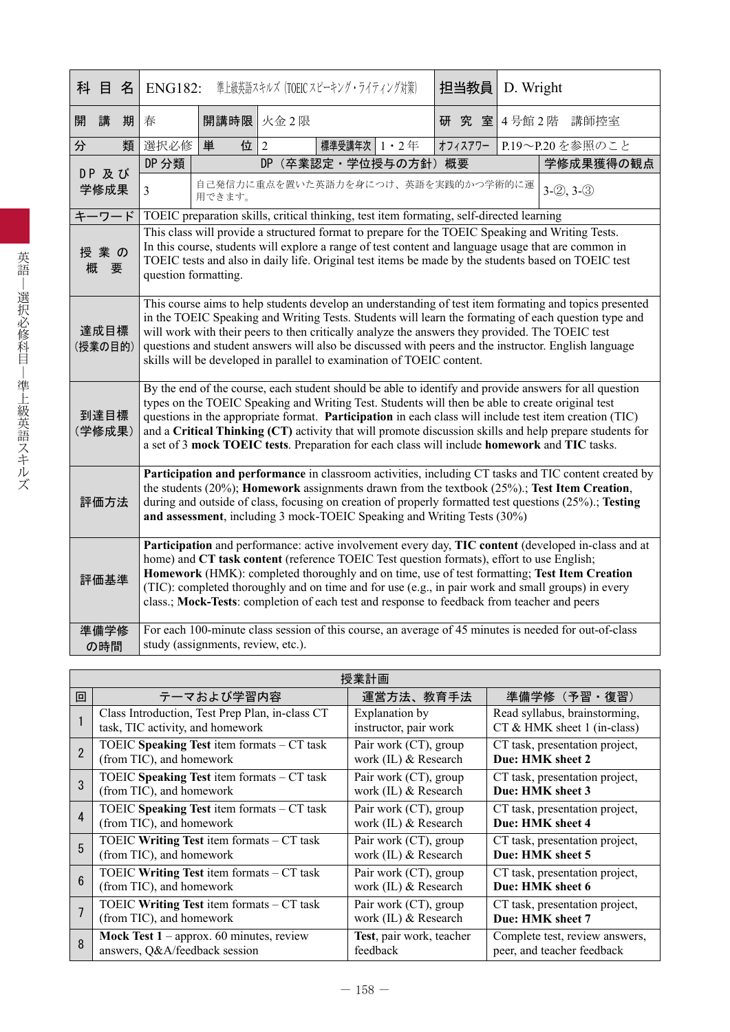| 科目名 | ENG182: 準上級英語スキルズ（TOEICスピーキング・ライティング対策） | | | | | 担当教員 | D. Wright |
|---|---|---|---|---|---|---|---|
| 開講期 | 春 | 開講時限 | 火金２限 | | | 研究室 | 4号館2階　講師控室 |
| 分類 | 選択必修 | 単位 | 2 | 標準受講年次 | 1・2年 | ｵﾌｨｽｱﾜｰ | P.19〜P.20を参照のこと |
| DP及び学修成果 | DP分類 | DP（卒業認定・学位授与の方針）概要 | | | | | 学修成果獲得の観点 |
| | 3 | 自己発信力に重点を置いた英語力を身につけ、英語を実践的かつ学術的に運用できます。 | | | | | 3-②, 3-③ |
| キーワード | TOEIC preparation skills, critical thinking, test item formating, self-directed learning | | | | | | |
| 授業の概要 | This class will provide a structured format to prepare for the TOEIC Speaking and Writing Tests. In this course, students will explore a range of test content and language usage that are common in TOEIC tests and also in daily life. Original test items be made by the students based on TOEIC test question formatting. | | | | | | |
| 達成目標（授業の目的） | This course aims to help students develop an understanding of test item formating and topics presented in the TOEIC Speaking and Writing Tests. Students will learn the formating of each question type and will work with their peers to then critically analyze the answers they provided. The TOEIC test questions and student answers will also be discussed with peers and the instructor. English language skills will be developed in parallel to examination of TOEIC content. | | | | | | |
| 到達目標（学修成果） | By the end of the course, each student should be able to identify and provide answers for all question types on the TOEIC Speaking and Writing Test. Students will then be able to create original test questions in the appropriate format. **Participation** in each class will include test item creation (TIC) and a **Critical Thinking (CT)** activity that will promote discussion skills and help prepare students for a set of 3 **mock TOEIC tests**. Preparation for each class will include **homework** and **TIC** tasks. | | | | | | |
| 評価方法 | **Participation and performance** in classroom activities, including CT tasks and TIC content created by the students (20%); **Homework** assignments drawn from the textbook (25%).; **Test Item Creation**, during and outside of class, focusing on creation of properly formatted test questions (25%).; **Testing and assessment**, including 3 mock-TOEIC Speaking and Writing Tests (30%) | | | | | | |
| 評価基準 | **Participation** and performance: active involvement every day, **TIC content** (developed in-class and at home) and **CT task content** (reference TOEIC Test question formats), effort to use English; **Homework** (HMK): completed thoroughly and on time, use of test formatting; **Test Item Creation** (TIC): completed thoroughly and on time and for use (e.g., in pair work and small groups) in every class.; **Mock-Tests**: completion of each test and response to feedback from teacher and peers | | | | | | |
| 準備学修の時間 | For each 100-minute class session of this course, an average of 45 minutes is needed for out-of-class study (assignments, review, etc.). | | | | | | |

授業計画

| 回 | テーマおよび学習内容 | 運営方法、教育手法 | 準備学修（予習・復習） |
|---|---|---|---|
| 1 | Class Introduction, Test Prep Plan, in-class CT task, TIC activity, and homework | Explanation by instructor, pair work | Read syllabus, brainstorming, CT & HMK sheet 1 (in-class) |
| 2 | TOEIC **Speaking Test** item formats – CT task (from TIC), and homework | Pair work (CT), group work (IL) & Research | CT task, presentation project, **Due: HMK sheet 2** |
| 3 | TOEIC **Speaking Test** item formats – CT task (from TIC), and homework | Pair work (CT), group work (IL) & Research | CT task, presentation project, **Due: HMK sheet 3** |
| 4 | TOEIC **Speaking Test** item formats – CT task (from TIC), and homework | Pair work (CT), group work (IL) & Research | CT task, presentation project, **Due: HMK sheet 4** |
| 5 | TOEIC **Writing Test** item formats – CT task (from TIC), and homework | Pair work (CT), group work (IL) & Research | CT task, presentation project, **Due: HMK sheet 5** |
| 6 | TOEIC **Writing Test** item formats – CT task (from TIC), and homework | Pair work (CT), group work (IL) & Research | CT task, presentation project, **Due: HMK sheet 6** |
| 7 | TOEIC **Writing Test** item formats – CT task (from TIC), and homework | Pair work (CT), group work (IL) & Research | CT task, presentation project, **Due: HMK sheet 7** |
| 8 | **Mock Test 1** – approx. 60 minutes, review answers, Q&A/feedback session | **Test**, pair work, teacher feedback | Complete test, review answers, peer, and teacher feedback |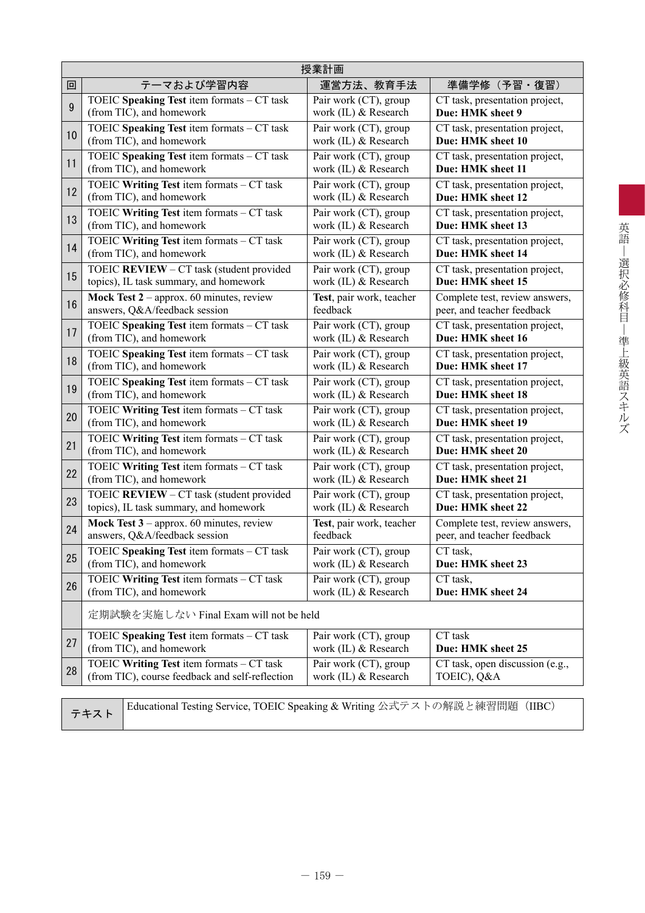| 授業計画 | | | |
|---|---|---|---|
| 回 | テーマおよび学習内容 | 運営方法、教育手法 | 準備学修（予習・復習） |
| 9 | TOEIC **Speaking Test** item formats – CT task (from TIC), and homework | Pair work (CT), group work (IL) & Research | CT task, presentation project, **Due: HMK sheet 9** |
| 10 | TOEIC **Speaking Test** item formats – CT task (from TIC), and homework | Pair work (CT), group work (IL) & Research | CT task, presentation project, **Due: HMK sheet 10** |
| 11 | TOEIC **Speaking Test** item formats – CT task (from TIC), and homework | Pair work (CT), group work (IL) & Research | CT task, presentation project, **Due: HMK sheet 11** |
| 12 | TOEIC **Writing Test** item formats – CT task (from TIC), and homework | Pair work (CT), group work (IL) & Research | CT task, presentation project, **Due: HMK sheet 12** |
| 13 | TOEIC **Writing Test** item formats – CT task (from TIC), and homework | Pair work (CT), group work (IL) & Research | CT task, presentation project, **Due: HMK sheet 13** |
| 14 | TOEIC **Writing Test** item formats – CT task (from TIC), and homework | Pair work (CT), group work (IL) & Research | CT task, presentation project, **Due: HMK sheet 14** |
| 15 | TOEIC **REVIEW** – CT task (student provided topics), IL task summary, and homework | Pair work (CT), group work (IL) & Research | CT task, presentation project, **Due: HMK sheet 15** |
| 16 | **Mock Test 2** – approx. 60 minutes, review answers, Q&A/feedback session | **Test**, pair work, teacher feedback | Complete test, review answers, peer, and teacher feedback |
| 17 | TOEIC **Speaking Test** item formats – CT task (from TIC), and homework | Pair work (CT), group work (IL) & Research | CT task, presentation project, **Due: HMK sheet 16** |
| 18 | TOEIC **Speaking Test** item formats – CT task (from TIC), and homework | Pair work (CT), group work (IL) & Research | CT task, presentation project, **Due: HMK sheet 17** |
| 19 | TOEIC **Speaking Test** item formats – CT task (from TIC), and homework | Pair work (CT), group work (IL) & Research | CT task, presentation project, **Due: HMK sheet 18** |
| 20 | TOEIC **Writing Test** item formats – CT task (from TIC), and homework | Pair work (CT), group work (IL) & Research | CT task, presentation project, **Due: HMK sheet 19** |
| 21 | TOEIC **Writing Test** item formats – CT task (from TIC), and homework | Pair work (CT), group work (IL) & Research | CT task, presentation project, **Due: HMK sheet 20** |
| 22 | TOEIC **Writing Test** item formats – CT task (from TIC), and homework | Pair work (CT), group work (IL) & Research | CT task, presentation project, **Due: HMK sheet 21** |
| 23 | TOEIC **REVIEW** – CT task (student provided topics), IL task summary, and homework | Pair work (CT), group work (IL) & Research | CT task, presentation project, **Due: HMK sheet 22** |
| 24 | **Mock Test 3** – approx. 60 minutes, review answers, Q&A/feedback session | **Test**, pair work, teacher feedback | Complete test, review answers, peer, and teacher feedback |
| 25 | TOEIC **Speaking Test** item formats – CT task (from TIC), and homework | Pair work (CT), group work (IL) & Research | CT task, **Due: HMK sheet 23** |
| 26 | TOEIC **Writing Test** item formats – CT task (from TIC), and homework | Pair work (CT), group work (IL) & Research | CT task, **Due: HMK sheet 24** |
| | 定期試験を実施しない Final Exam will not be held | | |
| 27 | TOEIC **Speaking Test** item formats – CT task (from TIC), and homework | Pair work (CT), group work (IL) & Research | CT task **Due: HMK sheet 25** |
| 28 | TOEIC **Writing Test** item formats – CT task (from TIC), course feedback and self-reflection | Pair work (CT), group work (IL) & Research | CT task, open discussion (e.g., TOEIC), Q&A |

| テキスト | Educational Testing Service, TOEIC Speaking & Writing 公式テストの解説と練習問題（IIBC） |
|---|---|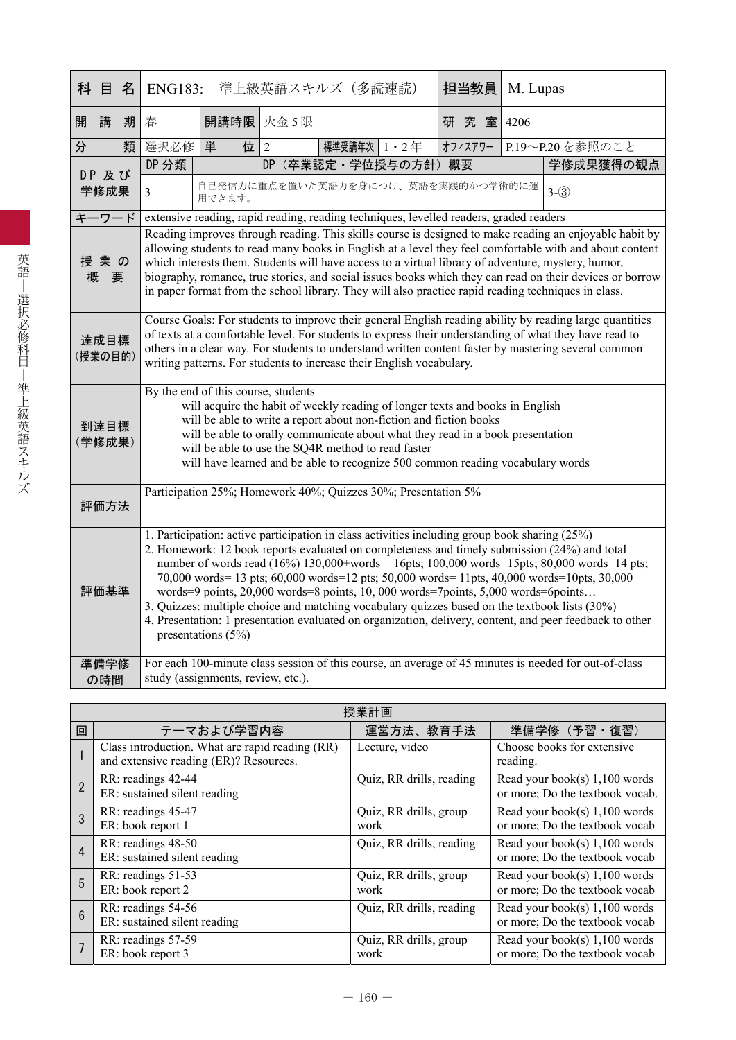| 科目名 | ENG183: 準上級英語スキルズ（多読速読） | | | | | 担当教員 | M. Lupas | |
|---|---|---|---|---|---|---|---|---|
| 開講期 | 春 | 開講時限 | 火金 5 限 | | | 研究室 | 4206 | |
| 分類 | 選択必修 | 単位 | 2 | 標準受講年次 | 1・2 年 | ｵﾌｨｽｱﾜｰ | P.19〜P.20 を参照のこと | |
| DP 及び学修成果 | DP 分類 | DP（卒業認定・学位授与の方針）概要 | | | | | | 学修成果獲得の観点 |
| | 3 | 自己発信力に重点を置いた英語力を身につけ、英語を実践的かつ学術的に運用できます。 | | | | | | 3-③ |
| キーワード | extensive reading, rapid reading, reading techniques, levelled readers, graded readers | | | | | | | |
| 授業の概要 | Reading improves through reading. This skills course is designed to make reading an enjoyable habit by allowing students to read many books in English at a level they feel comfortable with and about content which interests them. Students will have access to a virtual library of adventure, mystery, humor, biography, romance, true stories, and social issues books which they can read on their devices or borrow in paper format from the school library. They will also practice rapid reading techniques in class. | | | | | | | |
| 達成目標（授業の目的） | Course Goals: For students to improve their general English reading ability by reading large quantities of texts at a comfortable level. For students to express their understanding of what they have read to others in a clear way. For students to understand written content faster by mastering several common writing patterns. For students to increase their English vocabulary. | | | | | | | |
| 到達目標（学修成果） | By the end of this course, students<br>will acquire the habit of weekly reading of longer texts and books in English<br>will be able to write a report about non-fiction and fiction books<br>will be able to orally communicate about what they read in a book presentation<br>will be able to use the SQ4R method to read faster<br>will have learned and be able to recognize 500 common reading vocabulary words | | | | | | | |
| 評価方法 | Participation 25%; Homework 40%; Quizzes 30%; Presentation 5% | | | | | | | |
| 評価基準 | 1. Participation: active participation in class activities including group book sharing (25%)<br>2. Homework: 12 book reports evaluated on completeness and timely submission (24%) and total number of words read (16%) 130,000+words = 16pts; 100,000 words=15pts; 80,000 words=14 pts; 70,000 words= 13 pts; 60,000 words=12 pts; 50,000 words= 11pts, 40,000 words=10pts, 30,000 words=9 points, 20,000 words=8 points, 10, 000 words=7points, 5,000 words=6points…<br>3. Quizzes: multiple choice and matching vocabulary quizzes based on the textbook lists (30%)<br>4. Presentation: 1 presentation evaluated on organization, delivery, content, and peer feedback to other presentations (5%) | | | | | | | |
| 準備学修の時間 | For each 100-minute class session of this course, an average of 45 minutes is needed for out-of-class study (assignments, review, etc.). | | | | | | | |

**授業計画**

| 回 | テーマおよび学習内容 | 運営方法、教育手法 | 準備学修（予習・復習） |
|---|---|---|---|
| 1 | Class introduction. What are rapid reading (RR) and extensive reading (ER)? Resources. | Lecture, video | Choose books for extensive reading. |
| 2 | RR: readings 42-44<br>ER: sustained silent reading | Quiz, RR drills, reading | Read your book(s) 1,100 words or more; Do the textbook vocab. |
| 3 | RR: readings 45-47<br>ER: book report 1 | Quiz, RR drills, group work | Read your book(s) 1,100 words or more; Do the textbook vocab |
| 4 | RR: readings 48-50<br>ER: sustained silent reading | Quiz, RR drills, reading | Read your book(s) 1,100 words or more; Do the textbook vocab |
| 5 | RR: readings 51-53<br>ER: book report 2 | Quiz, RR drills, group work | Read your book(s) 1,100 words or more; Do the textbook vocab |
| 6 | RR: readings 54-56<br>ER: sustained silent reading | Quiz, RR drills, reading | Read your book(s) 1,100 words or more; Do the textbook vocab |
| 7 | RR: readings 57-59<br>ER: book report 3 | Quiz, RR drills, group work | Read your book(s) 1,100 words or more; Do the textbook vocab |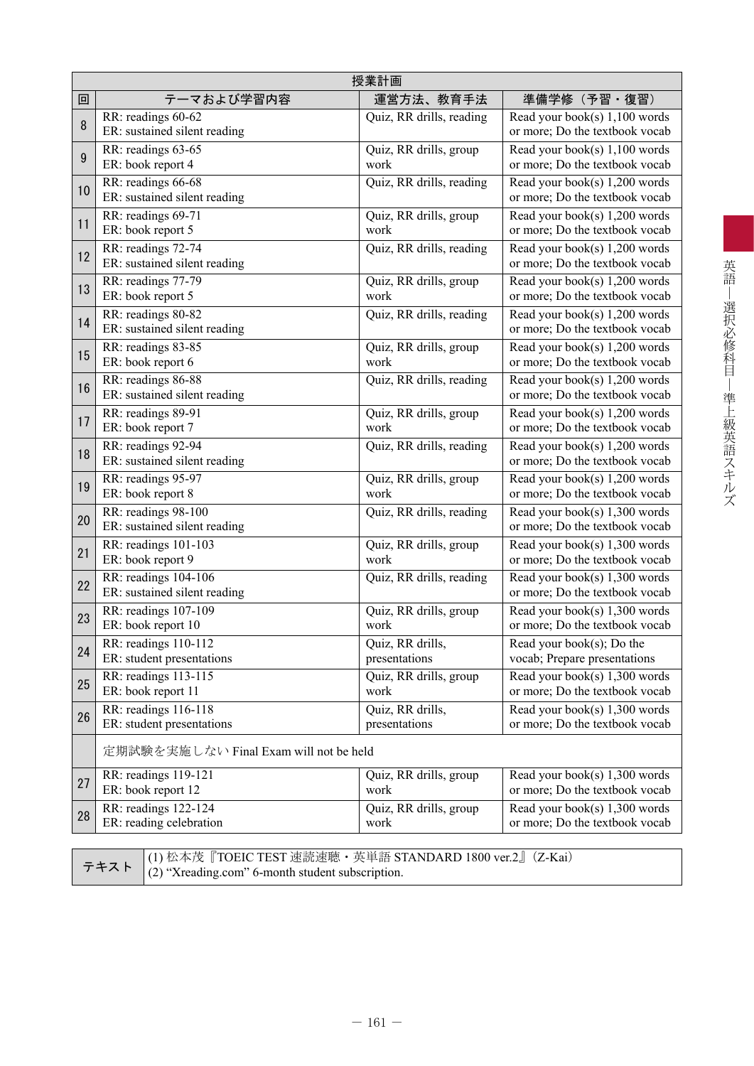| 授業計画 | | | |
|---|---|---|---|
| 回 | テーマおよび学習内容 | 運営方法、教育手法 | 準備学修（予習・復習） |
| 8 | RR: readings 60-62<br>ER: sustained silent reading | Quiz, RR drills, reading | Read your book(s) 1,100 words or more; Do the textbook vocab |
| 9 | RR: readings 63-65<br>ER: book report 4 | Quiz, RR drills, group work | Read your book(s) 1,100 words or more; Do the textbook vocab |
| 10 | RR: readings 66-68<br>ER: sustained silent reading | Quiz, RR drills, reading | Read your book(s) 1,200 words or more; Do the textbook vocab |
| 11 | RR: readings 69-71<br>ER: book report 5 | Quiz, RR drills, group work | Read your book(s) 1,200 words or more; Do the textbook vocab |
| 12 | RR: readings 72-74<br>ER: sustained silent reading | Quiz, RR drills, reading | Read your book(s) 1,200 words or more; Do the textbook vocab |
| 13 | RR: readings 77-79<br>ER: book report 5 | Quiz, RR drills, group work | Read your book(s) 1,200 words or more; Do the textbook vocab |
| 14 | RR: readings 80-82<br>ER: sustained silent reading | Quiz, RR drills, reading | Read your book(s) 1,200 words or more; Do the textbook vocab |
| 15 | RR: readings 83-85<br>ER: book report 6 | Quiz, RR drills, group work | Read your book(s) 1,200 words or more; Do the textbook vocab |
| 16 | RR: readings 86-88<br>ER: sustained silent reading | Quiz, RR drills, reading | Read your book(s) 1,200 words or more; Do the textbook vocab |
| 17 | RR: readings 89-91<br>ER: book report 7 | Quiz, RR drills, group work | Read your book(s) 1,200 words or more; Do the textbook vocab |
| 18 | RR: readings 92-94<br>ER: sustained silent reading | Quiz, RR drills, reading | Read your book(s) 1,200 words or more; Do the textbook vocab |
| 19 | RR: readings 95-97<br>ER: book report 8 | Quiz, RR drills, group work | Read your book(s) 1,200 words or more; Do the textbook vocab |
| 20 | RR: readings 98-100<br>ER: sustained silent reading | Quiz, RR drills, reading | Read your book(s) 1,300 words or more; Do the textbook vocab |
| 21 | RR: readings 101-103<br>ER: book report 9 | Quiz, RR drills, group work | Read your book(s) 1,300 words or more; Do the textbook vocab |
| 22 | RR: readings 104-106<br>ER: sustained silent reading | Quiz, RR drills, reading | Read your book(s) 1,300 words or more; Do the textbook vocab |
| 23 | RR: readings 107-109<br>ER: book report 10 | Quiz, RR drills, group work | Read your book(s) 1,300 words or more; Do the textbook vocab |
| 24 | RR: readings 110-112<br>ER: student presentations | Quiz, RR drills, presentations | Read your book(s); Do the vocab; Prepare presentations |
| 25 | RR: readings 113-115<br>ER: book report 11 | Quiz, RR drills, group work | Read your book(s) 1,300 words or more; Do the textbook vocab |
| 26 | RR: readings 116-118<br>ER: student presentations | Quiz, RR drills, presentations | Read your book(s) 1,300 words or more; Do the textbook vocab |
| | 定期試験を実施しない Final Exam will not be held | | |
| 27 | RR: readings 119-121<br>ER: book report 12 | Quiz, RR drills, group work | Read your book(s) 1,300 words or more; Do the textbook vocab |
| 28 | RR: readings 122-124<br>ER: reading celebration | Quiz, RR drills, group work | Read your book(s) 1,300 words or more; Do the textbook vocab |

| テキスト | (1) 松本茂『TOEIC TEST 速読速聴・英単語 STANDARD 1800 ver.2』（Z-Kai）<br>(2) "Xreading.com" 6-month student subscription. |
|---|---|

英語－選択必修科目－準上級英語スキルズ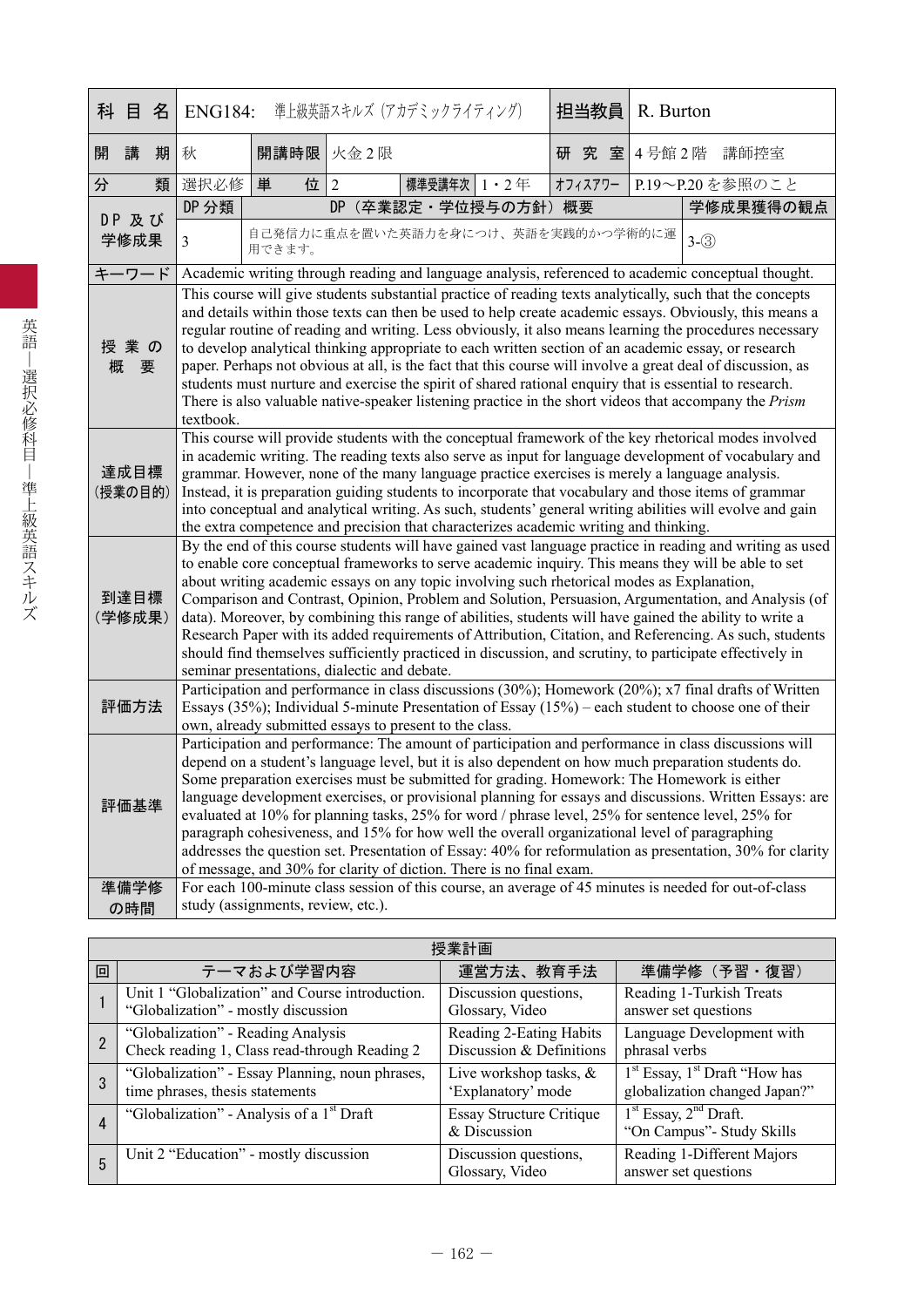| 科目名 | ENG184:　準上級英語スキルズ（アカデミックライティング） | | | | | 担当教員 | R. Burton |
|---|---|---|---|---|---|---|---|
| 開講期 | 秋 | 開講時限 | 火金２限 | | | 研究室 | ４号館２階　講師控室 |
| 分類 | 選択必修 | 単位 | 2 | 標準受講年次 | １・２年 | オフィスアワー | P.19～P.20 を参照のこと |
| DP 及び学修成果 | DP 分類 | DP（卒業認定・学位授与の方針）概要 | | | | | 学修成果獲得の観点 |
| | 3 | 自己発信力に重点を置いた英語力を身につけ、英語を実践的かつ学術的に運用できます。 | | | | | 3-③ |
| キーワード | Academic writing through reading and language analysis, referenced to academic conceptual thought. | | | | | | |
| 授業の概要 | This course will give students substantial practice of reading texts analytically, such that the concepts and details within those texts can then be used to help create academic essays. Obviously, this means a regular routine of reading and writing. Less obviously, it also means learning the procedures necessary to develop analytical thinking appropriate to each written section of an academic essay, or research paper. Perhaps not obvious at all, is the fact that this course will involve a great deal of discussion, as students must nurture and exercise the spirit of shared rational enquiry that is essential to research. There is also valuable native-speaker listening practice in the short videos that accompany the *Prism* textbook. | | | | | | |
| 達成目標（授業の目的） | This course will provide students with the conceptual framework of the key rhetorical modes involved in academic writing. The reading texts also serve as input for language development of vocabulary and grammar. However, none of the many language practice exercises is merely a language analysis. Instead, it is preparation guiding students to incorporate that vocabulary and those items of grammar into conceptual and analytical writing. As such, students' general writing abilities will evolve and gain the extra competence and precision that characterizes academic writing and thinking. | | | | | | |
| 到達目標（学修成果） | By the end of this course students will have gained vast language practice in reading and writing as used to enable core conceptual frameworks to serve academic inquiry. This means they will be able to set about writing academic essays on any topic involving such rhetorical modes as Explanation, Comparison and Contrast, Opinion, Problem and Solution, Persuasion, Argumentation, and Analysis (of data). Moreover, by combining this range of abilities, students will have gained the ability to write a Research Paper with its added requirements of Attribution, Citation, and Referencing. As such, students should find themselves sufficiently practiced in discussion, and scrutiny, to participate effectively in seminar presentations, dialectic and debate. | | | | | | |
| 評価方法 | Participation and performance in class discussions (30%); Homework (20%); x7 final drafts of Written Essays (35%); Individual 5-minute Presentation of Essay (15%) – each student to choose one of their own, already submitted essays to present to the class. | | | | | | |
| 評価基準 | Participation and performance: The amount of participation and performance in class discussions will depend on a student's language level, but it is also dependent on how much preparation students do. Some preparation exercises must be submitted for grading. Homework: The Homework is either language development exercises, or provisional planning for essays and discussions. Written Essays: are evaluated at 10% for planning tasks, 25% for word / phrase level, 25% for sentence level, 25% for paragraph cohesiveness, and 15% for how well the overall organizational level of paragraphing addresses the question set. Presentation of Essay: 40% for reformulation as presentation, 30% for clarity of message, and 30% for clarity of diction. There is no final exam. | | | | | | |
| 準備学修の時間 | For each 100-minute class session of this course, an average of 45 minutes is needed for out-of-class study (assignments, review, etc.). | | | | | | |

授業計画

| 回 | テーマおよび学習内容 | 運営方法、教育手法 | 準備学修（予習・復習） |
|---|---|---|---|
| 1 | Unit 1 "Globalization" and Course introduction. "Globalization" - mostly discussion | Discussion questions, Glossary, Video | Reading 1-Turkish Treats answer set questions |
| 2 | "Globalization" - Reading Analysis Check reading 1, Class read-through Reading 2 | Reading 2-Eating Habits Discussion & Definitions | Language Development with phrasal verbs |
| 3 | "Globalization" - Essay Planning, noun phrases, time phrases, thesis statements | Live workshop tasks, & 'Explanatory' mode | 1st Essay, 1st Draft "How has globalization changed Japan?" |
| 4 | "Globalization" - Analysis of a 1st Draft | Essay Structure Critique & Discussion | 1st Essay, 2nd Draft. "On Campus"- Study Skills |
| 5 | Unit 2 "Education" - mostly discussion | Discussion questions, Glossary, Video | Reading 1-Different Majors answer set questions |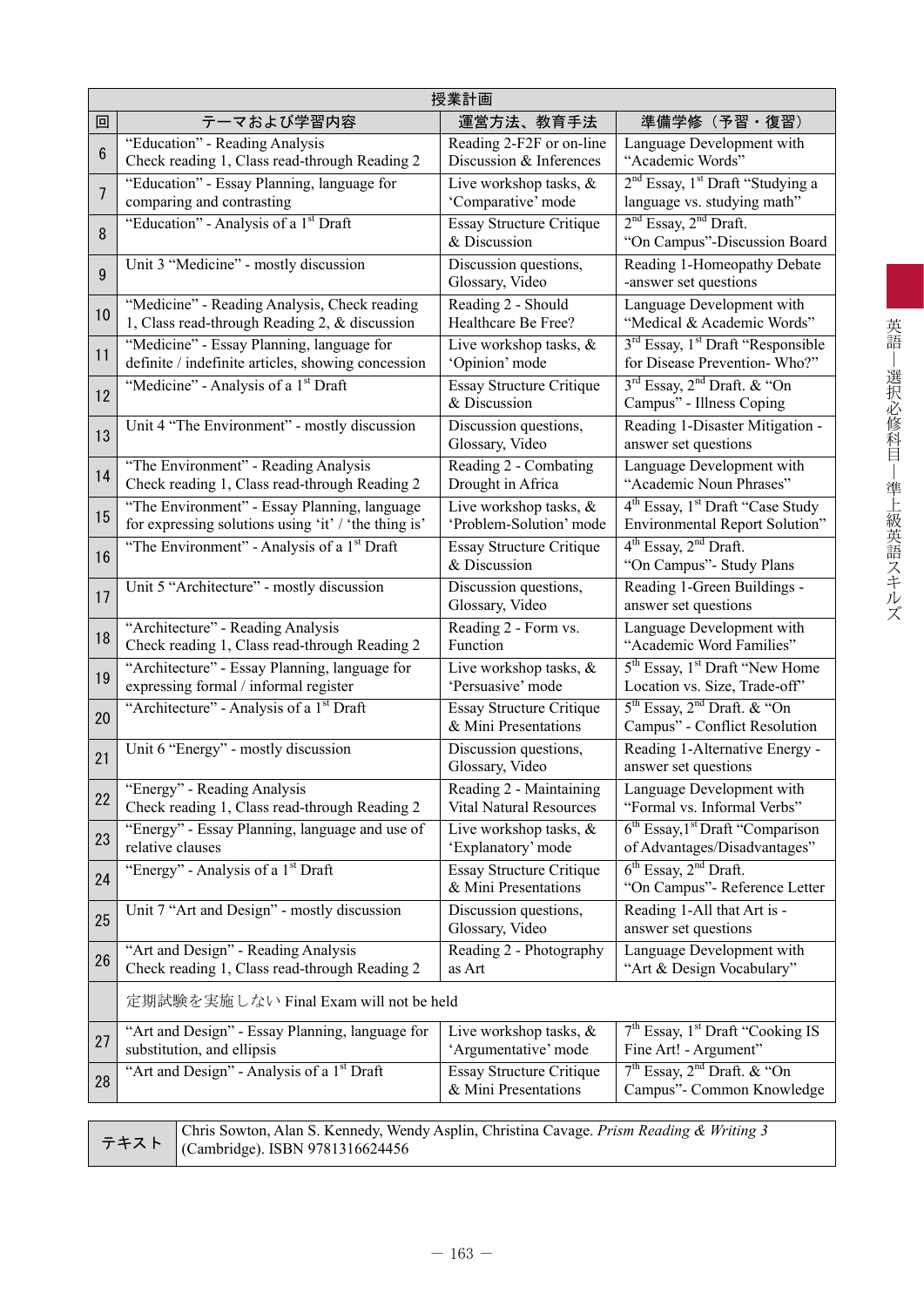| 授業計画 | | | |
|---|---|---|---|
| 回 | テーマおよび学習内容 | 運営方法、教育手法 | 準備学修（予習・復習） |
| 6 | "Education" - Reading Analysis Check reading 1, Class read-through Reading 2 | Reading 2-F2F or on-line Discussion & Inferences | Language Development with "Academic Words" |
| 7 | "Education" - Essay Planning, language for comparing and contrasting | Live workshop tasks, & 'Comparative' mode | 2nd Essay, 1st Draft "Studying a language vs. studying math" |
| 8 | "Education" - Analysis of a 1st Draft | Essay Structure Critique & Discussion | 2nd Essay, 2nd Draft. "On Campus"-Discussion Board |
| 9 | Unit 3 "Medicine" - mostly discussion | Discussion questions, Glossary, Video | Reading 1-Homeopathy Debate -answer set questions |
| 10 | "Medicine" - Reading Analysis, Check reading 1, Class read-through Reading 2, & discussion | Reading 2 - Should Healthcare Be Free? | Language Development with "Medical & Academic Words" |
| 11 | "Medicine" - Essay Planning, language for definite / indefinite articles, showing concession | Live workshop tasks, & 'Opinion' mode | 3rd Essay, 1st Draft "Responsible for Disease Prevention- Who?" |
| 12 | "Medicine" - Analysis of a 1st Draft | Essay Structure Critique & Discussion | 3rd Essay, 2nd Draft. & "On Campus" - Illness Coping |
| 13 | Unit 4 "The Environment" - mostly discussion | Discussion questions, Glossary, Video | Reading 1-Disaster Mitigation - answer set questions |
| 14 | "The Environment" - Reading Analysis Check reading 1, Class read-through Reading 2 | Reading 2 - Combating Drought in Africa | Language Development with "Academic Noun Phrases" |
| 15 | "The Environment" - Essay Planning, language for expressing solutions using 'it' / 'the thing is' | Live workshop tasks, & 'Problem-Solution' mode | 4th Essay, 1st Draft "Case Study Environmental Report Solution" |
| 16 | "The Environment" - Analysis of a 1st Draft | Essay Structure Critique & Discussion | 4th Essay, 2nd Draft. "On Campus"- Study Plans |
| 17 | Unit 5 "Architecture" - mostly discussion | Discussion questions, Glossary, Video | Reading 1-Green Buildings - answer set questions |
| 18 | "Architecture" - Reading Analysis Check reading 1, Class read-through Reading 2 | Reading 2 - Form vs. Function | Language Development with "Academic Word Families" |
| 19 | "Architecture" - Essay Planning, language for expressing formal / informal register | Live workshop tasks, & 'Persuasive' mode | 5th Essay, 1st Draft "New Home Location vs. Size, Trade-off" |
| 20 | "Architecture" - Analysis of a 1st Draft | Essay Structure Critique & Mini Presentations | 5th Essay, 2nd Draft. & "On Campus" - Conflict Resolution |
| 21 | Unit 6 "Energy" - mostly discussion | Discussion questions, Glossary, Video | Reading 1-Alternative Energy - answer set questions |
| 22 | "Energy" - Reading Analysis Check reading 1, Class read-through Reading 2 | Reading 2 - Maintaining Vital Natural Resources | Language Development with "Formal vs. Informal Verbs" |
| 23 | "Energy" - Essay Planning, language and use of relative clauses | Live workshop tasks, & 'Explanatory' mode | 6th Essay,1st Draft "Comparison of Advantages/Disadvantages" |
| 24 | "Energy" - Analysis of a 1st Draft | Essay Structure Critique & Mini Presentations | 6th Essay, 2nd Draft. "On Campus"- Reference Letter |
| 25 | Unit 7 "Art and Design" - mostly discussion | Discussion questions, Glossary, Video | Reading 1-All that Art is - answer set questions |
| 26 | "Art and Design" - Reading Analysis Check reading 1, Class read-through Reading 2 | Reading 2 - Photography as Art | Language Development with "Art & Design Vocabulary" |
| | 定期試験を実施しない Final Exam will not be held | | |
| 27 | "Art and Design" - Essay Planning, language for substitution, and ellipsis | Live workshop tasks, & 'Argumentative' mode | 7th Essay, 1st Draft "Cooking IS Fine Art! - Argument" |
| 28 | "Art and Design" - Analysis of a 1st Draft | Essay Structure Critique & Mini Presentations | 7th Essay, 2nd Draft. & "On Campus"- Common Knowledge |

| テキスト | Chris Sowton, Alan S. Kennedy, Wendy Asplin, Christina Cavage. *Prism Reading & Writing 3* (Cambridge). ISBN 9781316624456 |
|---|---|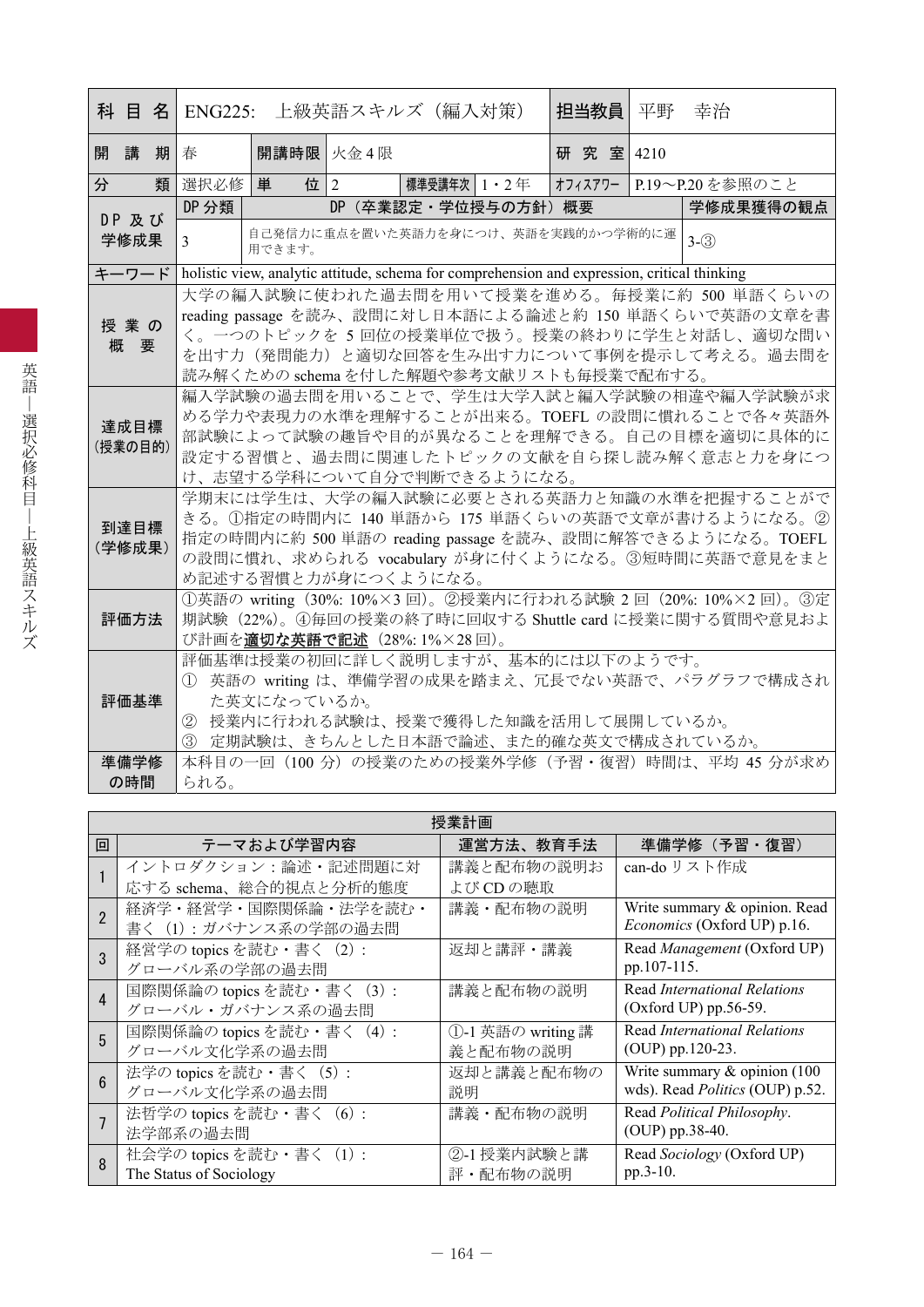| 科目名 | ENG225:　上級英語スキルズ（編入対策） | | | | | 担当教員 | 平野　幸治 | |
|---|---|---|---|---|---|---|---|---|
| 開講期 | 春 | 開講時限 | 火金4限 | | | 研究室 | 4210 | |
| 分類 | 選択必修 | 単位 | 2 | 標準受講年次 | 1・2年 | オフィスアワー | P.19〜P.20を参照のこと | |
| DP及び学修成果 | DP分類 | DP（卒業認定・学位授与の方針）概要 | | | | | | 学修成果獲得の観点 |
| | 3 | 自己発信力に重点を置いた英語力を身につけ、英語を実践的かつ学術的に運用できます。 | | | | | | 3-③ |
| キーワード | holistic view, analytic attitude, schema for comprehension and expression, critical thinking | | | | | | | |
| 授業の概要 | 大学の編入試験に使われた過去問を用いて授業を進める。毎授業に約500単語くらいのreading passageを読み、設問に対し日本語による論述と約150単語くらいで英語の文章を書く。一つのトピックを5回位の授業単位で扱う。授業の終わりに学生と対話し、適切な問いを出す力（発問能力）と適切な回答を生み出す力について事例を提示して考える。過去問を読み解くためのschemaを付した解題や参考文献リストも毎授業で配布する。 | | | | | | | |
| 達成目標（授業の目的） | 編入学試験の過去問を用いることで、学生は大学入試と編入学試験の相違や編入学試験が求める学力や表現力の水準を理解することが出来る。TOEFLの設問に慣れることで各々英語外部試験によって試験の趣旨や目的が異なることを理解できる。自己の目標を適切に具体的に設定する習慣と、過去問に関連したトピックの文献を自ら探し読み解く意志と力を身につけ、志望する学科について自分で判断できるようになる。 | | | | | | | |
| 到達目標（学修成果） | 学期末には学生は、大学の編入試験に必要とされる英語力と知識の水準を把握することができる。①指定の時間内に140単語から175単語くらいの英語で文章が書けるようになる。②指定の時間内に約500単語のreading passageを読み、設問に解答できるようになる。TOEFLの設問に慣れ、求められるvocabularyが身に付くようになる。③短時間に英語で意見をまとめ記述する習慣と力が身につくようになる。 | | | | | | | |
| 評価方法 | ①英語のwriting（30%: 10%×3回）。②授業内に行われる試験2回（20%: 10%×2回）。③定期試験（22%）。④毎回の授業の終了時に回収するShuttle cardに授業に関する質問や意見および計画を**適切な英語で記述**（28%: 1%×28回）。 | | | | | | | |
| 評価基準 | 評価基準は授業の初回に詳しく説明しますが、基本的には以下のようです。<br>① 英語のwritingは、準備学習の成果を踏まえ、冗長でない英語で、パラグラフで構成された英文になっているか。<br>② 授業内に行われる試験は、授業で獲得した知識を活用して展開しているか。<br>③ 定期試験は、きちんとした日本語で論述、また的確な英文で構成されているか。 | | | | | | | |
| 準備学修の時間 | 本科目の一回（100分）の授業のための授業外学修（予習・復習）時間は、平均45分が求められる。 | | | | | | | |

| 回 | テーマおよび学習内容 | 運営方法、教育手法 | 準備学修（予習・復習） |
|---|---|---|---|
| 1 | イントロダクション：論述・記述問題に対応するschema、総合的視点と分析的態度 | 講義と配布物の説明およびCDの聴取 | can-doリスト作成 |
| 2 | 経済学・経営学・国際関係論・法学を読む・書く（1）：ガバナンス系の学部の過去問 | 講義・配布物の説明 | Write summary & opinion. Read *Economics* (Oxford UP) p.16. |
| 3 | 経営学のtopicsを読む・書く（2）：グローバル系の学部の過去問 | 返却と講評・講義 | Read *Management* (Oxford UP) pp.107-115. |
| 4 | 国際関係論のtopicsを読む・書く（3）：グローバル・ガバナンス系の過去問 | 講義と配布物の説明 | Read *International Relations* (Oxford UP) pp.56-59. |
| 5 | 国際関係論のtopicsを読む・書く（4）：グローバル文化学系の過去問 | ①-1英語のwriting講義と配布物の説明 | Read *International Relations* (OUP) pp.120-23. |
| 6 | 法学のtopicsを読む・書く（5）：グローバル文化学系の過去問 | 返却と講義と配布物の説明 | Write summary & opinion (100 wds). Read *Politics* (OUP) p.52. |
| 7 | 法哲学のtopicsを読む・書く（6）：法学部系の過去問 | 講義・配布物の説明 | Read *Political Philosophy*. (OUP) pp.38-40. |
| 8 | 社会学のtopicsを読む・書く（1）：The Status of Sociology | ②-1授業内試験と講評・配布物の説明 | Read *Sociology* (Oxford UP) pp.3-10. |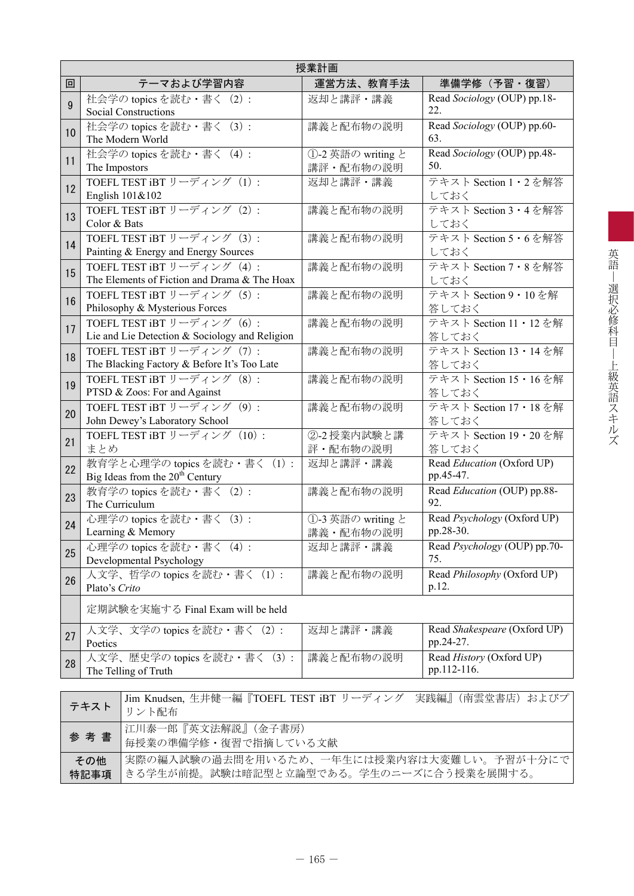| 授業計画 | | | |
|---|---|---|---|
| 回 | テーマおよび学習内容 | 運営方法、教育手法 | 準備学修（予習・復習） |
| 9 | 社会学の topics を読む・書く（2）：Social Constructions | 返却と講評・講義 | Read *Sociology* (OUP) pp.18-22. |
| 10 | 社会学の topics を読む・書く（3）：The Modern World | 講義と配布物の説明 | Read *Sociology* (OUP) pp.60-63. |
| 11 | 社会学の topics を読む・書く（4）：The Impostors | ①-2 英語の writing と講評・配布物の説明 | Read *Sociology* (OUP) pp.48-50. |
| 12 | TOEFL TEST iBT リーディング（1）：English 101&102 | 返却と講評・講義 | テキスト Section 1・2 を解答しておく |
| 13 | TOEFL TEST iBT リーディング（2）：Color & Bats | 講義と配布物の説明 | テキスト Section 3・4 を解答しておく |
| 14 | TOEFL TEST iBT リーディング（3）：Painting & Energy and Energy Sources | 講義と配布物の説明 | テキスト Section 5・6 を解答しておく |
| 15 | TOEFL TEST iBT リーディング（4）：The Elements of Fiction and Drama & The Hoax | 講義と配布物の説明 | テキスト Section 7・8 を解答しておく |
| 16 | TOEFL TEST iBT リーディング（5）：Philosophy & Mysterious Forces | 講義と配布物の説明 | テキスト Section 9・10 を解答しておく |
| 17 | TOEFL TEST iBT リーディング（6）：Lie and Lie Detection & Sociology and Religion | 講義と配布物の説明 | テキスト Section 11・12 を解答しておく |
| 18 | TOEFL TEST iBT リーディング（7）：The Blacking Factory & Before It's Too Late | 講義と配布物の説明 | テキスト Section 13・14 を解答しておく |
| 19 | TOEFL TEST iBT リーディング（8）：PTSD & Zoos: For and Against | 講義と配布物の説明 | テキスト Section 15・16 を解答しておく |
| 20 | TOEFL TEST iBT リーディング（9）：John Dewey's Laboratory School | 講義と配布物の説明 | テキスト Section 17・18 を解答しておく |
| 21 | TOEFL TEST iBT リーディング（10）：まとめ | ②-2 授業内試験と講評・配布物の説明 | テキスト Section 19・20 を解答しておく |
| 22 | 教育学と心理学の topics を読む・書く（1）：Big Ideas from the 20th Century | 返却と講評・講義 | Read *Education* (Oxford UP) pp.45-47. |
| 23 | 教育学の topics を読む・書く（2）：The Curriculum | 講義と配布物の説明 | Read *Education* (OUP) pp.88-92. |
| 24 | 心理学の topics を読む・書く（3）：Learning & Memory | ①-3 英語の writing と講義・配布物の説明 | Read *Psychology* (Oxford UP) pp.28-30. |
| 25 | 心理学の topics を読む・書く（4）：Developmental Psychology | 返却と講評・講義 | Read *Psychology* (OUP) pp.70-75. |
| 26 | 人文学、哲学の topics を読む・書く（1）：Plato's *Crito* | 講義と配布物の説明 | Read *Philosophy* (Oxford UP) p.12. |
| | 定期試験を実施する Final Exam will be held | | |
| 27 | 人文学、文学の topics を読む・書く（2）：Poetics | 返却と講評・講義 | Read *Shakespeare* (Oxford UP) pp.24-27. |
| 28 | 人文学、歴史学の topics を読む・書く（3）：The Telling of Truth | 講義と配布物の説明 | Read *History* (Oxford UP) pp.112-116. |

| | |
|---|---|
| テキスト | Jim Knudsen, 生井健一編『TOEFL TEST iBT リーディング　実践編』（南雲堂書店）およびプリント配布 |
| 参考書 | 江川泰一郎『英文法解説』（金子書房）<br>毎授業の準備学修・復習で指摘している文献 |
| その他特記事項 | 実際の編入試験の過去問を用いるため、一年生には授業内容は大変難しい。予習が十分にできる学生が前提。試験は暗記型と立論型である。学生のニーズに合う授業を展開する。 |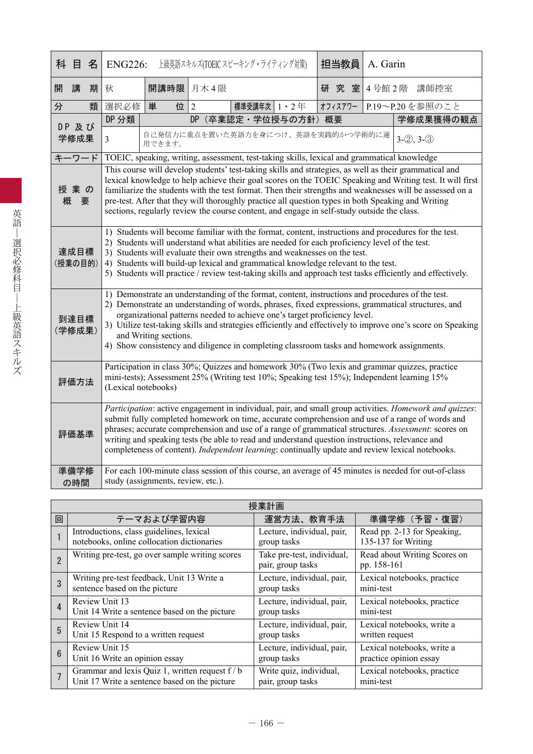| 科目名 | ENG226: 上級英語スキルズ(TOEIC スピーキング・ライティング対策) | | | | | 担当教員 | A. Garin | |
|---|---|---|---|---|---|---|---|---|
| 開講期 | 秋 | 開講時限 | 月木4限 | | | 研究室 | 4号館2階　講師控室 | |
| 分類 | 選択必修 | 単位 | 2 | 標準受講年次 | 1・2年 | オフィスアワー | P.19～P.20 を参照のこと | |
| DP及び学修成果 | DP分類 | DP（卒業認定・学位授与の方針）概要 | | | | | | 学修成果獲得の観点 |
| | 3 | 自己発信力に重点を置いた英語力を身につけ、英語を実践的かつ学術的に運用できます。 | | | | | | 3-②, 3-③ |
| キーワード | TOEIC, speaking, writing, assessment, test-taking skills, lexical and grammatical knowledge | | | | | | | |
| 授業の概要 | This course will develop students' test-taking skills and strategies, as well as their grammatical and lexical knowledge to help achieve their goal scores on the TOEIC Speaking and Writing test. It will first familiarize the students with the test format. Then their strengths and weaknesses will be assessed on a pre-test. After that they will thoroughly practice all question types in both Speaking and Writing sections, regularly review the course content, and engage in self-study outside the class. | | | | | | | |
| 達成目標（授業の目的） | 1) Students will become familiar with the format, content, instructions and procedures for the test.<br>2) Students will understand what abilities are needed for each proficiency level of the test.<br>3) Students will evaluate their own strengths and weaknesses on the test.<br>4) Students will build-up lexical and grammatical knowledge relevant to the test.<br>5) Students will practice / review test-taking skills and approach test tasks efficiently and effectively. | | | | | | | |
| 到達目標（学修成果） | 1) Demonstrate an understanding of the format, content, instructions and procedures of the test.<br>2) Demonstrate an understanding of words, phrases, fixed expressions, grammatical structures, and organizational patterns needed to achieve one's target proficiency level.<br>3) Utilize test-taking skills and strategies efficiently and effectively to improve one's score on Speaking and Writing sections.<br>4) Show consistency and diligence in completing classroom tasks and homework assignments. | | | | | | | |
| 評価方法 | Participation in class 30%; Quizzes and homework 30% (Two lexis and grammar quizzes, practice mini-tests); Assessment 25% (Writing test 10%; Speaking test 15%); Independent learning 15% (Lexical notebooks) | | | | | | | |
| 評価基準 | *Participation*: active engagement in individual, pair, and small group activities. *Homework and quizzes*: submit fully completed homework on time, accurate comprehension and use of a range of words and phrases; accurate comprehension and use of a range of grammatical structures. *Assessment*: scores on writing and speaking tests (be able to read and understand question instructions, relevance and completeness of content). *Independent learning*: continually update and review lexical notebooks. | | | | | | | |
| 準備学修の時間 | For each 100-minute class session of this course, an average of 45 minutes is needed for out-of-class study (assignments, review, etc.). | | | | | | | |

授業計画

| 回 | テーマおよび学習内容 | 運営方法、教育手法 | 準備学修（予習・復習） |
|---|---|---|---|
| 1 | Introductions, class guidelines, lexical notebooks, online collocation dictionaries | Lecture, individual, pair, group tasks | Read pp. 2-13 for Speaking, 135-137 for Writing |
| 2 | Writing pre-test, go over sample writing scores | Take pre-test, individual, pair, group tasks | Read about Writing Scores on pp. 158-161 |
| 3 | Writing pre-test feedback, Unit 13 Write a sentence based on the picture | Lecture, individual, pair, group tasks | Lexical notebooks, practice mini-test |
| 4 | Review Unit 13<br>Unit 14 Write a sentence based on the picture | Lecture, individual, pair, group tasks | Lexical notebooks, practice mini-test |
| 5 | Review Unit 14<br>Unit 15 Respond to a written request | Lecture, individual, pair, group tasks | Lexical notebooks, write a written request |
| 6 | Review Unit 15<br>Unit 16 Write an opinion essay | Lecture, individual, pair, group tasks | Lexical notebooks, write a practice opinion essay |
| 7 | Grammar and lexis Quiz 1, written request f / b<br>Unit 17 Write a sentence based on the picture | Write quiz, individual, pair, group tasks | Lexical notebooks, practice mini-test |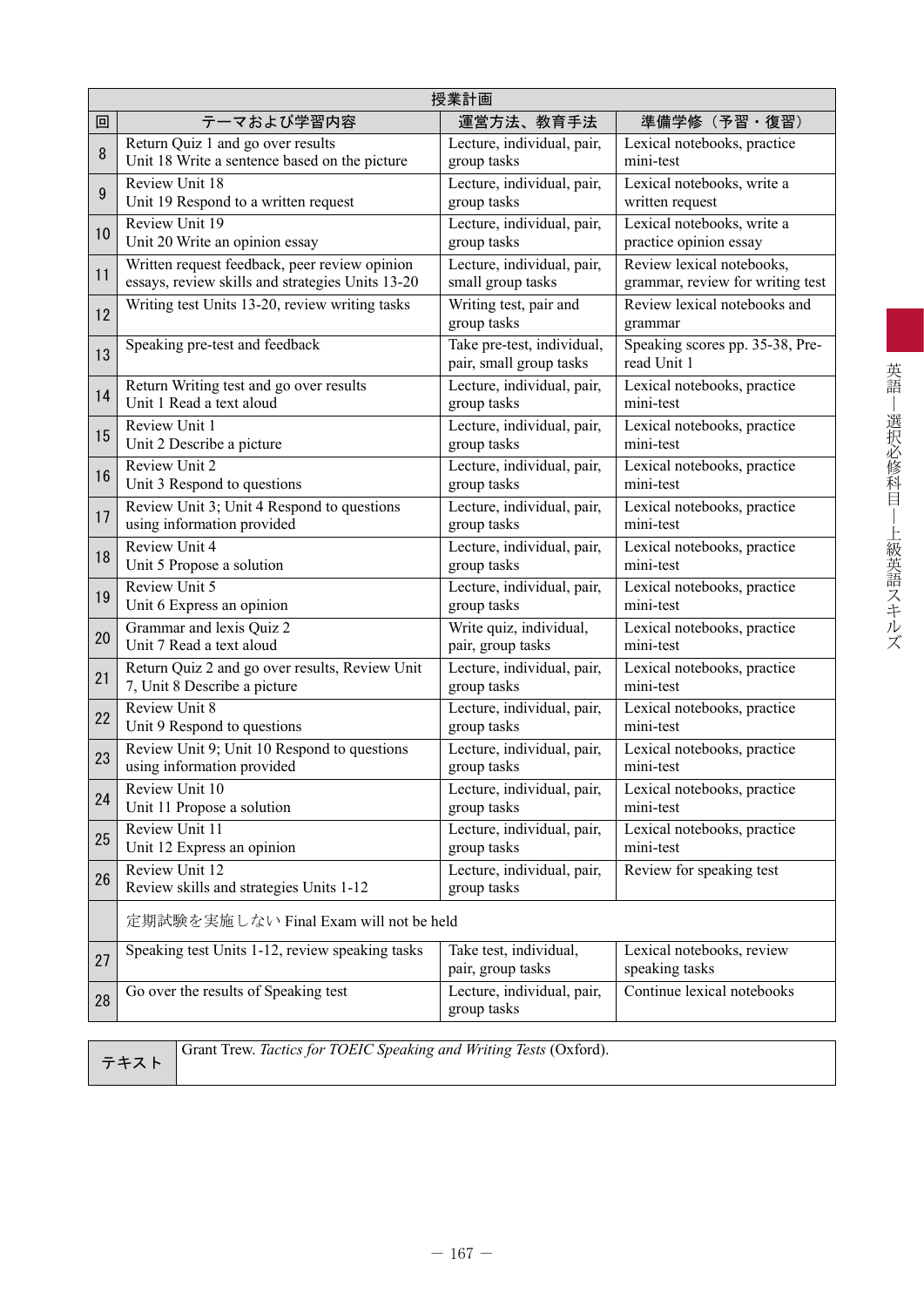| 授業計画 | | | |
|---|---|---|---|
| 回 | テーマおよび学習内容 | 運営方法、教育手法 | 準備学修（予習・復習） |
| 8 | Return Quiz 1 and go over results<br>Unit 18 Write a sentence based on the picture | Lecture, individual, pair, group tasks | Lexical notebooks, practice mini-test |
| 9 | Review Unit 18<br>Unit 19 Respond to a written request | Lecture, individual, pair, group tasks | Lexical notebooks, write a written request |
| 10 | Review Unit 19<br>Unit 20 Write an opinion essay | Lecture, individual, pair, group tasks | Lexical notebooks, write a practice opinion essay |
| 11 | Written request feedback, peer review opinion essays, review skills and strategies Units 13-20 | Lecture, individual, pair, small group tasks | Review lexical notebooks, grammar, review for writing test |
| 12 | Writing test Units 13-20, review writing tasks | Writing test, pair and group tasks | Review lexical notebooks and grammar |
| 13 | Speaking pre-test and feedback | Take pre-test, individual, pair, small group tasks | Speaking scores pp. 35-38, Pre-read Unit 1 |
| 14 | Return Writing test and go over results<br>Unit 1 Read a text aloud | Lecture, individual, pair, group tasks | Lexical notebooks, practice mini-test |
| 15 | Review Unit 1<br>Unit 2 Describe a picture | Lecture, individual, pair, group tasks | Lexical notebooks, practice mini-test |
| 16 | Review Unit 2<br>Unit 3 Respond to questions | Lecture, individual, pair, group tasks | Lexical notebooks, practice mini-test |
| 17 | Review Unit 3; Unit 4 Respond to questions using information provided | Lecture, individual, pair, group tasks | Lexical notebooks, practice mini-test |
| 18 | Review Unit 4<br>Unit 5 Propose a solution | Lecture, individual, pair, group tasks | Lexical notebooks, practice mini-test |
| 19 | Review Unit 5<br>Unit 6 Express an opinion | Lecture, individual, pair, group tasks | Lexical notebooks, practice mini-test |
| 20 | Grammar and lexis Quiz 2<br>Unit 7 Read a text aloud | Write quiz, individual, pair, group tasks | Lexical notebooks, practice mini-test |
| 21 | Return Quiz 2 and go over results, Review Unit 7, Unit 8 Describe a picture | Lecture, individual, pair, group tasks | Lexical notebooks, practice mini-test |
| 22 | Review Unit 8<br>Unit 9 Respond to questions | Lecture, individual, pair, group tasks | Lexical notebooks, practice mini-test |
| 23 | Review Unit 9; Unit 10 Respond to questions using information provided | Lecture, individual, pair, group tasks | Lexical notebooks, practice mini-test |
| 24 | Review Unit 10<br>Unit 11 Propose a solution | Lecture, individual, pair, group tasks | Lexical notebooks, practice mini-test |
| 25 | Review Unit 11<br>Unit 12 Express an opinion | Lecture, individual, pair, group tasks | Lexical notebooks, practice mini-test |
| 26 | Review Unit 12<br>Review skills and strategies Units 1-12 | Lecture, individual, pair, group tasks | Review for speaking test |
| | 定期試験を実施しない Final Exam will not be held | | |
| 27 | Speaking test Units 1-12, review speaking tasks | Take test, individual, pair, group tasks | Lexical notebooks, review speaking tasks |
| 28 | Go over the results of Speaking test | Lecture, individual, pair, group tasks | Continue lexical notebooks |

| テキスト | Grant Trew. *Tactics for TOEIC Speaking and Writing Tests* (Oxford). |
|---|---|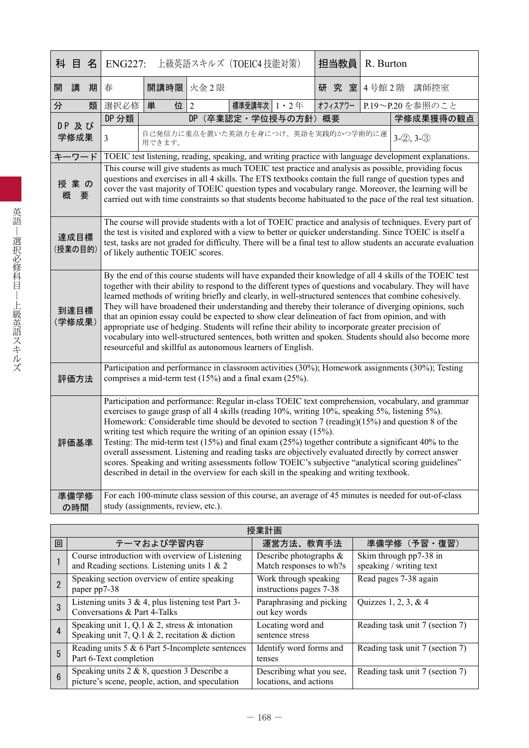| 科目名 | ENG227: 上級英語スキルズ（TOEIC4 技能対策） | | | | | 担当教員 | R. Burton | |
|---|---|---|---|---|---|---|---|---|
| 開講期 | 春 | 開講時限 | 火金 2 限 | | | 研究室 | 4 号館 2 階 講師控室 | |
| 分類 | 選択必修 | 単位 | 2 | 標準受講年次 | 1・2 年 | オフィスアワー | P.19〜P.20 を参照のこと | |
| DP 及び学修成果 | DP 分類 | DP（卒業認定・学位授与の方針）概要 | | | | | | 学修成果獲得の観点 |
| | 3 | 自己発信力に重点を置いた英語力を身につけ、英語を実践的かつ学術的に運用できます。 | | | | | | 3-②, 3-③ |
| キーワード | TOEIC test listening, reading, speaking, and writing practice with language development explanations. | | | | | | | |
| 授業の概要 | This course will give students as much TOEIC test practice and analysis as possible, providing focus questions and exercises in all 4 skills. The ETS textbooks contain the full range of question types and cover the vast majority of TOEIC question types and vocabulary range. Moreover, the learning will be carried out with time constraints so that students become habituated to the pace of the real test situation. | | | | | | | |
| 達成目標（授業の目的） | The course will provide students with a lot of TOEIC practice and analysis of techniques. Every part of the test is visited and explored with a view to better or quicker understanding. Since TOEIC is itself a test, tasks are not graded for difficulty. There will be a final test to allow students an accurate evaluation of likely authentic TOEIC scores. | | | | | | | |
| 到達目標（学修成果） | By the end of this course students will have expanded their knowledge of all 4 skills of the TOEIC test together with their ability to respond to the different types of questions and vocabulary. They will have learned methods of writing briefly and clearly, in well-structured sentences that combine cohesively. They will have broadened their understanding and thereby their tolerance of diverging opinions, such that an opinion essay could be expected to show clear delineation of fact from opinion, and with appropriate use of hedging. Students will refine their ability to incorporate greater precision of vocabulary into well-structured sentences, both written and spoken. Students should also become more resourceful and skillful as autonomous learners of English. | | | | | | | |
| 評価方法 | Participation and performance in classroom activities (30%); Homework assignments (30%); Testing comprises a mid-term test (15%) and a final exam (25%). | | | | | | | |
| 評価基準 | Participation and performance: Regular in-class TOEIC text comprehension, vocabulary, and grammar exercises to gauge grasp of all 4 skills (reading 10%, writing 10%, speaking 5%, listening 5%). Homework: Considerable time should be devoted to section 7 (reading)(15%) and question 8 of the writing test which require the writing of an opinion essay (15%). Testing: The mid-term test (15%) and final exam (25%) together contribute a significant 40% to the overall assessment. Listening and reading tasks are objectively evaluated directly by correct answer scores. Speaking and writing assessments follow TOEIC's subjective "analytical scoring guidelines" described in detail in the overview for each skill in the speaking and writing textbook. | | | | | | | |
| 準備学修の時間 | For each 100-minute class session of this course, an average of 45 minutes is needed for out-of-class study (assignments, review, etc.). | | | | | | | |

授業計画

| 回 | テーマおよび学習内容 | 運営方法、教育手法 | 準備学修（予習・復習） |
|---|---|---|---|
| 1 | Course introduction with overview of Listening and Reading sections. Listening units 1 & 2 | Describe photographs & Match responses to wh?s | Skim through pp7-38 in speaking / writing text |
| 2 | Speaking section overview of entire speaking paper pp7-38 | Work through speaking instructions pages 7-38 | Read pages 7-38 again |
| 3 | Listening units 3 & 4, plus listening test Part 3-Conversations & Part 4-Talks | Paraphrasing and picking out key words | Quizzes 1, 2, 3, & 4 |
| 4 | Speaking unit 1, Q.1 & 2, stress & intonation Speaking unit 7, Q.1 & 2, recitation & diction | Locating word and sentence stress | Reading task unit 7 (section 7) |
| 5 | Reading units 5 & 6 Part 5-Incomplete sentences Part 6-Text completion | Identify word forms and tenses | Reading task unit 7 (section 7) |
| 6 | Speaking units 2 & 8, question 3 Describe a picture's scene, people, action, and speculation | Describing what you see, locations, and actions | Reading task unit 7 (section 7) |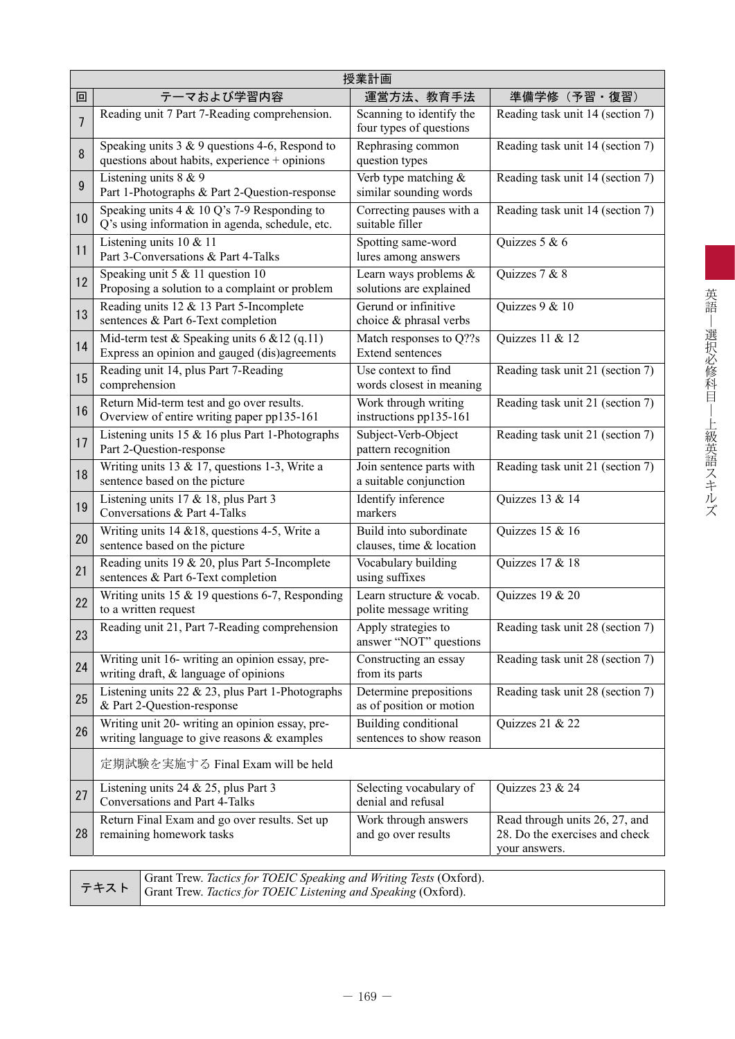| 授業計画 | | | |
|---|---|---|---|
| 回 | テーマおよび学習内容 | 運営方法、教育手法 | 準備学修（予習・復習） |
| 7 | Reading unit 7 Part 7-Reading comprehension. | Scanning to identify the four types of questions | Reading task unit 14 (section 7) |
| 8 | Speaking units 3 & 9 questions 4-6, Respond to questions about habits, experience + opinions | Rephrasing common question types | Reading task unit 14 (section 7) |
| 9 | Listening units 8 & 9 Part 1-Photographs & Part 2-Question-response | Verb type matching & similar sounding words | Reading task unit 14 (section 7) |
| 10 | Speaking units 4 & 10 Q's 7-9 Responding to Q's using information in agenda, schedule, etc. | Correcting pauses with a suitable filler | Reading task unit 14 (section 7) |
| 11 | Listening units 10 & 11 Part 3-Conversations & Part 4-Talks | Spotting same-word lures among answers | Quizzes 5 & 6 |
| 12 | Speaking unit 5 & 11 question 10 Proposing a solution to a complaint or problem | Learn ways problems & solutions are explained | Quizzes 7 & 8 |
| 13 | Reading units 12 & 13 Part 5-Incomplete sentences & Part 6-Text completion | Gerund or infinitive choice & phrasal verbs | Quizzes 9 & 10 |
| 14 | Mid-term test & Speaking units 6 &12 (q.11) Express an opinion and gauged (dis)agreements | Match responses to Q??s Extend sentences | Quizzes 11 & 12 |
| 15 | Reading unit 14, plus Part 7-Reading comprehension | Use context to find words closest in meaning | Reading task unit 21 (section 7) |
| 16 | Return Mid-term test and go over results. Overview of entire writing paper pp135-161 | Work through writing instructions pp135-161 | Reading task unit 21 (section 7) |
| 17 | Listening units 15 & 16 plus Part 1-Photographs Part 2-Question-response | Subject-Verb-Object pattern recognition | Reading task unit 21 (section 7) |
| 18 | Writing units 13 & 17, questions 1-3, Write a sentence based on the picture | Join sentence parts with a suitable conjunction | Reading task unit 21 (section 7) |
| 19 | Listening units 17 & 18, plus Part 3 Conversations & Part 4-Talks | Identify inference markers | Quizzes 13 & 14 |
| 20 | Writing units 14 &18, questions 4-5, Write a sentence based on the picture | Build into subordinate clauses, time & location | Quizzes 15 & 16 |
| 21 | Reading units 19 & 20, plus Part 5-Incomplete sentences & Part 6-Text completion | Vocabulary building using suffixes | Quizzes 17 & 18 |
| 22 | Writing units 15 & 19 questions 6-7, Responding to a written request | Learn structure & vocab. polite message writing | Quizzes 19 & 20 |
| 23 | Reading unit 21, Part 7-Reading comprehension | Apply strategies to answer "NOT" questions | Reading task unit 28 (section 7) |
| 24 | Writing unit 16- writing an opinion essay, pre-writing draft, & language of opinions | Constructing an essay from its parts | Reading task unit 28 (section 7) |
| 25 | Listening units 22 & 23, plus Part 1-Photographs & Part 2-Question-response | Determine prepositions as of position or motion | Reading task unit 28 (section 7) |
| 26 | Writing unit 20- writing an opinion essay, pre-writing language to give reasons & examples | Building conditional sentences to show reason | Quizzes 21 & 22 |
| | 定期試験を実施する Final Exam will be held | | |
| 27 | Listening units 24 & 25, plus Part 3 Conversations and Part 4-Talks | Selecting vocabulary of denial and refusal | Quizzes 23 & 24 |
| 28 | Return Final Exam and go over results. Set up remaining homework tasks | Work through answers and go over results | Read through units 26, 27, and 28. Do the exercises and check your answers. |

| テキスト | Grant Trew. *Tactics for TOEIC Speaking and Writing Tests* (Oxford).<br>Grant Trew. *Tactics for TOEIC Listening and Speaking* (Oxford). |
|---|---|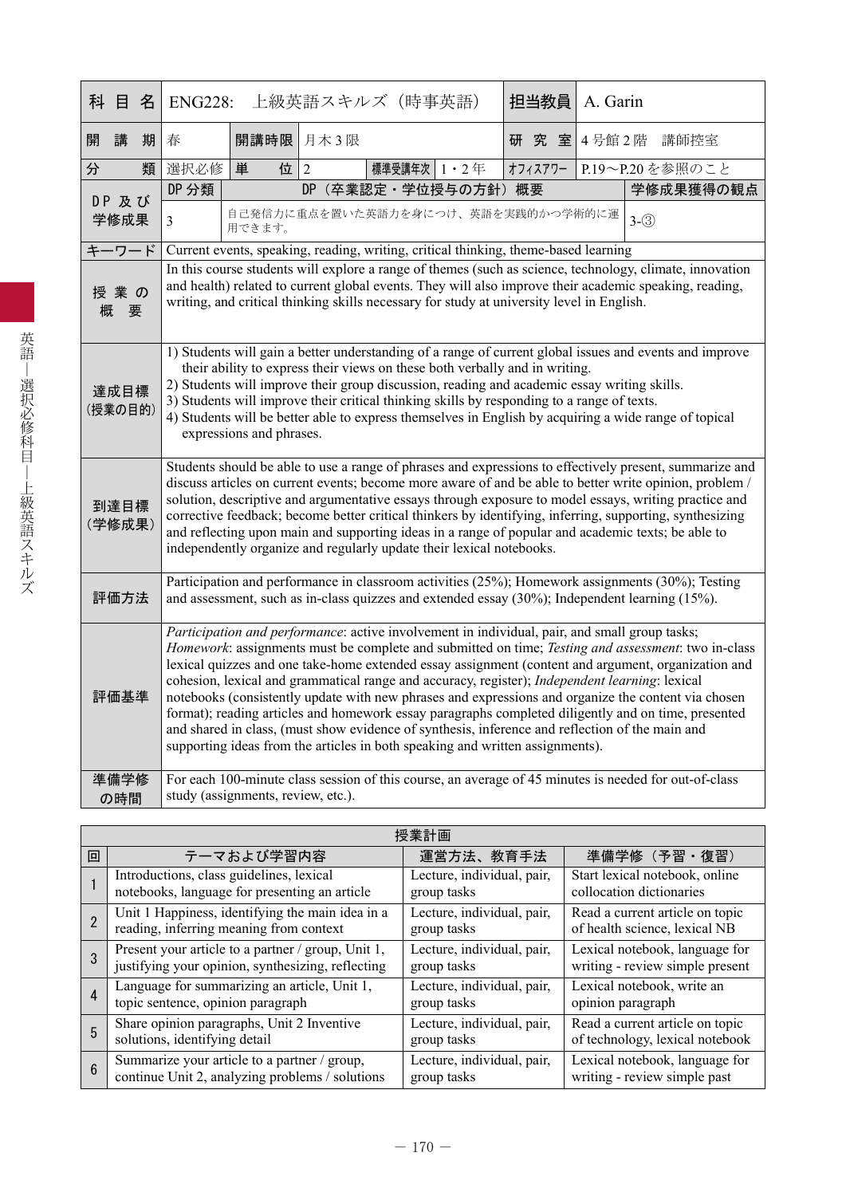| 科目名 | ENG228: 上級英語スキルズ（時事英語） | | | | | 担当教員 | A. Garin | |
|---|---|---|---|---|---|---|---|---|
| 開講期 | 春 | 開講時限 | 月木3限 | | | 研究室 | 4号館2階　講師控室 | |
| 分類 | 選択必修 | 単位 | 2 | 標準受講年次 | 1・2年 | オフィスアワー | P.19〜P.20を参照のこと | |
| DP及び学修成果 | DP分類 | DP（卒業認定・学位授与の方針）概要 | | | | | | 学修成果獲得の観点 |
| | 3 | 自己発信力に重点を置いた英語力を身につけ、英語を実践的かつ学術的に運用できます。 | | | | | | 3-③ |
| キーワード | Current events, speaking, reading, writing, critical thinking, theme-based learning | | | | | | | |
| 授業の概要 | In this course students will explore a range of themes (such as science, technology, climate, innovation and health) related to current global events. They will also improve their academic speaking, reading, writing, and critical thinking skills necessary for study at university level in English. | | | | | | | |
| 達成目標（授業の目的） | 1) Students will gain a better understanding of a range of current global issues and events and improve their ability to express their views on these both verbally and in writing.<br>2) Students will improve their group discussion, reading and academic essay writing skills.<br>3) Students will improve their critical thinking skills by responding to a range of texts.<br>4) Students will be better able to express themselves in English by acquiring a wide range of topical expressions and phrases. | | | | | | | |
| 到達目標（学修成果） | Students should be able to use a range of phrases and expressions to effectively present, summarize and discuss articles on current events; become more aware of and be able to better write opinion, problem / solution, descriptive and argumentative essays through exposure to model essays, writing practice and corrective feedback; become better critical thinkers by identifying, inferring, supporting, synthesizing and reflecting upon main and supporting ideas in a range of popular and academic texts; be able to independently organize and regularly update their lexical notebooks. | | | | | | | |
| 評価方法 | Participation and performance in classroom activities (25%); Homework assignments (30%); Testing and assessment, such as in-class quizzes and extended essay (30%); Independent learning (15%). | | | | | | | |
| 評価基準 | *Participation and performance*: active involvement in individual, pair, and small group tasks; *Homework*: assignments must be complete and submitted on time; *Testing and assessment*: two in-class lexical quizzes and one take-home extended essay assignment (content and argument, organization and cohesion, lexical and grammatical range and accuracy, register); *Independent learning*: lexical notebooks (consistently update with new phrases and expressions and organize the content via chosen format); reading articles and homework essay paragraphs completed diligently and on time, presented and shared in class, (must show evidence of synthesis, inference and reflection of the main and supporting ideas from the articles in both speaking and written assignments). | | | | | | | |
| 準備学修の時間 | For each 100-minute class session of this course, an average of 45 minutes is needed for out-of-class study (assignments, review, etc.). | | | | | | | |

授業計画

| 回 | テーマおよび学習内容 | 運営方法、教育手法 | 準備学修（予習・復習） |
|---|---|---|---|
| 1 | Introductions, class guidelines, lexical notebooks, language for presenting an article | Lecture, individual, pair, group tasks | Start lexical notebook, online collocation dictionaries |
| 2 | Unit 1 Happiness, identifying the main idea in a reading, inferring meaning from context | Lecture, individual, pair, group tasks | Read a current article on topic of health science, lexical NB |
| 3 | Present your article to a partner / group, Unit 1, justifying your opinion, synthesizing, reflecting | Lecture, individual, pair, group tasks | Lexical notebook, language for writing - review simple present |
| 4 | Language for summarizing an article, Unit 1, topic sentence, opinion paragraph | Lecture, individual, pair, group tasks | Lexical notebook, write an opinion paragraph |
| 5 | Share opinion paragraphs, Unit 2 Inventive solutions, identifying detail | Lecture, individual, pair, group tasks | Read a current article on topic of technology, lexical notebook |
| 6 | Summarize your article to a partner / group, continue Unit 2, analyzing problems / solutions | Lecture, individual, pair, group tasks | Lexical notebook, language for writing - review simple past |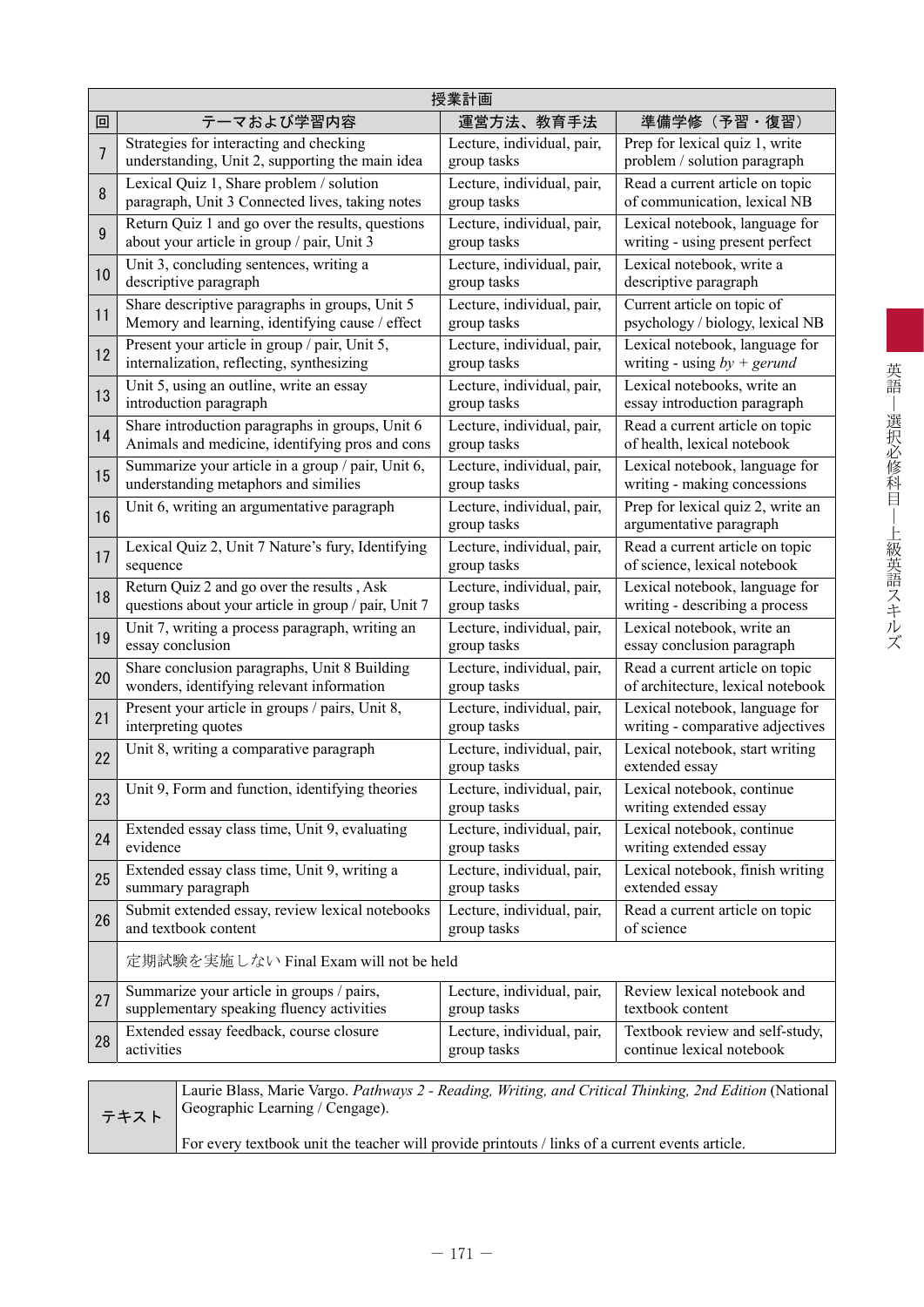| 授業計画 | | | |
|---|---|---|---|
| 回 | テーマおよび学習内容 | 運営方法、教育手法 | 準備学修（予習・復習） |
| 7 | Strategies for interacting and checking understanding, Unit 2, supporting the main idea | Lecture, individual, pair, group tasks | Prep for lexical quiz 1, write problem / solution paragraph |
| 8 | Lexical Quiz 1, Share problem / solution paragraph, Unit 3 Connected lives, taking notes | Lecture, individual, pair, group tasks | Read a current article on topic of communication, lexical NB |
| 9 | Return Quiz 1 and go over the results, questions about your article in group / pair, Unit 3 | Lecture, individual, pair, group tasks | Lexical notebook, language for writing - using present perfect |
| 10 | Unit 3, concluding sentences, writing a descriptive paragraph | Lecture, individual, pair, group tasks | Lexical notebook, write a descriptive paragraph |
| 11 | Share descriptive paragraphs in groups, Unit 5 Memory and learning, identifying cause / effect | Lecture, individual, pair, group tasks | Current article on topic of psychology / biology, lexical NB |
| 12 | Present your article in group / pair, Unit 5, internalization, reflecting, synthesizing | Lecture, individual, pair, group tasks | Lexical notebook, language for writing - using *by + gerund* |
| 13 | Unit 5, using an outline, write an essay introduction paragraph | Lecture, individual, pair, group tasks | Lexical notebooks, write an essay introduction paragraph |
| 14 | Share introduction paragraphs in groups, Unit 6 Animals and medicine, identifying pros and cons | Lecture, individual, pair, group tasks | Read a current article on topic of health, lexical notebook |
| 15 | Summarize your article in a group / pair, Unit 6, understanding metaphors and similies | Lecture, individual, pair, group tasks | Lexical notebook, language for writing - making concessions |
| 16 | Unit 6, writing an argumentative paragraph | Lecture, individual, pair, group tasks | Prep for lexical quiz 2, write an argumentative paragraph |
| 17 | Lexical Quiz 2, Unit 7 Nature's fury, Identifying sequence | Lecture, individual, pair, group tasks | Read a current article on topic of science, lexical notebook |
| 18 | Return Quiz 2 and go over the results , Ask questions about your article in group / pair, Unit 7 | Lecture, individual, pair, group tasks | Lexical notebook, language for writing - describing a process |
| 19 | Unit 7, writing a process paragraph, writing an essay conclusion | Lecture, individual, pair, group tasks | Lexical notebook, write an essay conclusion paragraph |
| 20 | Share conclusion paragraphs, Unit 8 Building wonders, identifying relevant information | Lecture, individual, pair, group tasks | Read a current article on topic of architecture, lexical notebook |
| 21 | Present your article in groups / pairs, Unit 8, interpreting quotes | Lecture, individual, pair, group tasks | Lexical notebook, language for writing - comparative adjectives |
| 22 | Unit 8, writing a comparative paragraph | Lecture, individual, pair, group tasks | Lexical notebook, start writing extended essay |
| 23 | Unit 9, Form and function, identifying theories | Lecture, individual, pair, group tasks | Lexical notebook, continue writing extended essay |
| 24 | Extended essay class time, Unit 9, evaluating evidence | Lecture, individual, pair, group tasks | Lexical notebook, continue writing extended essay |
| 25 | Extended essay class time, Unit 9, writing a summary paragraph | Lecture, individual, pair, group tasks | Lexical notebook, finish writing extended essay |
| 26 | Submit extended essay, review lexical notebooks and textbook content | Lecture, individual, pair, group tasks | Read a current article on topic of science |
| | 定期試験を実施しない Final Exam will not be held | | |
| 27 | Summarize your article in groups / pairs, supplementary speaking fluency activities | Lecture, individual, pair, group tasks | Review lexical notebook and textbook content |
| 28 | Extended essay feedback, course closure activities | Lecture, individual, pair, group tasks | Textbook review and self-study, continue lexical notebook |

| テキスト | Laurie Blass, Marie Vargo. *Pathways 2 - Reading, Writing, and Critical Thinking, 2nd Edition* (National Geographic Learning / Cengage).<br><br>For every textbook unit the teacher will provide printouts / links of a current events article. |
|---|---|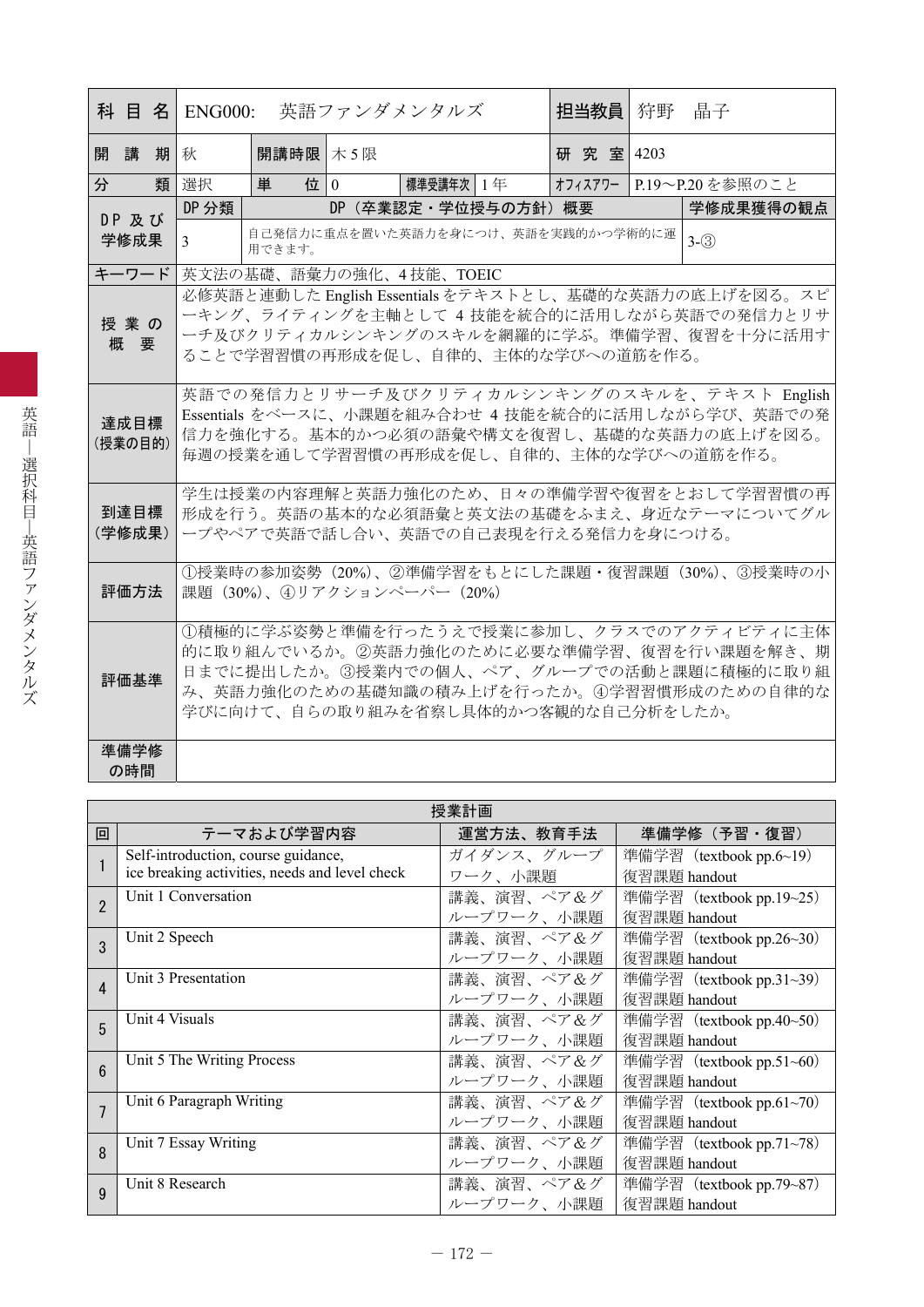| 科目名 | ENG000:　英語ファンダメンタルズ | | | | 担当教員 | 狩野　晶子 |
|---|---|---|---|---|---|---|
| 開講期 | 秋 | 開講時限 | 木5限 | | 研究室 | 4203 |
| 分類 | 選択 | 単位 | 0 | 標準受講年次　1年 | ｵﾌｨｽｱﾜｰ | P.19〜P.20を参照のこと |
| DP及び学修成果 | DP分類 | DP（卒業認定・学位授与の方針）概要 | | | | 学修成果獲得の観点 |
| | 3 | 自己発信力に重点を置いた英語力を身につけ、英語を実践的かつ学術的に運用できます。 | | | | 3-③ |
| キーワード | 英文法の基礎、語彙力の強化、4技能、TOEIC | | | | | |
| 授業の概要 | 必修英語と連動したEnglish Essentialsをテキストとし、基礎的な英語力の底上げを図る。スピーキング、ライティングを主軸として4技能を統合的に活用しながら英語での発信力とリサーチ及びクリティカルシンキングのスキルを網羅的に学ぶ。準備学習、復習を十分に活用することで学習習慣の再形成を促し、自律的、主体的な学びへの道筋を作る。 | | | | | |
| 達成目標（授業の目的） | 英語での発信力とリサーチ及びクリティカルシンキングのスキルを、テキストEnglish Essentialsをベースに、小課題を組み合わせ4技能を統合的に活用しながら学び、英語での発信力を強化する。基本的かつ必須の語彙や構文を復習し、基礎的な英語力の底上げを図る。毎週の授業を通して学習習慣の再形成を促し、自律的、主体的な学びへの道筋を作る。 | | | | | |
| 到達目標（学修成果） | 学生は授業の内容理解と英語力強化のため、日々の準備学習や復習をとおして学習習慣の再形成を行う。英語の基本的な必須語彙と英文法の基礎をふまえ、身近なテーマについてグループやペアで英語で話し合い、英語での自己表現を行える発信力を身につける。 | | | | | |
| 評価方法 | ①授業時の参加姿勢（20%）、②準備学習をもとにした課題・復習課題（30%）、③授業時の小課題（30%）、④リアクションペーパー（20%） | | | | | |
| 評価基準 | ①積極的に学ぶ姿勢と準備を行ったうえで授業に参加し、クラスでのアクティビティに主体的に取り組んでいるか。②英語力強化のために必要な準備学習、復習を行い課題を解き、期日までに提出したか。③授業内での個人、ペア、グループでの活動と課題に積極的に取り組み、英語力強化のための基礎知識の積み上げを行ったか。④学習習慣形成のための自律的な学びに向けて、自らの取り組みを省察し具体的かつ客観的な自己分析をしたか。 | | | | | |
| 準備学修の時間 | | | | | | |

**授業計画**

| 回 | テーマおよび学習内容 | 運営方法、教育手法 | 準備学修（予習・復習） |
|---|---|---|---|
| 1 | Self-introduction, course guidance, ice breaking activities, needs and level check | ガイダンス、グループワーク、小課題 | 準備学習（textbook pp.6~19）復習課題 handout |
| 2 | Unit 1 Conversation | 講義、演習、ペア&グループワーク、小課題 | 準備学習（textbook pp.19~25）復習課題 handout |
| 3 | Unit 2 Speech | 講義、演習、ペア&グループワーク、小課題 | 準備学習（textbook pp.26~30）復習課題 handout |
| 4 | Unit 3 Presentation | 講義、演習、ペア&グループワーク、小課題 | 準備学習（textbook pp.31~39）復習課題 handout |
| 5 | Unit 4 Visuals | 講義、演習、ペア&グループワーク、小課題 | 準備学習（textbook pp.40~50）復習課題 handout |
| 6 | Unit 5 The Writing Process | 講義、演習、ペア&グループワーク、小課題 | 準備学習（textbook pp.51~60）復習課題 handout |
| 7 | Unit 6 Paragraph Writing | 講義、演習、ペア&グループワーク、小課題 | 準備学習（textbook pp.61~70）復習課題 handout |
| 8 | Unit 7 Essay Writing | 講義、演習、ペア&グループワーク、小課題 | 準備学習（textbook pp.71~78）復習課題 handout |
| 9 | Unit 8 Research | 講義、演習、ペア&グループワーク、小課題 | 準備学習（textbook pp.79~87）復習課題 handout |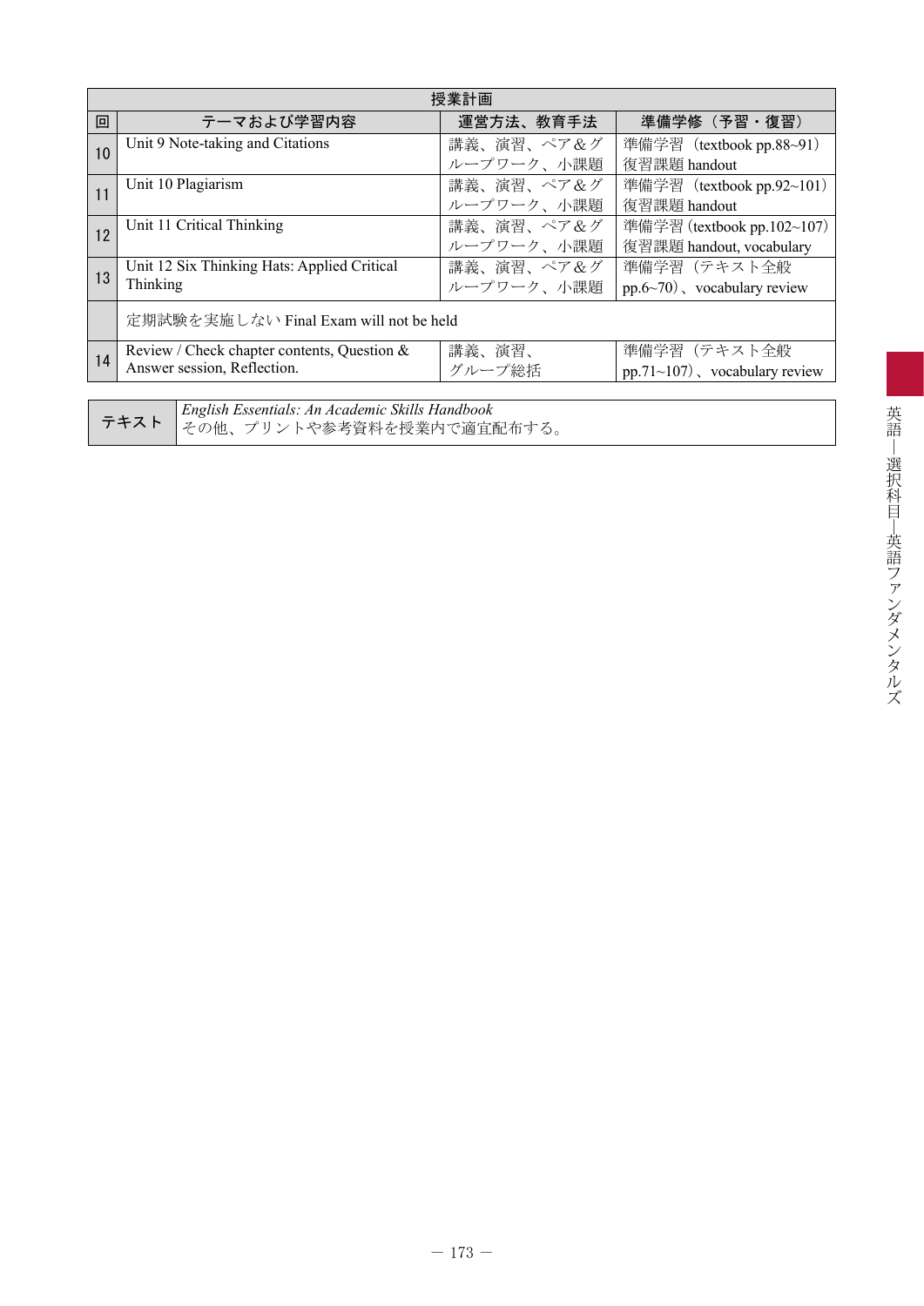| 授業計画 | | | |
|---|---|---|---|
| 回 | テーマおよび学習内容 | 運営方法、教育手法 | 準備学修（予習・復習） |
| 10 | Unit 9 Note-taking and Citations | 講義、演習、ペア＆グループワーク、小課題 | 準備学習（textbook pp.88~91）<br>復習課題 handout |
| 11 | Unit 10 Plagiarism | 講義、演習、ペア＆グループワーク、小課題 | 準備学習（textbook pp.92~101）<br>復習課題 handout |
| 12 | Unit 11 Critical Thinking | 講義、演習、ペア＆グループワーク、小課題 | 準備学習（textbook pp.102~107）<br>復習課題 handout, vocabulary |
| 13 | Unit 12 Six Thinking Hats: Applied Critical Thinking | 講義、演習、ペア＆グループワーク、小課題 | 準備学習（テキスト全般 pp.6~70）、vocabulary review |
| | 定期試験を実施しない Final Exam will not be held | | |
| 14 | Review / Check chapter contents, Question & Answer session, Reflection. | 講義、演習、グループ総括 | 準備学習（テキスト全般 pp.71~107）、vocabulary review |

| | |
|---|---|
| テキスト | *English Essentials: An Academic Skills Handbook*<br>その他、プリントや参考資料を授業内で適宜配布する。 |